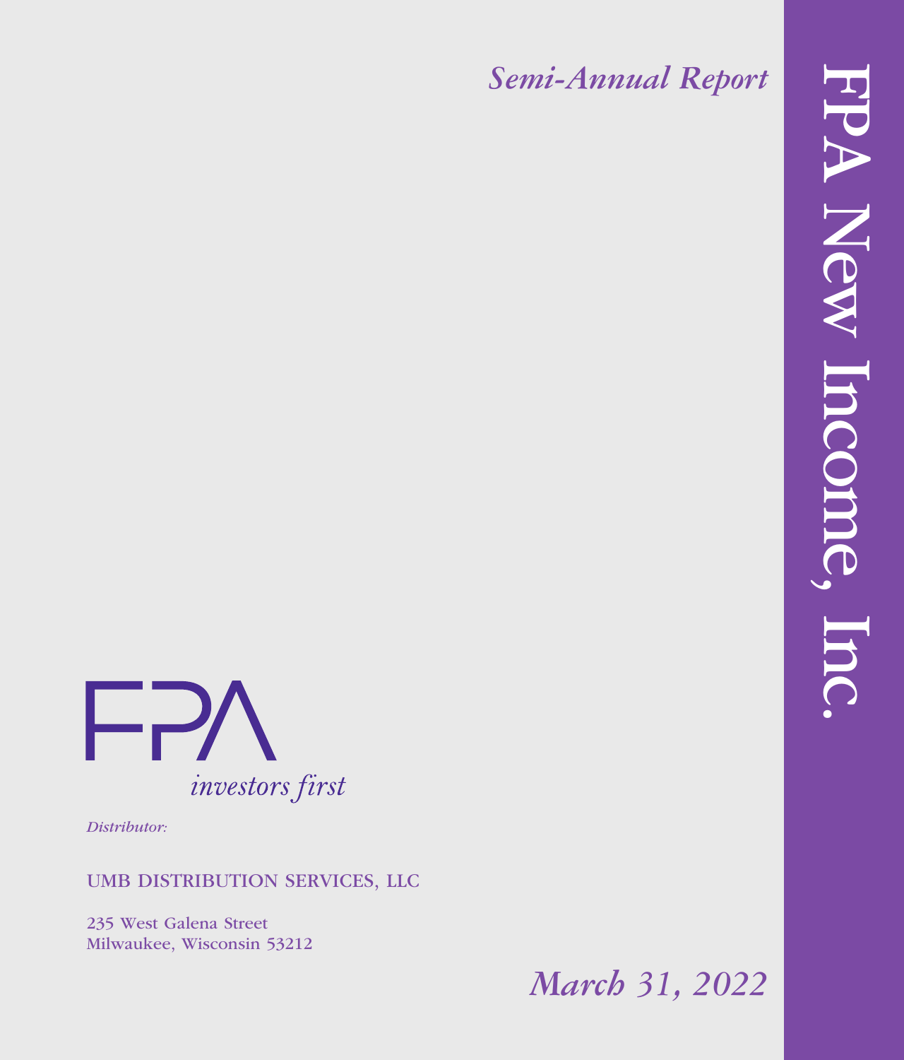# FPA New Income, Inc.

*Semi-Annual Report*

FPA

*investors first*

*Distributor:*

UMB DISTRIBUTION SERVICES, LLC

235 West Galena Street
Milwaukee, Wisconsin 53212

*March 31, 2022*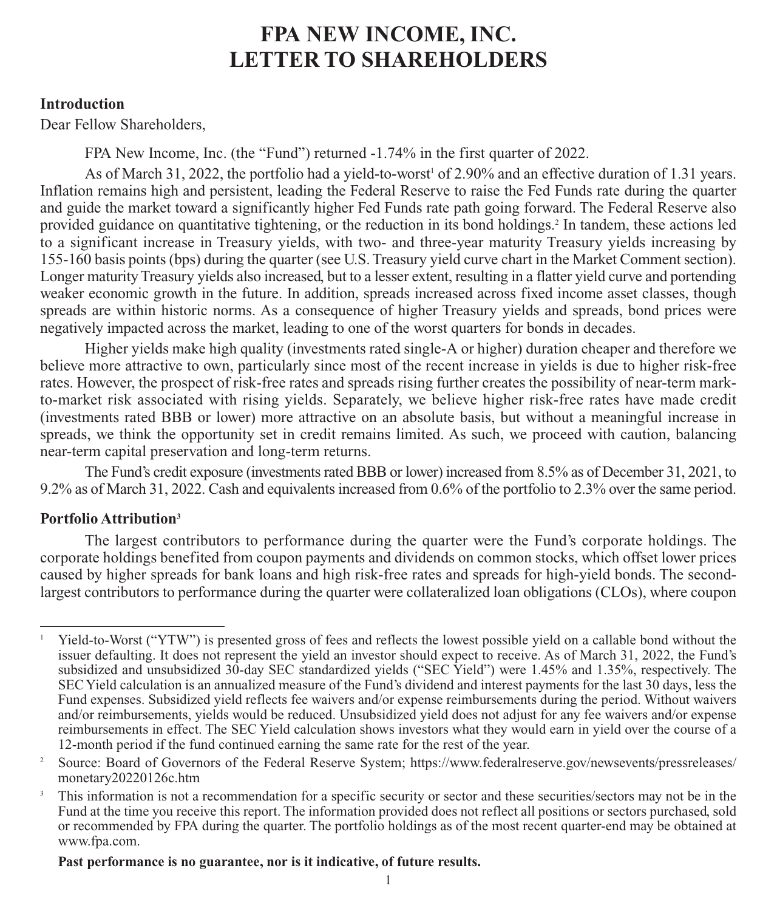# FPA NEW INCOME, INC.
# LETTER TO SHAREHOLDERS

**Introduction**

Dear Fellow Shareholders,

FPA New Income, Inc. (the "Fund") returned -1.74% in the first quarter of 2022.

As of March 31, 2022, the portfolio had a yield-to-worst[1] of 2.90% and an effective duration of 1.31 years. Inflation remains high and persistent, leading the Federal Reserve to raise the Fed Funds rate during the quarter and guide the market toward a significantly higher Fed Funds rate path going forward. The Federal Reserve also provided guidance on quantitative tightening, or the reduction in its bond holdings.[2] In tandem, these actions led to a significant increase in Treasury yields, with two- and three-year maturity Treasury yields increasing by 155-160 basis points (bps) during the quarter (see U.S. Treasury yield curve chart in the Market Comment section). Longer maturity Treasury yields also increased, but to a lesser extent, resulting in a flatter yield curve and portending weaker economic growth in the future. In addition, spreads increased across fixed income asset classes, though spreads are within historic norms. As a consequence of higher Treasury yields and spreads, bond prices were negatively impacted across the market, leading to one of the worst quarters for bonds in decades.

Higher yields make high quality (investments rated single-A or higher) duration cheaper and therefore we believe more attractive to own, particularly since most of the recent increase in yields is due to higher risk-free rates. However, the prospect of risk-free rates and spreads rising further creates the possibility of near-term mark-to-market risk associated with rising yields. Separately, we believe higher risk-free rates have made credit (investments rated BBB or lower) more attractive on an absolute basis, but without a meaningful increase in spreads, we think the opportunity set in credit remains limited. As such, we proceed with caution, balancing near-term capital preservation and long-term returns.

The Fund's credit exposure (investments rated BBB or lower) increased from 8.5% as of December 31, 2021, to 9.2% as of March 31, 2022. Cash and equivalents increased from 0.6% of the portfolio to 2.3% over the same period.

**Portfolio Attribution[3]**

The largest contributors to performance during the quarter were the Fund's corporate holdings. The corporate holdings benefited from coupon payments and dividends on common stocks, which offset lower prices caused by higher spreads for bank loans and high risk-free rates and spreads for high-yield bonds. The second-largest contributors to performance during the quarter were collateralized loan obligations (CLOs), where coupon

---

[1] Yield-to-Worst ("YTW") is presented gross of fees and reflects the lowest possible yield on a callable bond without the issuer defaulting. It does not represent the yield an investor should expect to receive. As of March 31, 2022, the Fund's subsidized and unsubsidized 30-day SEC standardized yields ("SEC Yield") were 1.45% and 1.35%, respectively. The SEC Yield calculation is an annualized measure of the Fund's dividend and interest payments for the last 30 days, less the Fund expenses. Subsidized yield reflects fee waivers and/or expense reimbursements during the period. Without waivers and/or reimbursements, yields would be reduced. Unsubsidized yield does not adjust for any fee waivers and/or expense reimbursements in effect. The SEC Yield calculation shows investors what they would earn in yield over the course of a 12-month period if the fund continued earning the same rate for the rest of the year.

[2] Source: Board of Governors of the Federal Reserve System; https://www.federalreserve.gov/newsevents/pressreleases/monetary20220126c.htm

[3] This information is not a recommendation for a specific security or sector and these securities/sectors may not be in the Fund at the time you receive this report. The information provided does not reflect all positions or sectors purchased, sold or recommended by FPA during the quarter. The portfolio holdings as of the most recent quarter-end may be obtained at www.fpa.com.

**Past performance is no guarantee, nor is it indicative, of future results.**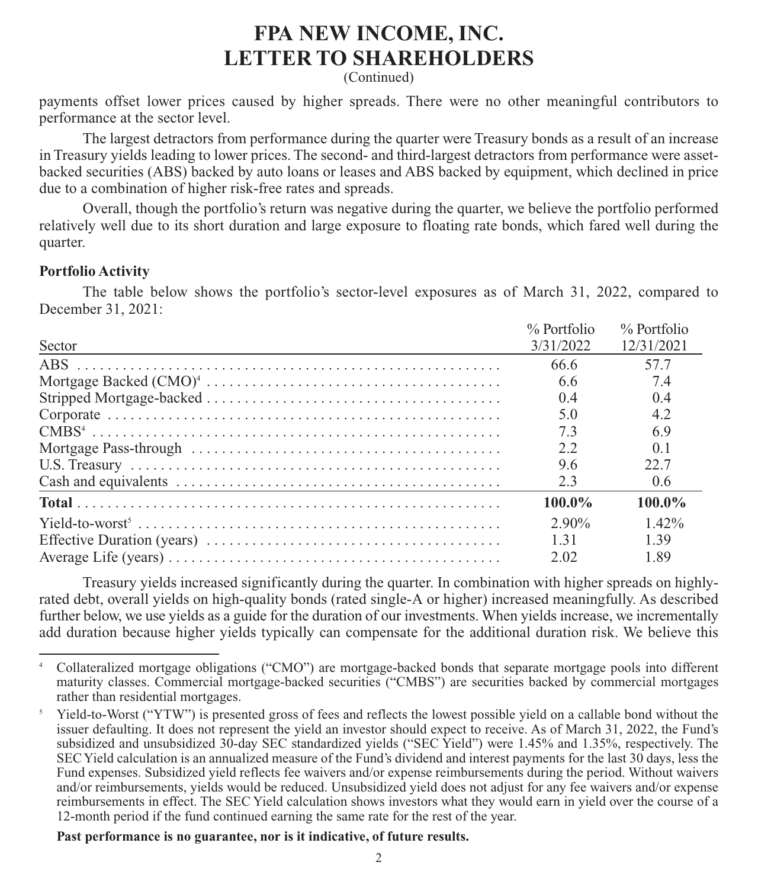payments offset lower prices caused by higher spreads. There were no other meaningful contributors to performance at the sector level.

The largest detractors from performance during the quarter were Treasury bonds as a result of an increase in Treasury yields leading to lower prices. The second- and third-largest detractors from performance were asset-backed securities (ABS) backed by auto loans or leases and ABS backed by equipment, which declined in price due to a combination of higher risk-free rates and spreads.

Overall, though the portfolio's return was negative during the quarter, we believe the portfolio performed relatively well due to its short duration and large exposure to floating rate bonds, which fared well during the quarter.

**Portfolio Activity**

The table below shows the portfolio's sector-level exposures as of March 31, 2022, compared to December 31, 2021:

| Sector | % Portfolio 3/31/2022 | % Portfolio 12/31/2021 |
|---|---|---|
| ABS | 66.6 | 57.7 |
| Mortgage Backed (CMO)[4] | 6.6 | 7.4 |
| Stripped Mortgage-backed | 0.4 | 0.4 |
| Corporate | 5.0 | 4.2 |
| CMBS[4] | 7.3 | 6.9 |
| Mortgage Pass-through | 2.2 | 0.1 |
| U.S. Treasury | 9.6 | 22.7 |
| Cash and equivalents | 2.3 | 0.6 |
| **Total** | **100.0%** | **100.0%** |
| Yield-to-worst[5] | 2.90% | 1.42% |
| Effective Duration (years) | 1.31 | 1.39 |
| Average Life (years) | 2.02 | 1.89 |

Treasury yields increased significantly during the quarter. In combination with higher spreads on highly-rated debt, overall yields on high-quality bonds (rated single-A or higher) increased meaningfully. As described further below, we use yields as a guide for the duration of our investments. When yields increase, we incrementally add duration because higher yields typically can compensate for the additional duration risk. We believe this

[4] Collateralized mortgage obligations ("CMO") are mortgage-backed bonds that separate mortgage pools into different maturity classes. Commercial mortgage-backed securities ("CMBS") are securities backed by commercial mortgages rather than residential mortgages.

[5] Yield-to-Worst ("YTW") is presented gross of fees and reflects the lowest possible yield on a callable bond without the issuer defaulting. It does not represent the yield an investor should expect to receive. As of March 31, 2022, the Fund's subsidized and unsubsidized 30-day SEC standardized yields ("SEC Yield") were 1.45% and 1.35%, respectively. The SEC Yield calculation is an annualized measure of the Fund's dividend and interest payments for the last 30 days, less the Fund expenses. Subsidized yield reflects fee waivers and/or expense reimbursements during the period. Without waivers and/or reimbursements, yields would be reduced. Unsubsidized yield does not adjust for any fee waivers and/or expense reimbursements in effect. The SEC Yield calculation shows investors what they would earn in yield over the course of a 12-month period if the fund continued earning the same rate for the rest of the year.

**Past performance is no guarantee, nor is it indicative, of future results.**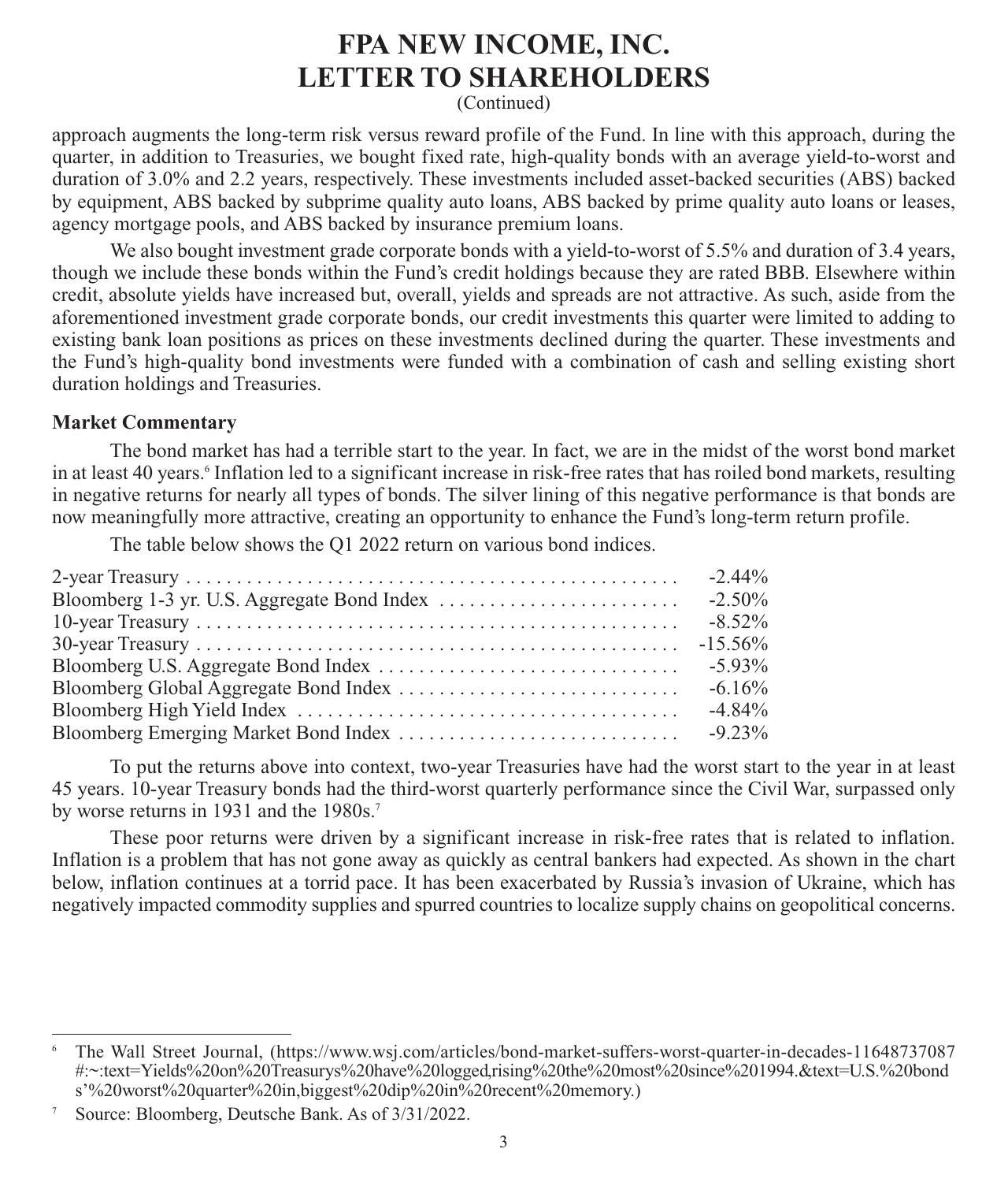# FPA NEW INCOME, INC.
# LETTER TO SHAREHOLDERS
(Continued)

approach augments the long-term risk versus reward profile of the Fund. In line with this approach, during the quarter, in addition to Treasuries, we bought fixed rate, high-quality bonds with an average yield-to-worst and duration of 3.0% and 2.2 years, respectively. These investments included asset-backed securities (ABS) backed by equipment, ABS backed by subprime quality auto loans, ABS backed by prime quality auto loans or leases, agency mortgage pools, and ABS backed by insurance premium loans.

We also bought investment grade corporate bonds with a yield-to-worst of 5.5% and duration of 3.4 years, though we include these bonds within the Fund's credit holdings because they are rated BBB. Elsewhere within credit, absolute yields have increased but, overall, yields and spreads are not attractive. As such, aside from the aforementioned investment grade corporate bonds, our credit investments this quarter were limited to adding to existing bank loan positions as prices on these investments declined during the quarter. These investments and the Fund's high-quality bond investments were funded with a combination of cash and selling existing short duration holdings and Treasuries.

**Market Commentary**

The bond market has had a terrible start to the year. In fact, we are in the midst of the worst bond market in at least 40 years.[6] Inflation led to a significant increase in risk-free rates that has roiled bond markets, resulting in negative returns for nearly all types of bonds. The silver lining of this negative performance is that bonds are now meaningfully more attractive, creating an opportunity to enhance the Fund's long-term return profile.

The table below shows the Q1 2022 return on various bond indices.

| Index | Q1 2022 Return |
|---|---|
| 2-year Treasury | -2.44% |
| Bloomberg 1-3 yr. U.S. Aggregate Bond Index | -2.50% |
| 10-year Treasury | -8.52% |
| 30-year Treasury | -15.56% |
| Bloomberg U.S. Aggregate Bond Index | -5.93% |
| Bloomberg Global Aggregate Bond Index | -6.16% |
| Bloomberg High Yield Index | -4.84% |
| Bloomberg Emerging Market Bond Index | -9.23% |

To put the returns above into context, two-year Treasuries have had the worst start to the year in at least 45 years. 10-year Treasury bonds had the third-worst quarterly performance since the Civil War, surpassed only by worse returns in 1931 and the 1980s.[7]

These poor returns were driven by a significant increase in risk-free rates that is related to inflation. Inflation is a problem that has not gone away as quickly as central bankers had expected. As shown in the chart below, inflation continues at a torrid pace. It has been exacerbated by Russia's invasion of Ukraine, which has negatively impacted commodity supplies and spurred countries to localize supply chains on geopolitical concerns.

---

[6] The Wall Street Journal, (https://www.wsj.com/articles/bond-market-suffers-worst-quarter-in-decades-11648737087#:~:text=Yields%20on%20Treasurys%20have%20logged,rising%20the%20most%20since%201994.&text=U.S.%20bonds'%20worst%20quarter%20in,biggest%20dip%20in%20recent%20memory.)

[7] Source: Bloomberg, Deutsche Bank. As of 3/31/2022.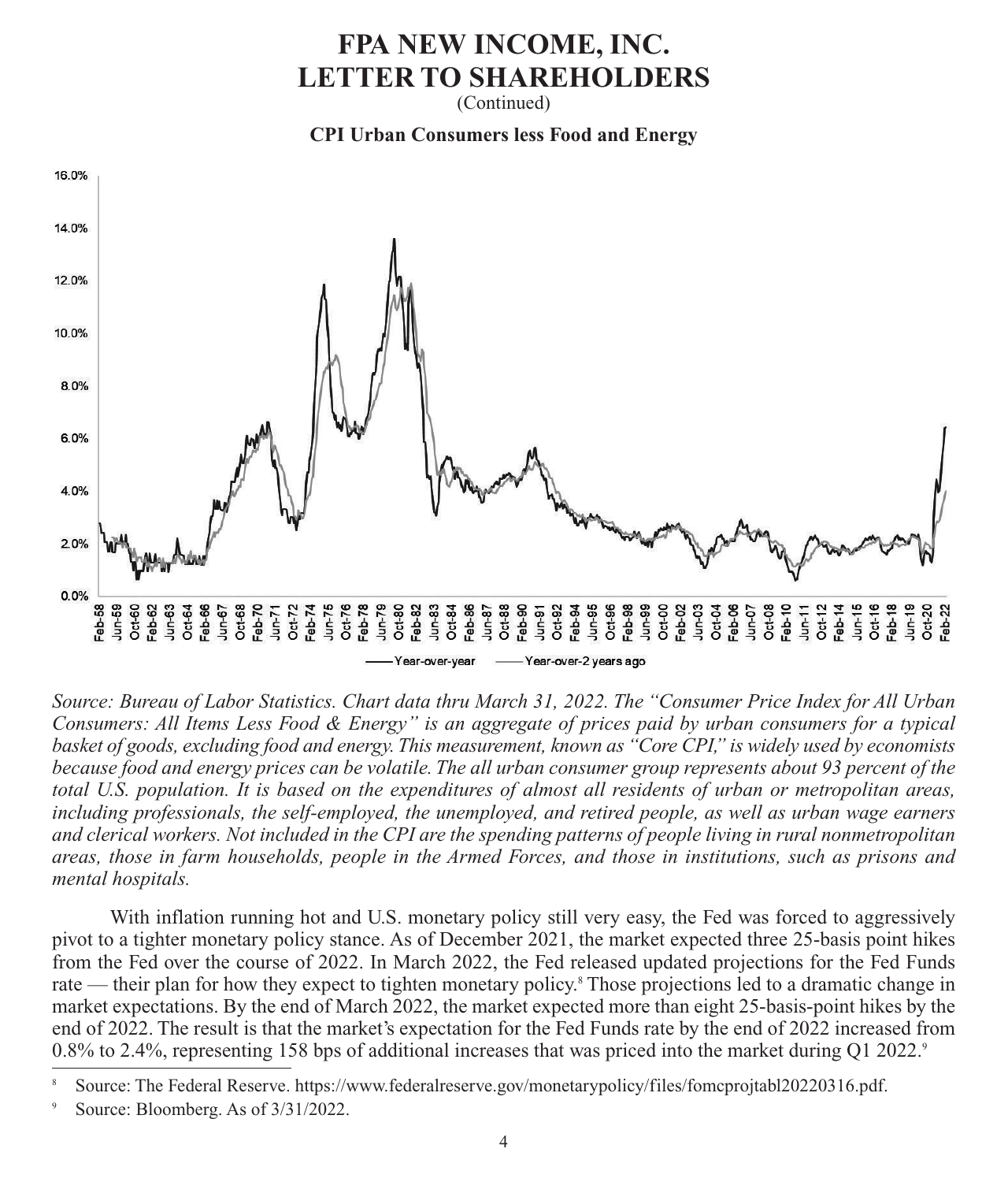# FPA NEW INCOME, INC.
# LETTER TO SHAREHOLDERS
(Continued)

**CPI Urban Consumers less Food and Energy**

*Source: Bureau of Labor Statistics. Chart data thru March 31, 2022. The "Consumer Price Index for All Urban Consumers: All Items Less Food & Energy" is an aggregate of prices paid by urban consumers for a typical basket of goods, excluding food and energy. This measurement, known as "Core CPI," is widely used by economists because food and energy prices can be volatile. The all urban consumer group represents about 93 percent of the total U.S. population. It is based on the expenditures of almost all residents of urban or metropolitan areas, including professionals, the self-employed, the unemployed, and retired people, as well as urban wage earners and clerical workers. Not included in the CPI are the spending patterns of people living in rural nonmetropolitan areas, those in farm households, people in the Armed Forces, and those in institutions, such as prisons and mental hospitals.*

With inflation running hot and U.S. monetary policy still very easy, the Fed was forced to aggressively pivot to a tighter monetary policy stance. As of December 2021, the market expected three 25-basis point hikes from the Fed over the course of 2022. In March 2022, the Fed released updated projections for the Fed Funds rate — their plan for how they expect to tighten monetary policy.[8] Those projections led to a dramatic change in market expectations. By the end of March 2022, the market expected more than eight 25-basis-point hikes by the end of 2022. The result is that the market's expectation for the Fed Funds rate by the end of 2022 increased from 0.8% to 2.4%, representing 158 bps of additional increases that was priced into the market during Q1 2022.[9]

---

[8] Source: The Federal Reserve. https://www.federalreserve.gov/monetarypolicy/files/fomcprojtabl20220316.pdf.

[9] Source: Bloomberg. As of 3/31/2022.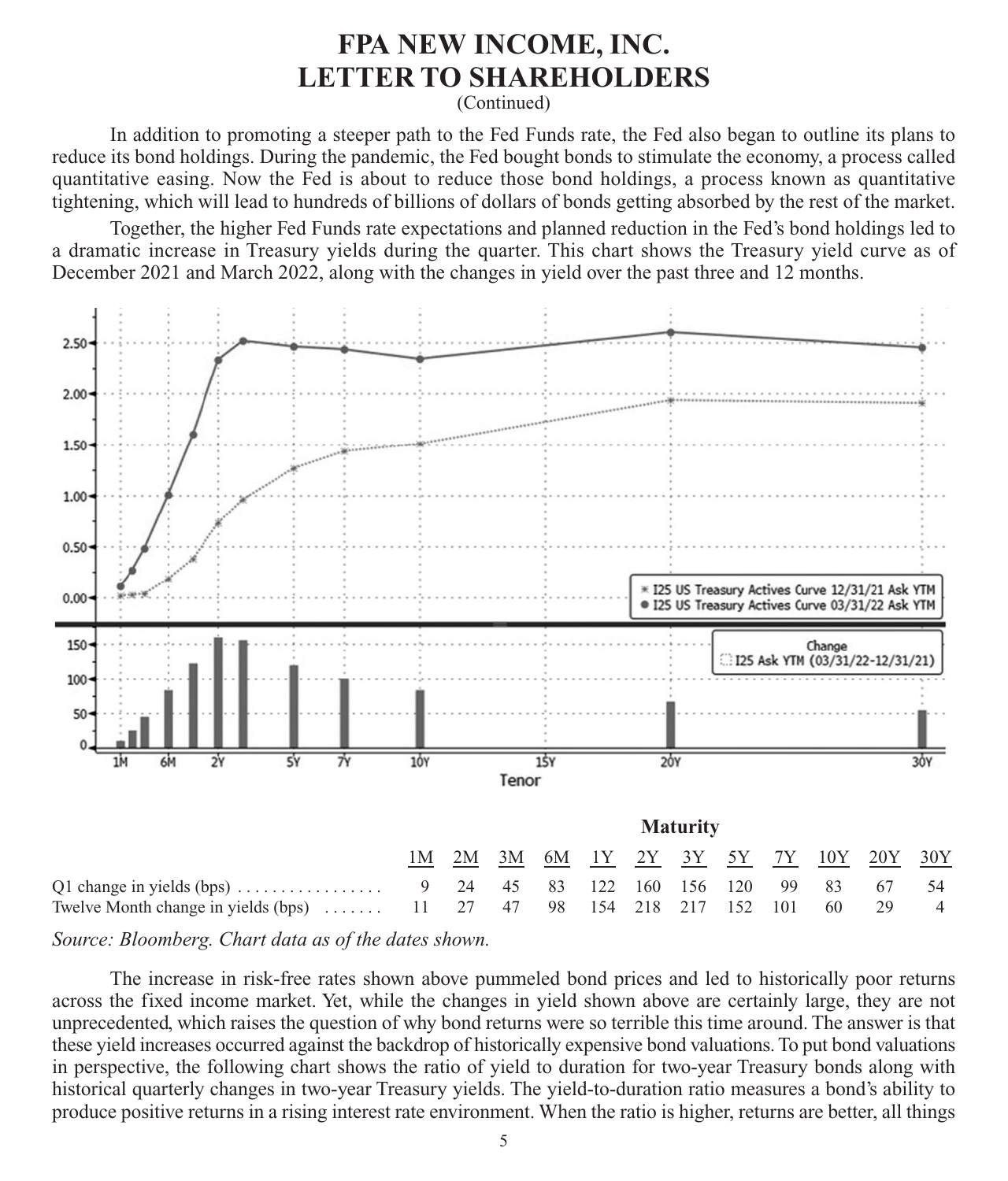In addition to promoting a steeper path to the Fed Funds rate, the Fed also began to outline its plans to reduce its bond holdings. During the pandemic, the Fed bought bonds to stimulate the economy, a process called quantitative easing. Now the Fed is about to reduce those bond holdings, a process known as quantitative tightening, which will lead to hundreds of billions of dollars of bonds getting absorbed by the rest of the market.

Together, the higher Fed Funds rate expectations and planned reduction in the Fed's bond holdings led to a dramatic increase in Treasury yields during the quarter. This chart shows the Treasury yield curve as of December 2021 and March 2022, along with the changes in yield over the past three and 12 months.

| | Maturity | | | | | | | | | | | |
|---|---|---|---|---|---|---|---|---|---|---|---|---|
| | 1M | 2M | 3M | 6M | 1Y | 2Y | 3Y | 5Y | 7Y | 10Y | 20Y | 30Y |
| Q1 change in yields (bps) | 9 | 24 | 45 | 83 | 122 | 160 | 156 | 120 | 99 | 83 | 67 | 54 |
| Twelve Month change in yields (bps) | 11 | 27 | 47 | 98 | 154 | 218 | 217 | 152 | 101 | 60 | 29 | 4 |

*Source: Bloomberg. Chart data as of the dates shown.*

The increase in risk-free rates shown above pummeled bond prices and led to historically poor returns across the fixed income market. Yet, while the changes in yield shown above are certainly large, they are not unprecedented, which raises the question of why bond returns were so terrible this time around. The answer is that these yield increases occurred against the backdrop of historically expensive bond valuations. To put bond valuations in perspective, the following chart shows the ratio of yield to duration for two-year Treasury bonds along with historical quarterly changes in two-year Treasury yields. The yield-to-duration ratio measures a bond's ability to produce positive returns in a rising interest rate environment. When the ratio is higher, returns are better, all things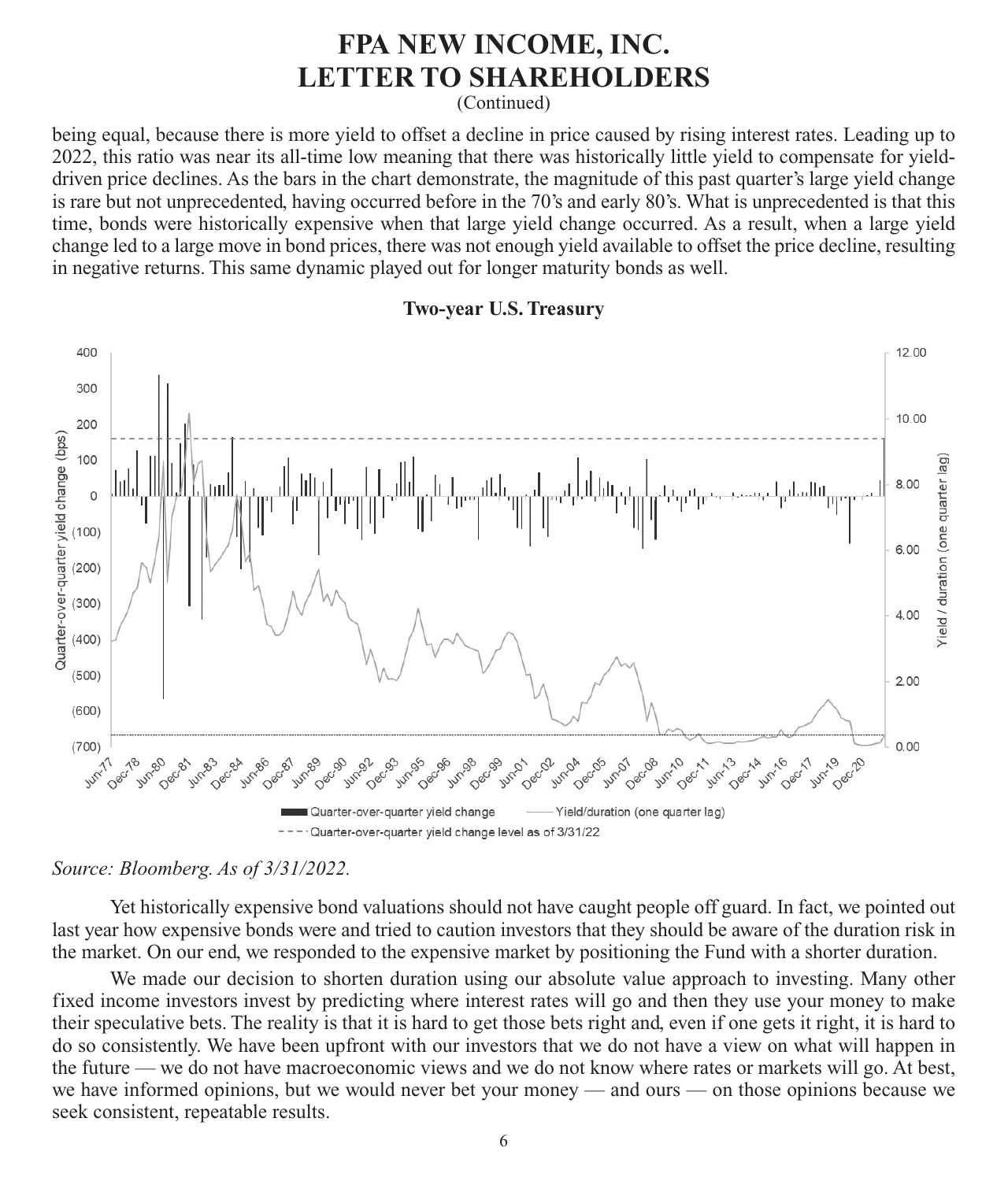being equal, because there is more yield to offset a decline in price caused by rising interest rates. Leading up to 2022, this ratio was near its all-time low meaning that there was historically little yield to compensate for yield-driven price declines. As the bars in the chart demonstrate, the magnitude of this past quarter's large yield change is rare but not unprecedented, having occurred before in the 70's and early 80's. What is unprecedented is that this time, bonds were historically expensive when that large yield change occurred. As a result, when a large yield change led to a large move in bond prices, there was not enough yield available to offset the price decline, resulting in negative returns. This same dynamic played out for longer maturity bonds as well.

**Two-year U.S. Treasury**

*Source: Bloomberg. As of 3/31/2022.*

Yet historically expensive bond valuations should not have caught people off guard. In fact, we pointed out last year how expensive bonds were and tried to caution investors that they should be aware of the duration risk in the market. On our end, we responded to the expensive market by positioning the Fund with a shorter duration.

We made our decision to shorten duration using our absolute value approach to investing. Many other fixed income investors invest by predicting where interest rates will go and then they use your money to make their speculative bets. The reality is that it is hard to get those bets right and, even if one gets it right, it is hard to do so consistently. We have been upfront with our investors that we do not have a view on what will happen in the future — we do not have macroeconomic views and we do not know where rates or markets will go. At best, we have informed opinions, but we would never bet your money — and ours — on those opinions because we seek consistent, repeatable results.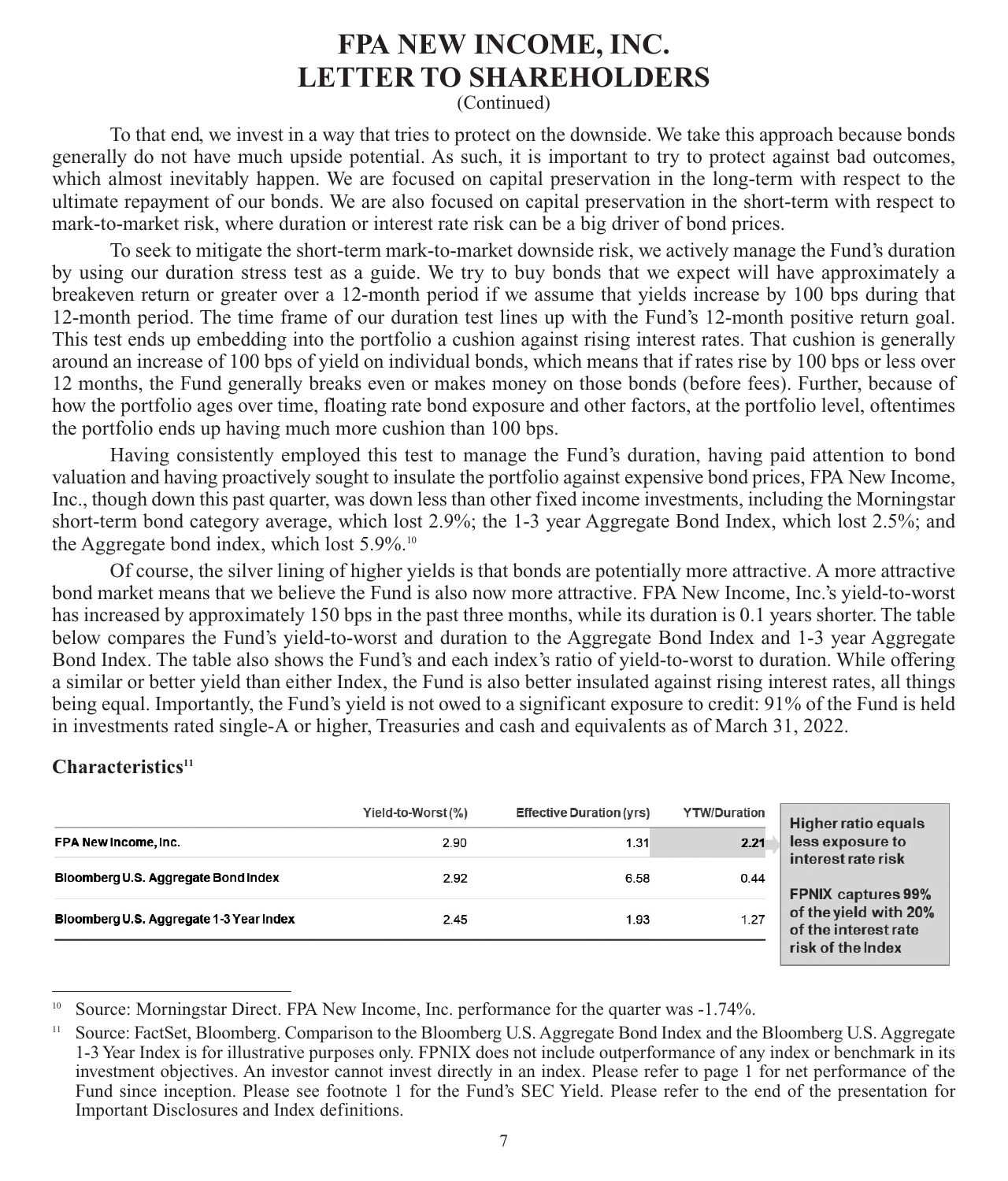# FPA NEW INCOME, INC.
# LETTER TO SHAREHOLDERS
(Continued)

To that end, we invest in a way that tries to protect on the downside. We take this approach because bonds generally do not have much upside potential. As such, it is important to try to protect against bad outcomes, which almost inevitably happen. We are focused on capital preservation in the long-term with respect to the ultimate repayment of our bonds. We are also focused on capital preservation in the short-term with respect to mark-to-market risk, where duration or interest rate risk can be a big driver of bond prices.

To seek to mitigate the short-term mark-to-market downside risk, we actively manage the Fund's duration by using our duration stress test as a guide. We try to buy bonds that we expect will have approximately a breakeven return or greater over a 12-month period if we assume that yields increase by 100 bps during that 12-month period. The time frame of our duration test lines up with the Fund's 12-month positive return goal. This test ends up embedding into the portfolio a cushion against rising interest rates. That cushion is generally around an increase of 100 bps of yield on individual bonds, which means that if rates rise by 100 bps or less over 12 months, the Fund generally breaks even or makes money on those bonds (before fees). Further, because of how the portfolio ages over time, floating rate bond exposure and other factors, at the portfolio level, oftentimes the portfolio ends up having much more cushion than 100 bps.

Having consistently employed this test to manage the Fund's duration, having paid attention to bond valuation and having proactively sought to insulate the portfolio against expensive bond prices, FPA New Income, Inc., though down this past quarter, was down less than other fixed income investments, including the Morningstar short-term bond category average, which lost 2.9%; the 1-3 year Aggregate Bond Index, which lost 2.5%; and the Aggregate bond index, which lost 5.9%.[10]

Of course, the silver lining of higher yields is that bonds are potentially more attractive. A more attractive bond market means that we believe the Fund is also now more attractive. FPA New Income, Inc.'s yield-to-worst has increased by approximately 150 bps in the past three months, while its duration is 0.1 years shorter. The table below compares the Fund's yield-to-worst and duration to the Aggregate Bond Index and 1-3 year Aggregate Bond Index. The table also shows the Fund's and each index's ratio of yield-to-worst to duration. While offering a similar or better yield than either Index, the Fund is also better insulated against rising interest rates, all things being equal. Importantly, the Fund's yield is not owed to a significant exposure to credit: 91% of the Fund is held in investments rated single-A or higher, Treasuries and cash and equivalents as of March 31, 2022.

**Characteristics**[11]

| | Yield-to-Worst (%) | Effective Duration (yrs) | YTW/Duration |
|---|---|---|---|
| FPA New Income, Inc. | 2.90 | 1.31 | **2.21** |
| Bloomberg U.S. Aggregate Bond Index | 2.92 | 6.58 | 0.44 |
| Bloomberg U.S. Aggregate 1-3 Year Index | 2.45 | 1.93 | 1.27 |

**Higher ratio equals less exposure to interest rate risk**

**FPNIX captures 99% of the yield with 20% of the interest rate risk of the Index**

---

[10] Source: Morningstar Direct. FPA New Income, Inc. performance for the quarter was -1.74%.

[11] Source: FactSet, Bloomberg. Comparison to the Bloomberg U.S. Aggregate Bond Index and the Bloomberg U.S. Aggregate 1-3 Year Index is for illustrative purposes only. FPNIX does not include outperformance of any index or benchmark in its investment objectives. An investor cannot invest directly in an index. Please refer to page 1 for net performance of the Fund since inception. Please see footnote 1 for the Fund's SEC Yield. Please refer to the end of the presentation for Important Disclosures and Index definitions.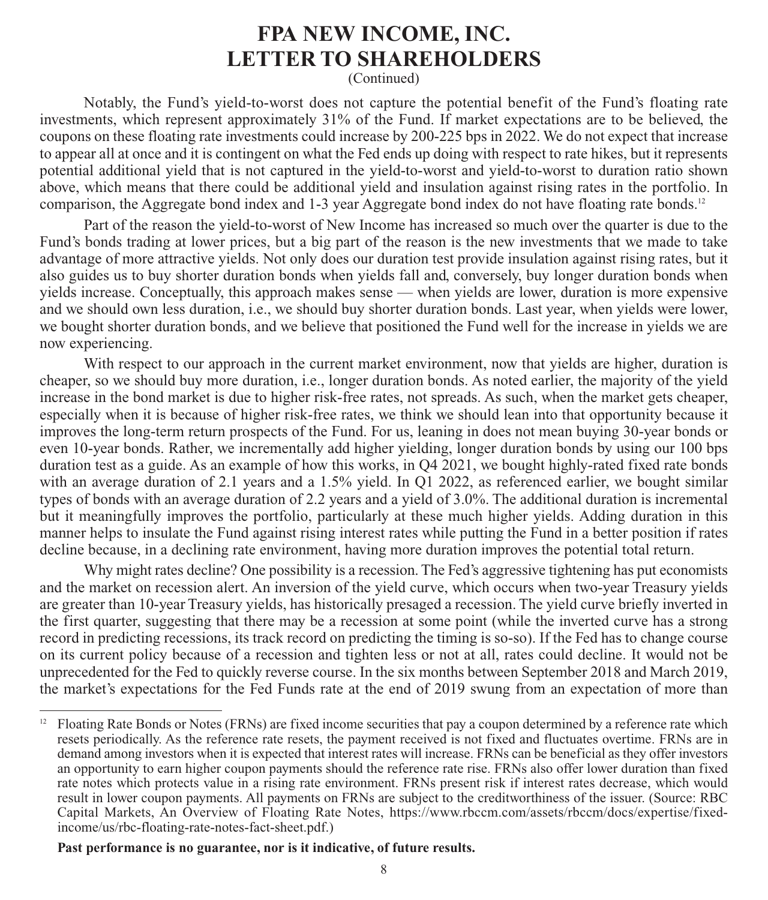# FPA NEW INCOME, INC.
# LETTER TO SHAREHOLDERS

(Continued)

Notably, the Fund's yield-to-worst does not capture the potential benefit of the Fund's floating rate investments, which represent approximately 31% of the Fund. If market expectations are to be believed, the coupons on these floating rate investments could increase by 200-225 bps in 2022. We do not expect that increase to appear all at once and it is contingent on what the Fed ends up doing with respect to rate hikes, but it represents potential additional yield that is not captured in the yield-to-worst and yield-to-worst to duration ratio shown above, which means that there could be additional yield and insulation against rising rates in the portfolio. In comparison, the Aggregate bond index and 1-3 year Aggregate bond index do not have floating rate bonds.[12]

Part of the reason the yield-to-worst of New Income has increased so much over the quarter is due to the Fund's bonds trading at lower prices, but a big part of the reason is the new investments that we made to take advantage of more attractive yields. Not only does our duration test provide insulation against rising rates, but it also guides us to buy shorter duration bonds when yields fall and, conversely, buy longer duration bonds when yields increase. Conceptually, this approach makes sense — when yields are lower, duration is more expensive and we should own less duration, i.e., we should buy shorter duration bonds. Last year, when yields were lower, we bought shorter duration bonds, and we believe that positioned the Fund well for the increase in yields we are now experiencing.

With respect to our approach in the current market environment, now that yields are higher, duration is cheaper, so we should buy more duration, i.e., longer duration bonds. As noted earlier, the majority of the yield increase in the bond market is due to higher risk-free rates, not spreads. As such, when the market gets cheaper, especially when it is because of higher risk-free rates, we think we should lean into that opportunity because it improves the long-term return prospects of the Fund. For us, leaning in does not mean buying 30-year bonds or even 10-year bonds. Rather, we incrementally add higher yielding, longer duration bonds by using our 100 bps duration test as a guide. As an example of how this works, in Q4 2021, we bought highly-rated fixed rate bonds with an average duration of 2.1 years and a 1.5% yield. In Q1 2022, as referenced earlier, we bought similar types of bonds with an average duration of 2.2 years and a yield of 3.0%. The additional duration is incremental but it meaningfully improves the portfolio, particularly at these much higher yields. Adding duration in this manner helps to insulate the Fund against rising interest rates while putting the Fund in a better position if rates decline because, in a declining rate environment, having more duration improves the potential total return.

Why might rates decline? One possibility is a recession. The Fed's aggressive tightening has put economists and the market on recession alert. An inversion of the yield curve, which occurs when two-year Treasury yields are greater than 10-year Treasury yields, has historically presaged a recession. The yield curve briefly inverted in the first quarter, suggesting that there may be a recession at some point (while the inverted curve has a strong record in predicting recessions, its track record on predicting the timing is so-so). If the Fed has to change course on its current policy because of a recession and tighten less or not at all, rates could decline. It would not be unprecedented for the Fed to quickly reverse course. In the six months between September 2018 and March 2019, the market's expectations for the Fed Funds rate at the end of 2019 swung from an expectation of more than

[12] Floating Rate Bonds or Notes (FRNs) are fixed income securities that pay a coupon determined by a reference rate which resets periodically. As the reference rate resets, the payment received is not fixed and fluctuates overtime. FRNs are in demand among investors when it is expected that interest rates will increase. FRNs can be beneficial as they offer investors an opportunity to earn higher coupon payments should the reference rate rise. FRNs also offer lower duration than fixed rate notes which protects value in a rising rate environment. FRNs present risk if interest rates decrease, which would result in lower coupon payments. All payments on FRNs are subject to the creditworthiness of the issuer. (Source: RBC Capital Markets, An Overview of Floating Rate Notes, https://www.rbccm.com/assets/rbccm/docs/expertise/fixed-income/us/rbc-floating-rate-notes-fact-sheet.pdf.)

**Past performance is no guarantee, nor is it indicative, of future results.**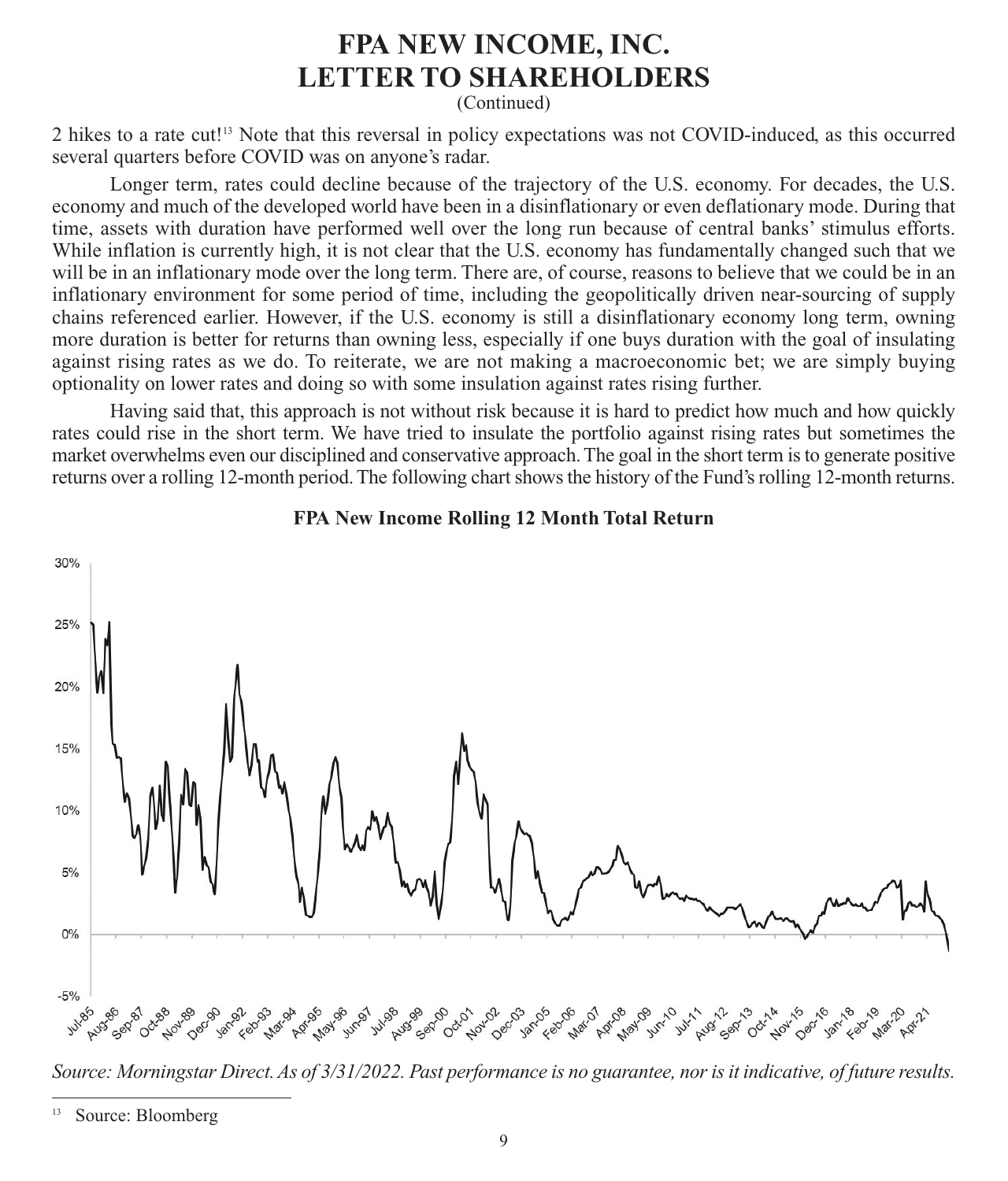2 hikes to a rate cut![13] Note that this reversal in policy expectations was not COVID-induced, as this occurred several quarters before COVID was on anyone's radar.

Longer term, rates could decline because of the trajectory of the U.S. economy. For decades, the U.S. economy and much of the developed world have been in a disinflationary or even deflationary mode. During that time, assets with duration have performed well over the long run because of central banks' stimulus efforts. While inflation is currently high, it is not clear that the U.S. economy has fundamentally changed such that we will be in an inflationary mode over the long term. There are, of course, reasons to believe that we could be in an inflationary environment for some period of time, including the geopolitically driven near-sourcing of supply chains referenced earlier. However, if the U.S. economy is still a disinflationary economy long term, owning more duration is better for returns than owning less, especially if one buys duration with the goal of insulating against rising rates as we do. To reiterate, we are not making a macroeconomic bet; we are simply buying optionality on lower rates and doing so with some insulation against rates rising further.

Having said that, this approach is not without risk because it is hard to predict how much and how quickly rates could rise in the short term. We have tried to insulate the portfolio against rising rates but sometimes the market overwhelms even our disciplined and conservative approach. The goal in the short term is to generate positive returns over a rolling 12-month period. The following chart shows the history of the Fund's rolling 12-month returns.

**FPA New Income Rolling 12 Month Total Return**

*Source: Morningstar Direct. As of 3/31/2022. Past performance is no guarantee, nor is it indicative, of future results.*

---

[13] Source: Bloomberg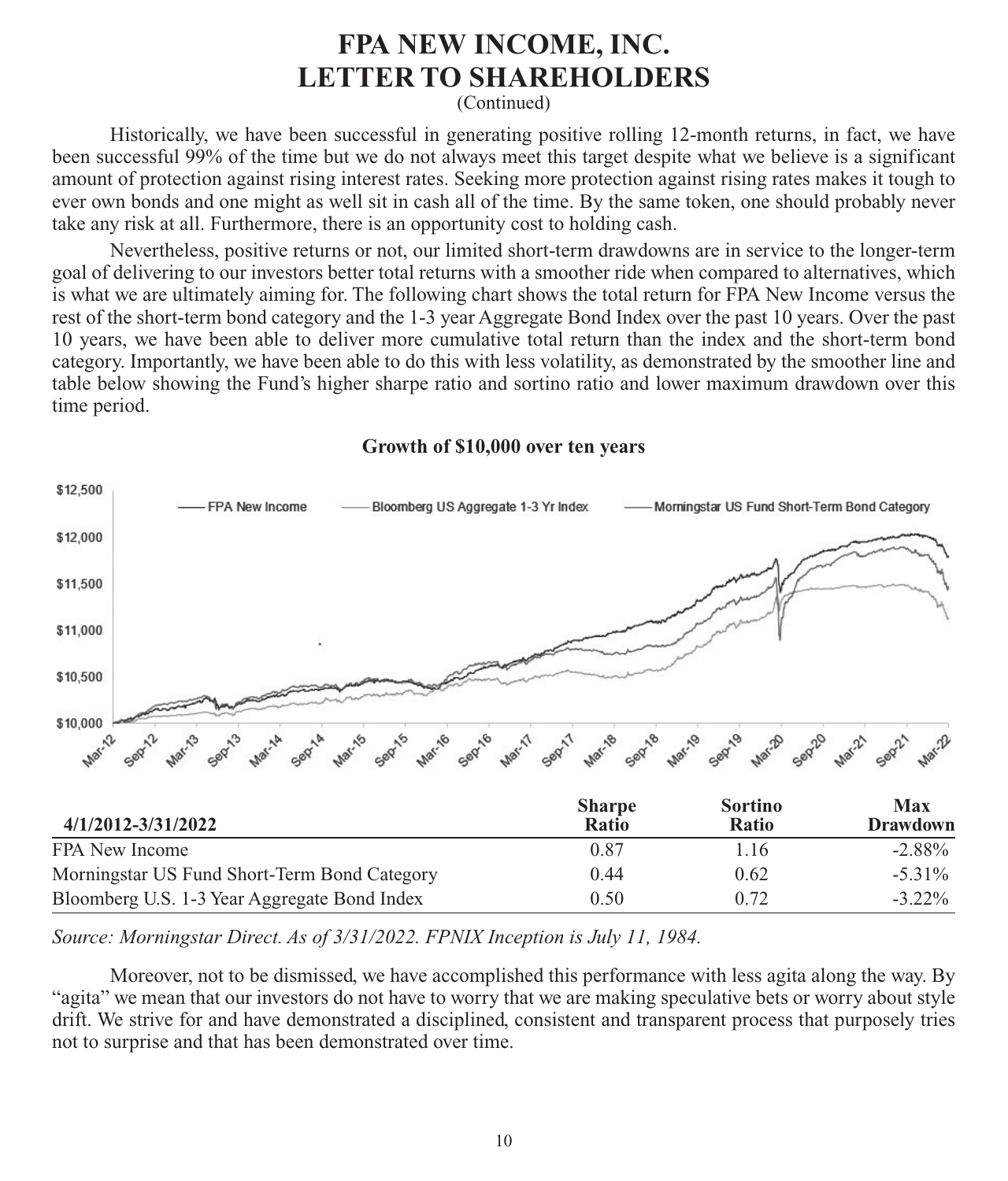# FPA NEW INCOME, INC.
# LETTER TO SHAREHOLDERS

(Continued)

Historically, we have been successful in generating positive rolling 12-month returns, in fact, we have been successful 99% of the time but we do not always meet this target despite what we believe is a significant amount of protection against rising interest rates. Seeking more protection against rising rates makes it tough to ever own bonds and one might as well sit in cash all of the time. By the same token, one should probably never take any risk at all. Furthermore, there is an opportunity cost to holding cash.

Nevertheless, positive returns or not, our limited short-term drawdowns are in service to the longer-term goal of delivering to our investors better total returns with a smoother ride when compared to alternatives, which is what we are ultimately aiming for. The following chart shows the total return for FPA New Income versus the rest of the short-term bond category and the 1-3 year Aggregate Bond Index over the past 10 years. Over the past 10 years, we have been able to deliver more cumulative total return than the index and the short-term bond category. Importantly, we have been able to do this with less volatility, as demonstrated by the smoother line and table below showing the Fund's higher sharpe ratio and sortino ratio and lower maximum drawdown over this time period.

**Growth of $10,000 over ten years**

| 4/1/2012-3/31/2022 | Sharpe Ratio | Sortino Ratio | Max Drawdown |
|---|---|---|---|
| FPA New Income | 0.87 | 1.16 | -2.88% |
| Morningstar US Fund Short-Term Bond Category | 0.44 | 0.62 | -5.31% |
| Bloomberg U.S. 1-3 Year Aggregate Bond Index | 0.50 | 0.72 | -3.22% |

*Source: Morningstar Direct. As of 3/31/2022. FPNIX Inception is July 11, 1984.*

Moreover, not to be dismissed, we have accomplished this performance with less agita along the way. By "agita" we mean that our investors do not have to worry that we are making speculative bets or worry about style drift. We strive for and have demonstrated a disciplined, consistent and transparent process that purposely tries not to surprise and that has been demonstrated over time.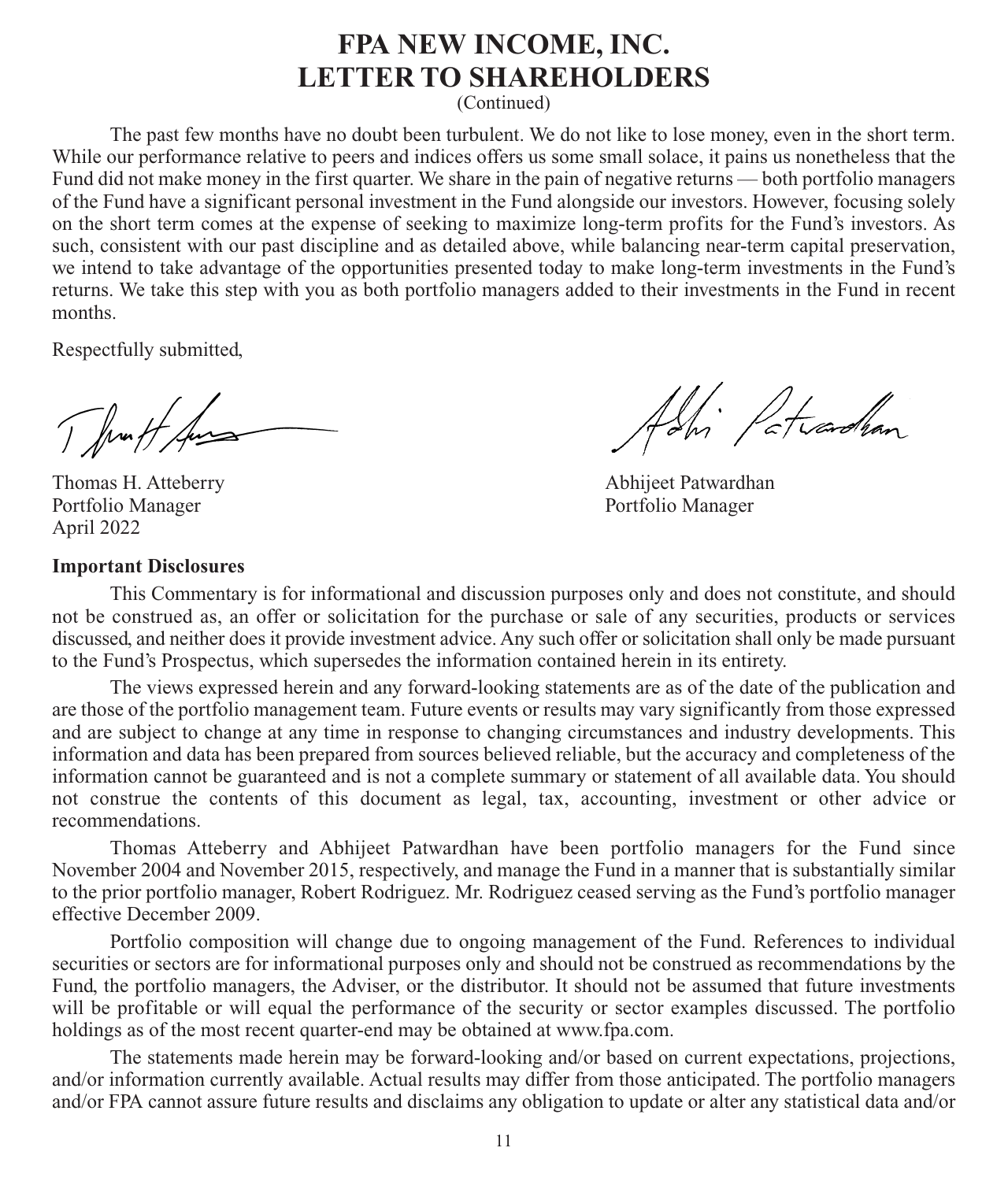# FPA NEW INCOME, INC.
# LETTER TO SHAREHOLDERS
(Continued)

The past few months have no doubt been turbulent. We do not like to lose money, even in the short term. While our performance relative to peers and indices offers us some small solace, it pains us nonetheless that the Fund did not make money in the first quarter. We share in the pain of negative returns — both portfolio managers of the Fund have a significant personal investment in the Fund alongside our investors. However, focusing solely on the short term comes at the expense of seeking to maximize long-term profits for the Fund's investors. As such, consistent with our past discipline and as detailed above, while balancing near-term capital preservation, we intend to take advantage of the opportunities presented today to make long-term investments in the Fund's returns. We take this step with you as both portfolio managers added to their investments in the Fund in recent months.

Respectfully submitted,

Thomas H. Atteberry
Portfolio Manager
April 2022

Abhijeet Patwardhan
Portfolio Manager

**Important Disclosures**

This Commentary is for informational and discussion purposes only and does not constitute, and should not be construed as, an offer or solicitation for the purchase or sale of any securities, products or services discussed, and neither does it provide investment advice. Any such offer or solicitation shall only be made pursuant to the Fund's Prospectus, which supersedes the information contained herein in its entirety.

The views expressed herein and any forward-looking statements are as of the date of the publication and are those of the portfolio management team. Future events or results may vary significantly from those expressed and are subject to change at any time in response to changing circumstances and industry developments. This information and data has been prepared from sources believed reliable, but the accuracy and completeness of the information cannot be guaranteed and is not a complete summary or statement of all available data. You should not construe the contents of this document as legal, tax, accounting, investment or other advice or recommendations.

Thomas Atteberry and Abhijeet Patwardhan have been portfolio managers for the Fund since November 2004 and November 2015, respectively, and manage the Fund in a manner that is substantially similar to the prior portfolio manager, Robert Rodriguez. Mr. Rodriguez ceased serving as the Fund's portfolio manager effective December 2009.

Portfolio composition will change due to ongoing management of the Fund. References to individual securities or sectors are for informational purposes only and should not be construed as recommendations by the Fund, the portfolio managers, the Adviser, or the distributor. It should not be assumed that future investments will be profitable or will equal the performance of the security or sector examples discussed. The portfolio holdings as of the most recent quarter-end may be obtained at www.fpa.com.

The statements made herein may be forward-looking and/or based on current expectations, projections, and/or information currently available. Actual results may differ from those anticipated. The portfolio managers and/or FPA cannot assure future results and disclaims any obligation to update or alter any statistical data and/or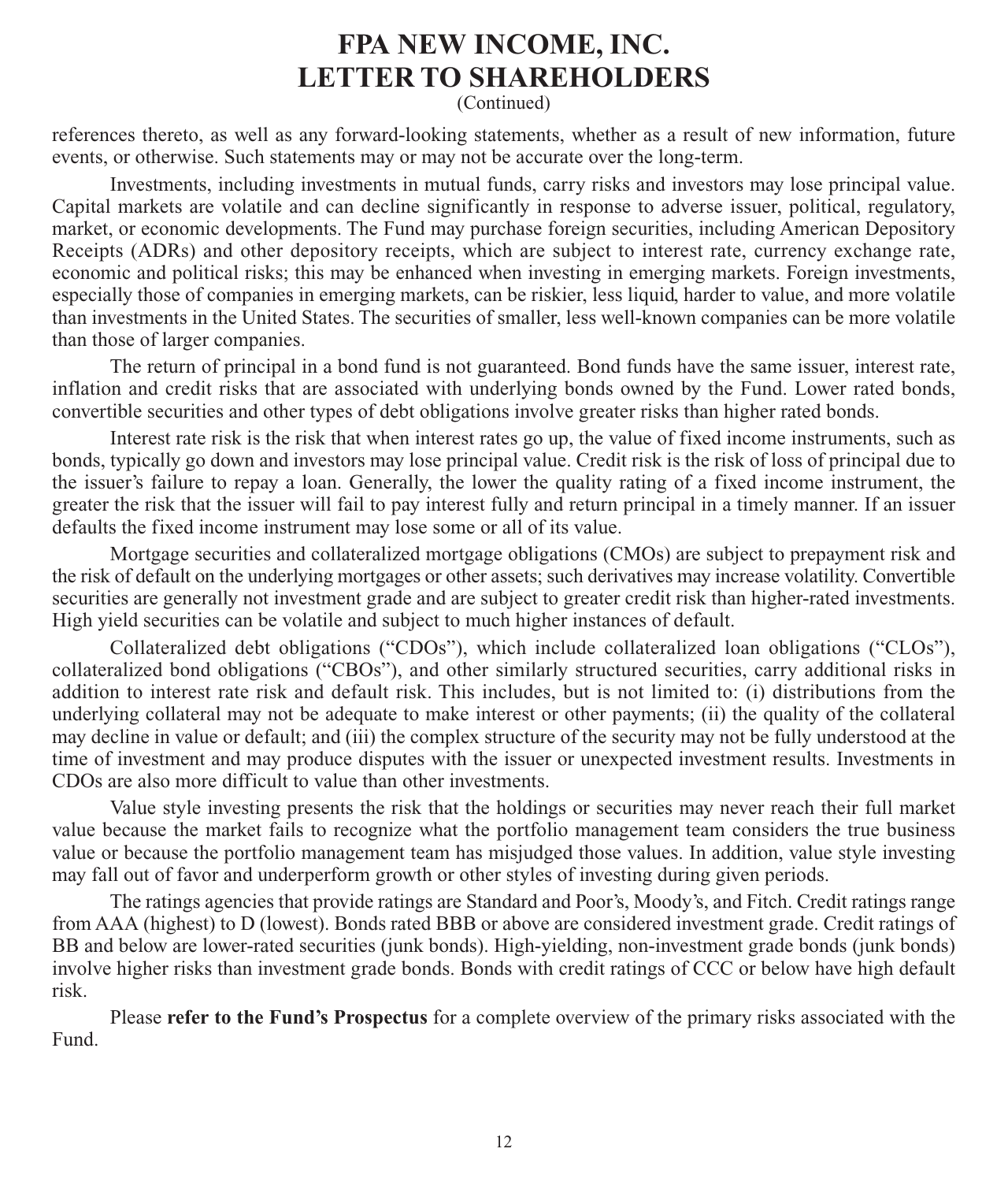references thereto, as well as any forward-looking statements, whether as a result of new information, future events, or otherwise. Such statements may or may not be accurate over the long-term.

Investments, including investments in mutual funds, carry risks and investors may lose principal value. Capital markets are volatile and can decline significantly in response to adverse issuer, political, regulatory, market, or economic developments. The Fund may purchase foreign securities, including American Depository Receipts (ADRs) and other depository receipts, which are subject to interest rate, currency exchange rate, economic and political risks; this may be enhanced when investing in emerging markets. Foreign investments, especially those of companies in emerging markets, can be riskier, less liquid, harder to value, and more volatile than investments in the United States. The securities of smaller, less well-known companies can be more volatile than those of larger companies.

The return of principal in a bond fund is not guaranteed. Bond funds have the same issuer, interest rate, inflation and credit risks that are associated with underlying bonds owned by the Fund. Lower rated bonds, convertible securities and other types of debt obligations involve greater risks than higher rated bonds.

Interest rate risk is the risk that when interest rates go up, the value of fixed income instruments, such as bonds, typically go down and investors may lose principal value. Credit risk is the risk of loss of principal due to the issuer's failure to repay a loan. Generally, the lower the quality rating of a fixed income instrument, the greater the risk that the issuer will fail to pay interest fully and return principal in a timely manner. If an issuer defaults the fixed income instrument may lose some or all of its value.

Mortgage securities and collateralized mortgage obligations (CMOs) are subject to prepayment risk and the risk of default on the underlying mortgages or other assets; such derivatives may increase volatility. Convertible securities are generally not investment grade and are subject to greater credit risk than higher-rated investments. High yield securities can be volatile and subject to much higher instances of default.

Collateralized debt obligations ("CDOs"), which include collateralized loan obligations ("CLOs"), collateralized bond obligations ("CBOs"), and other similarly structured securities, carry additional risks in addition to interest rate risk and default risk. This includes, but is not limited to: (i) distributions from the underlying collateral may not be adequate to make interest or other payments; (ii) the quality of the collateral may decline in value or default; and (iii) the complex structure of the security may not be fully understood at the time of investment and may produce disputes with the issuer or unexpected investment results. Investments in CDOs are also more difficult to value than other investments.

Value style investing presents the risk that the holdings or securities may never reach their full market value because the market fails to recognize what the portfolio management team considers the true business value or because the portfolio management team has misjudged those values. In addition, value style investing may fall out of favor and underperform growth or other styles of investing during given periods.

The ratings agencies that provide ratings are Standard and Poor's, Moody's, and Fitch. Credit ratings range from AAA (highest) to D (lowest). Bonds rated BBB or above are considered investment grade. Credit ratings of BB and below are lower-rated securities (junk bonds). High-yielding, non-investment grade bonds (junk bonds) involve higher risks than investment grade bonds. Bonds with credit ratings of CCC or below have high default risk.

Please **refer to the Fund's Prospectus** for a complete overview of the primary risks associated with the Fund.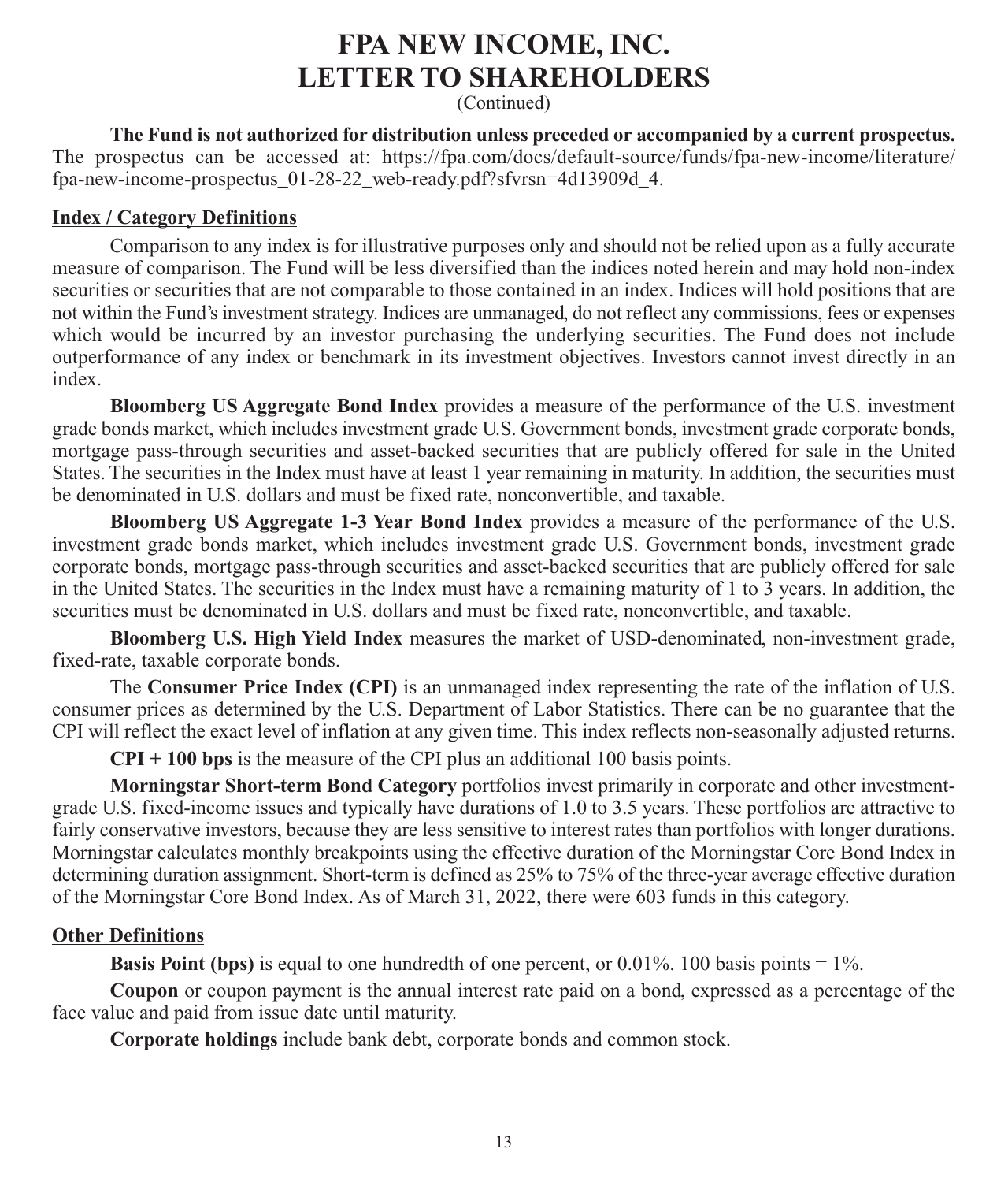# FPA NEW INCOME, INC.
# LETTER TO SHAREHOLDERS

(Continued)

**The Fund is not authorized for distribution unless preceded or accompanied by a current prospectus.** The prospectus can be accessed at: https://fpa.com/docs/default-source/funds/fpa-new-income/literature/fpa-new-income-prospectus_01-28-22_web-ready.pdf?sfvrsn=4d13909d_4.

## Index / Category Definitions

Comparison to any index is for illustrative purposes only and should not be relied upon as a fully accurate measure of comparison. The Fund will be less diversified than the indices noted herein and may hold non-index securities or securities that are not comparable to those contained in an index. Indices will hold positions that are not within the Fund's investment strategy. Indices are unmanaged, do not reflect any commissions, fees or expenses which would be incurred by an investor purchasing the underlying securities. The Fund does not include outperformance of any index or benchmark in its investment objectives. Investors cannot invest directly in an index.

**Bloomberg US Aggregate Bond Index** provides a measure of the performance of the U.S. investment grade bonds market, which includes investment grade U.S. Government bonds, investment grade corporate bonds, mortgage pass-through securities and asset-backed securities that are publicly offered for sale in the United States. The securities in the Index must have at least 1 year remaining in maturity. In addition, the securities must be denominated in U.S. dollars and must be fixed rate, nonconvertible, and taxable.

**Bloomberg US Aggregate 1-3 Year Bond Index** provides a measure of the performance of the U.S. investment grade bonds market, which includes investment grade U.S. Government bonds, investment grade corporate bonds, mortgage pass-through securities and asset-backed securities that are publicly offered for sale in the United States. The securities in the Index must have a remaining maturity of 1 to 3 years. In addition, the securities must be denominated in U.S. dollars and must be fixed rate, nonconvertible, and taxable.

**Bloomberg U.S. High Yield Index** measures the market of USD-denominated, non-investment grade, fixed-rate, taxable corporate bonds.

The **Consumer Price Index (CPI)** is an unmanaged index representing the rate of the inflation of U.S. consumer prices as determined by the U.S. Department of Labor Statistics. There can be no guarantee that the CPI will reflect the exact level of inflation at any given time. This index reflects non-seasonally adjusted returns.

**CPI + 100 bps** is the measure of the CPI plus an additional 100 basis points.

**Morningstar Short-term Bond Category** portfolios invest primarily in corporate and other investment-grade U.S. fixed-income issues and typically have durations of 1.0 to 3.5 years. These portfolios are attractive to fairly conservative investors, because they are less sensitive to interest rates than portfolios with longer durations. Morningstar calculates monthly breakpoints using the effective duration of the Morningstar Core Bond Index in determining duration assignment. Short-term is defined as 25% to 75% of the three-year average effective duration of the Morningstar Core Bond Index. As of March 31, 2022, there were 603 funds in this category.

## Other Definitions

**Basis Point (bps)** is equal to one hundredth of one percent, or 0.01%. 100 basis points = 1%.

**Coupon** or coupon payment is the annual interest rate paid on a bond, expressed as a percentage of the face value and paid from issue date until maturity.

**Corporate holdings** include bank debt, corporate bonds and common stock.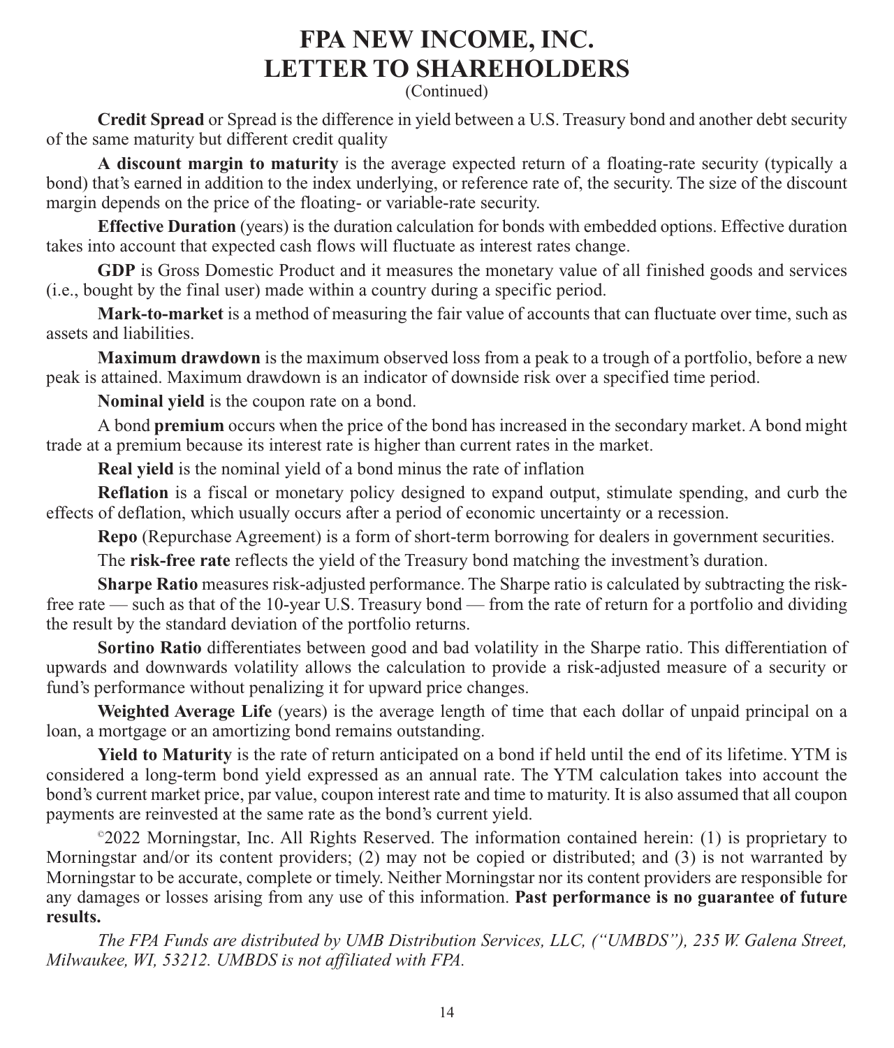# FPA NEW INCOME, INC.
# LETTER TO SHAREHOLDERS
(Continued)

**Credit Spread** or Spread is the difference in yield between a U.S. Treasury bond and another debt security of the same maturity but different credit quality

**A discount margin to maturity** is the average expected return of a floating-rate security (typically a bond) that's earned in addition to the index underlying, or reference rate of, the security. The size of the discount margin depends on the price of the floating- or variable-rate security.

**Effective Duration** (years) is the duration calculation for bonds with embedded options. Effective duration takes into account that expected cash flows will fluctuate as interest rates change.

**GDP** is Gross Domestic Product and it measures the monetary value of all finished goods and services (i.e., bought by the final user) made within a country during a specific period.

**Mark-to-market** is a method of measuring the fair value of accounts that can fluctuate over time, such as assets and liabilities.

**Maximum drawdown** is the maximum observed loss from a peak to a trough of a portfolio, before a new peak is attained. Maximum drawdown is an indicator of downside risk over a specified time period.

**Nominal yield** is the coupon rate on a bond.

A bond **premium** occurs when the price of the bond has increased in the secondary market. A bond might trade at a premium because its interest rate is higher than current rates in the market.

**Real yield** is the nominal yield of a bond minus the rate of inflation

**Reflation** is a fiscal or monetary policy designed to expand output, stimulate spending, and curb the effects of deflation, which usually occurs after a period of economic uncertainty or a recession.

**Repo** (Repurchase Agreement) is a form of short-term borrowing for dealers in government securities.

The **risk-free rate** reflects the yield of the Treasury bond matching the investment's duration.

**Sharpe Ratio** measures risk-adjusted performance. The Sharpe ratio is calculated by subtracting the risk-free rate — such as that of the 10-year U.S. Treasury bond — from the rate of return for a portfolio and dividing the result by the standard deviation of the portfolio returns.

**Sortino Ratio** differentiates between good and bad volatility in the Sharpe ratio. This differentiation of upwards and downwards volatility allows the calculation to provide a risk-adjusted measure of a security or fund's performance without penalizing it for upward price changes.

**Weighted Average Life** (years) is the average length of time that each dollar of unpaid principal on a loan, a mortgage or an amortizing bond remains outstanding.

**Yield to Maturity** is the rate of return anticipated on a bond if held until the end of its lifetime. YTM is considered a long-term bond yield expressed as an annual rate. The YTM calculation takes into account the bond's current market price, par value, coupon interest rate and time to maturity. It is also assumed that all coupon payments are reinvested at the same rate as the bond's current yield.

©2022 Morningstar, Inc. All Rights Reserved. The information contained herein: (1) is proprietary to Morningstar and/or its content providers; (2) may not be copied or distributed; and (3) is not warranted by Morningstar to be accurate, complete or timely. Neither Morningstar nor its content providers are responsible for any damages or losses arising from any use of this information. **Past performance is no guarantee of future results.**

*The FPA Funds are distributed by UMB Distribution Services, LLC, ("UMBDS"), 235 W. Galena Street, Milwaukee, WI, 53212. UMBDS is not affiliated with FPA.*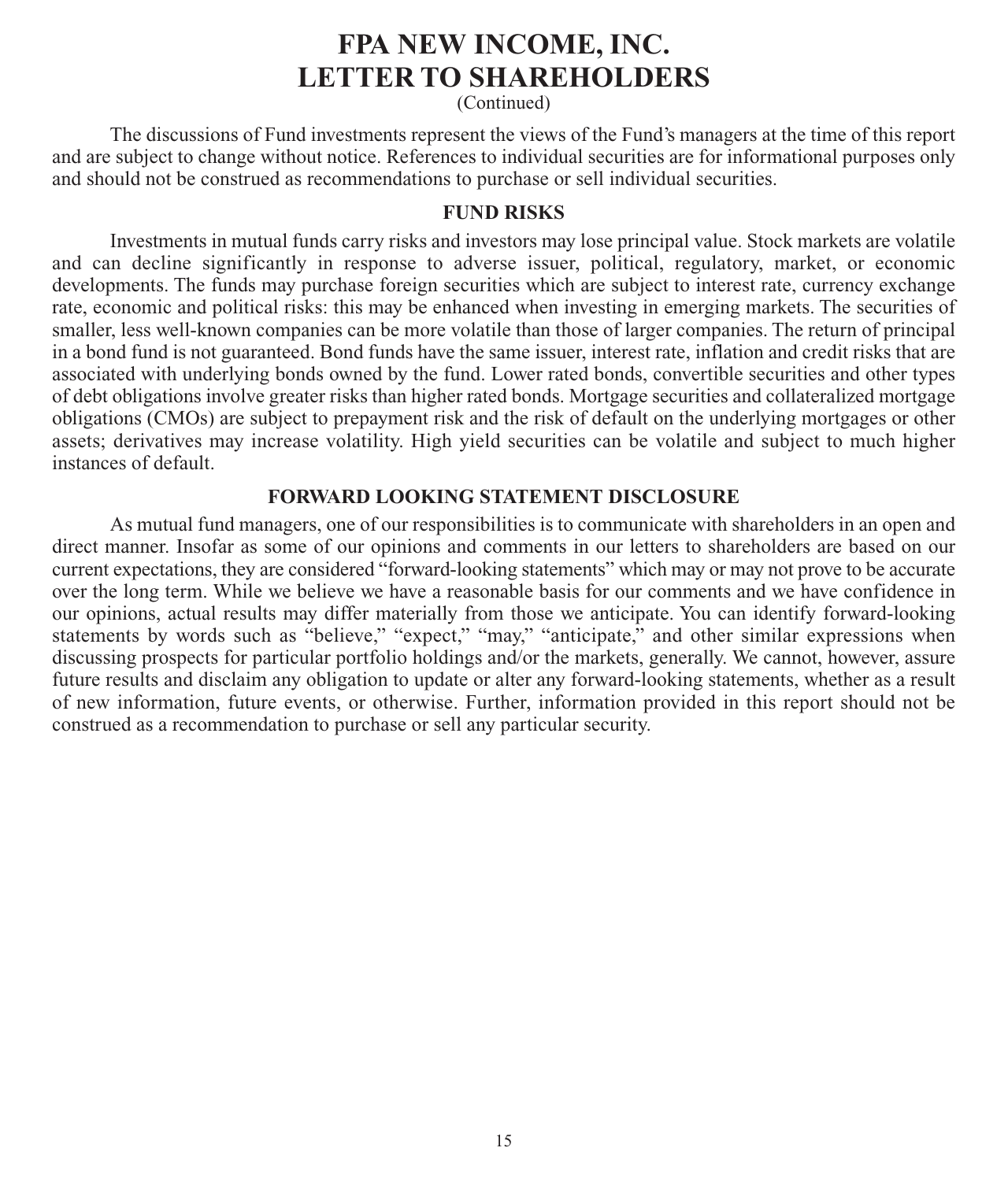# FPA NEW INCOME, INC.
# LETTER TO SHAREHOLDERS
(Continued)

The discussions of Fund investments represent the views of the Fund's managers at the time of this report and are subject to change without notice. References to individual securities are for informational purposes only and should not be construed as recommendations to purchase or sell individual securities.

## FUND RISKS

Investments in mutual funds carry risks and investors may lose principal value. Stock markets are volatile and can decline significantly in response to adverse issuer, political, regulatory, market, or economic developments. The funds may purchase foreign securities which are subject to interest rate, currency exchange rate, economic and political risks: this may be enhanced when investing in emerging markets. The securities of smaller, less well-known companies can be more volatile than those of larger companies. The return of principal in a bond fund is not guaranteed. Bond funds have the same issuer, interest rate, inflation and credit risks that are associated with underlying bonds owned by the fund. Lower rated bonds, convertible securities and other types of debt obligations involve greater risks than higher rated bonds. Mortgage securities and collateralized mortgage obligations (CMOs) are subject to prepayment risk and the risk of default on the underlying mortgages or other assets; derivatives may increase volatility. High yield securities can be volatile and subject to much higher instances of default.

## FORWARD LOOKING STATEMENT DISCLOSURE

As mutual fund managers, one of our responsibilities is to communicate with shareholders in an open and direct manner. Insofar as some of our opinions and comments in our letters to shareholders are based on our current expectations, they are considered "forward-looking statements" which may or may not prove to be accurate over the long term. While we believe we have a reasonable basis for our comments and we have confidence in our opinions, actual results may differ materially from those we anticipate. You can identify forward-looking statements by words such as "believe," "expect," "may," "anticipate," and other similar expressions when discussing prospects for particular portfolio holdings and/or the markets, generally. We cannot, however, assure future results and disclaim any obligation to update or alter any forward-looking statements, whether as a result of new information, future events, or otherwise. Further, information provided in this report should not be construed as a recommendation to purchase or sell any particular security.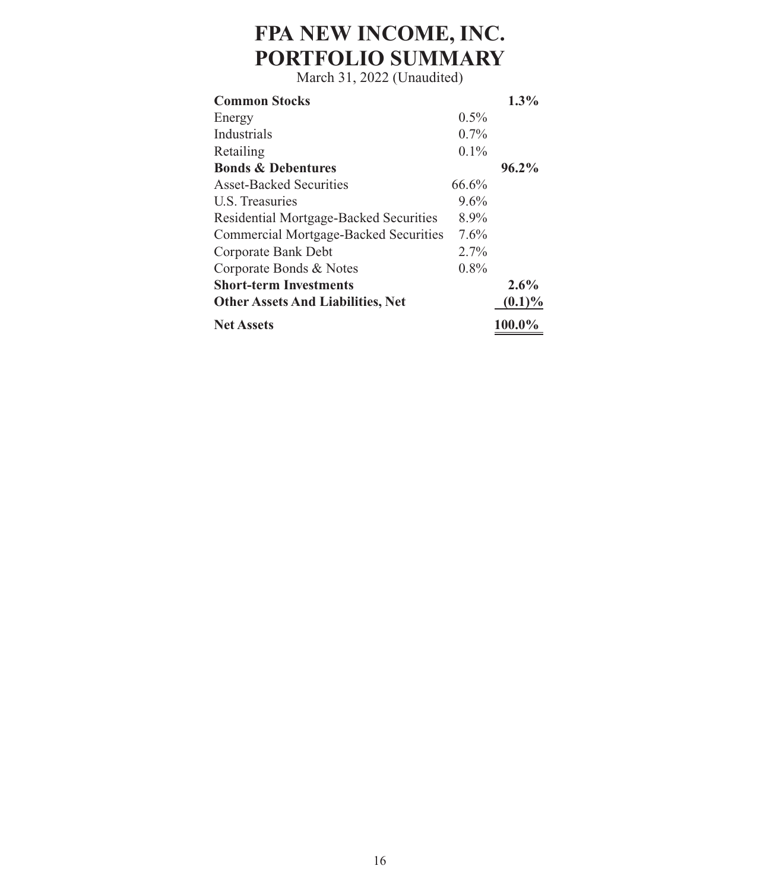# FPA NEW INCOME, INC.
# PORTFOLIO SUMMARY

March 31, 2022 (Unaudited)

| | | |
|---|---|---|
| **Common Stocks** | | **1.3%** |
| Energy | 0.5% | |
| Industrials | 0.7% | |
| Retailing | 0.1% | |
| **Bonds & Debentures** | | **96.2%** |
| Asset-Backed Securities | 66.6% | |
| U.S. Treasuries | 9.6% | |
| Residential Mortgage-Backed Securities | 8.9% | |
| Commercial Mortgage-Backed Securities | 7.6% | |
| Corporate Bank Debt | 2.7% | |
| Corporate Bonds & Notes | 0.8% | |
| **Short-term Investments** | | **2.6%** |
| **Other Assets And Liabilities, Net** | | **(0.1)%** |
| **Net Assets** | | **100.0%** |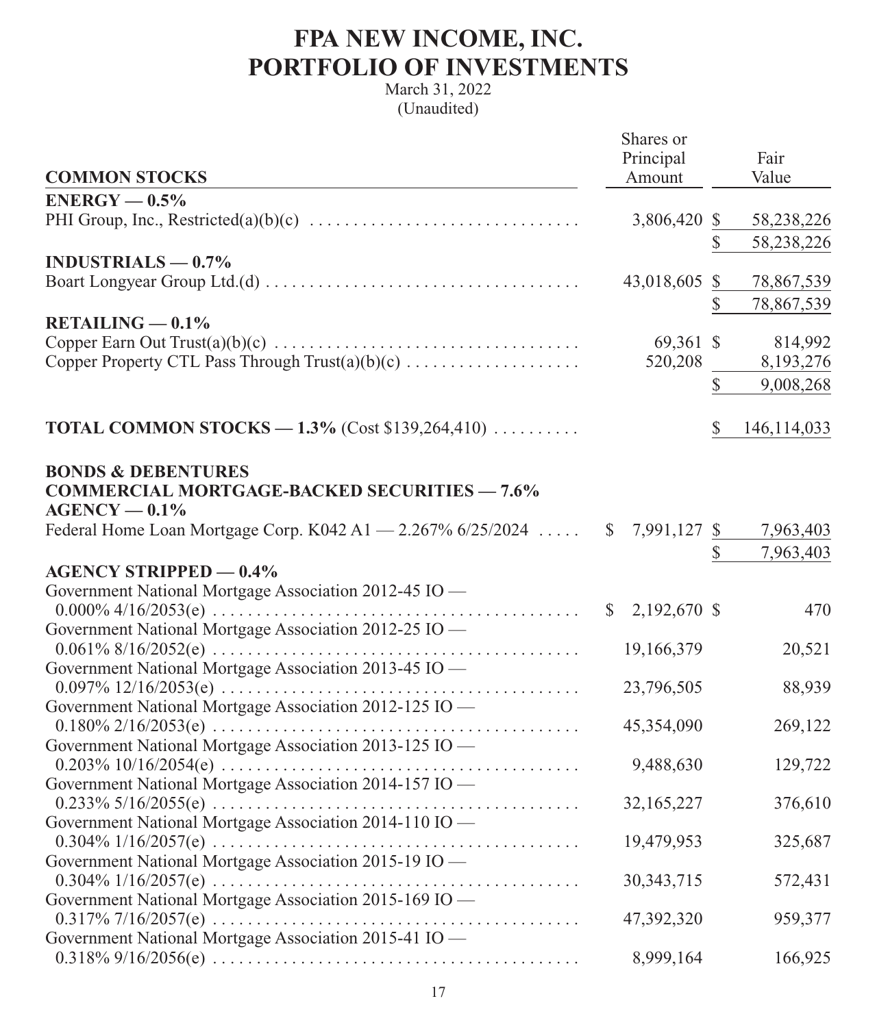# FPA NEW INCOME, INC.
# PORTFOLIO OF INVESTMENTS

March 31, 2022
(Unaudited)

| COMMON STOCKS | Shares or Principal Amount | Fair Value |
|---|---|---|
| **ENERGY — 0.5%** | | |
| PHI Group, Inc., Restricted(a)(b)(c) | 3,806,420 | $ 58,238,226 |
| | | $ 58,238,226 |
| **INDUSTRIALS — 0.7%** | | |
| Boart Longyear Group Ltd.(d) | 43,018,605 | $ 78,867,539 |
| | | $ 78,867,539 |
| **RETAILING — 0.1%** | | |
| Copper Earn Out Trust(a)(b)(c) | 69,361 | $ 814,992 |
| Copper Property CTL Pass Through Trust(a)(b)(c) | 520,208 | 8,193,276 |
| | | $ 9,008,268 |
| **TOTAL COMMON STOCKS — 1.3%** (Cost $139,264,410) | | $ 146,114,033 |
| **BONDS & DEBENTURES** | | |
| **COMMERCIAL MORTGAGE-BACKED SECURITIES — 7.6%** | | |
| **AGENCY — 0.1%** | | |
| Federal Home Loan Mortgage Corp. K042 A1 — 2.267% 6/25/2024 | $ 7,991,127 | $ 7,963,403 |
| | | $ 7,963,403 |
| **AGENCY STRIPPED — 0.4%** | | |
| Government National Mortgage Association 2012-45 IO — 0.000% 4/16/2053(e) | $ 2,192,670 | $ 470 |
| Government National Mortgage Association 2012-25 IO — 0.061% 8/16/2052(e) | 19,166,379 | 20,521 |
| Government National Mortgage Association 2013-45 IO — 0.097% 12/16/2053(e) | 23,796,505 | 88,939 |
| Government National Mortgage Association 2012-125 IO — 0.180% 2/16/2053(e) | 45,354,090 | 269,122 |
| Government National Mortgage Association 2013-125 IO — 0.203% 10/16/2054(e) | 9,488,630 | 129,722 |
| Government National Mortgage Association 2014-157 IO — 0.233% 5/16/2055(e) | 32,165,227 | 376,610 |
| Government National Mortgage Association 2014-110 IO — 0.304% 1/16/2057(e) | 19,479,953 | 325,687 |
| Government National Mortgage Association 2015-19 IO — 0.304% 1/16/2057(e) | 30,343,715 | 572,431 |
| Government National Mortgage Association 2015-169 IO — 0.317% 7/16/2057(e) | 47,392,320 | 959,377 |
| Government National Mortgage Association 2015-41 IO — 0.318% 9/16/2056(e) | 8,999,164 | 166,925 |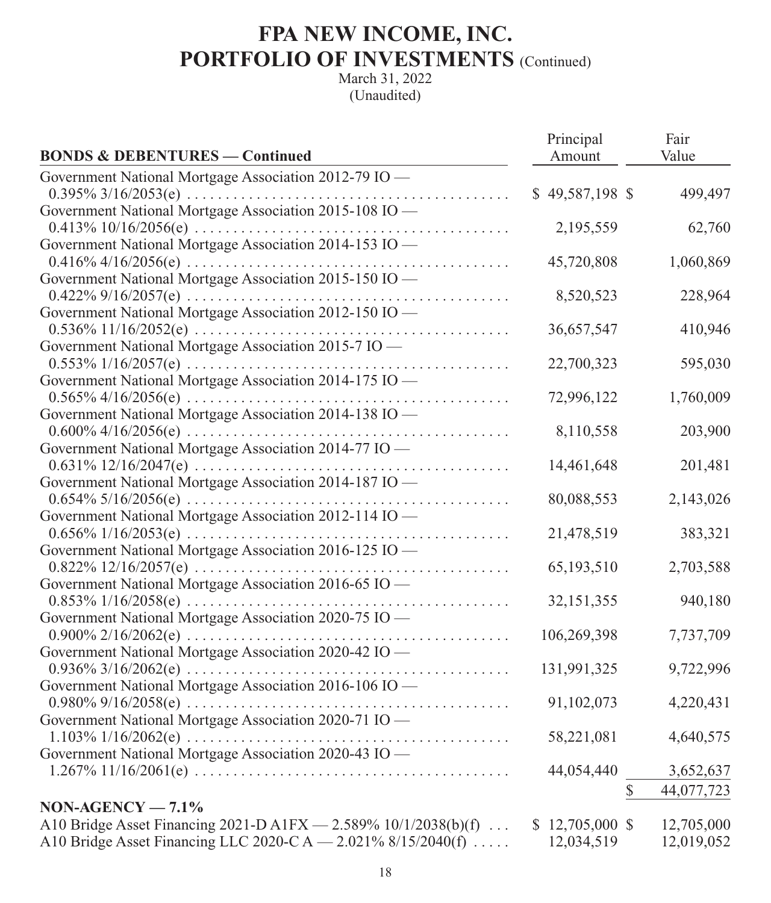# FPA NEW INCOME, INC.
# PORTFOLIO OF INVESTMENTS (Continued)

March 31, 2022
(Unaudited)

| BONDS & DEBENTURES — Continued | Principal Amount | Fair Value |
|---|---|---|
| Government National Mortgage Association 2012-79 IO — 0.395% 3/16/2053(e) | $ 49,587,198 | $ 499,497 |
| Government National Mortgage Association 2015-108 IO — 0.413% 10/16/2056(e) | 2,195,559 | 62,760 |
| Government National Mortgage Association 2014-153 IO — 0.416% 4/16/2056(e) | 45,720,808 | 1,060,869 |
| Government National Mortgage Association 2015-150 IO — 0.422% 9/16/2057(e) | 8,520,523 | 228,964 |
| Government National Mortgage Association 2012-150 IO — 0.536% 11/16/2052(e) | 36,657,547 | 410,946 |
| Government National Mortgage Association 2015-7 IO — 0.553% 1/16/2057(e) | 22,700,323 | 595,030 |
| Government National Mortgage Association 2014-175 IO — 0.565% 4/16/2056(e) | 72,996,122 | 1,760,009 |
| Government National Mortgage Association 2014-138 IO — 0.600% 4/16/2056(e) | 8,110,558 | 203,900 |
| Government National Mortgage Association 2014-77 IO — 0.631% 12/16/2047(e) | 14,461,648 | 201,481 |
| Government National Mortgage Association 2014-187 IO — 0.654% 5/16/2056(e) | 80,088,553 | 2,143,026 |
| Government National Mortgage Association 2012-114 IO — 0.656% 1/16/2053(e) | 21,478,519 | 383,321 |
| Government National Mortgage Association 2016-125 IO — 0.822% 12/16/2057(e) | 65,193,510 | 2,703,588 |
| Government National Mortgage Association 2016-65 IO — 0.853% 1/16/2058(e) | 32,151,355 | 940,180 |
| Government National Mortgage Association 2020-75 IO — 0.900% 2/16/2062(e) | 106,269,398 | 7,737,709 |
| Government National Mortgage Association 2020-42 IO — 0.936% 3/16/2062(e) | 131,991,325 | 9,722,996 |
| Government National Mortgage Association 2016-106 IO — 0.980% 9/16/2058(e) | 91,102,073 | 4,220,431 |
| Government National Mortgage Association 2020-71 IO — 1.103% 1/16/2062(e) | 58,221,081 | 4,640,575 |
| Government National Mortgage Association 2020-43 IO — 1.267% 11/16/2061(e) | 44,054,440 | 3,652,637 |
| | | $ 44,077,723 |
| **NON-AGENCY — 7.1%** | | |
| A10 Bridge Asset Financing 2021-D A1FX — 2.589% 10/1/2038(b)(f) | $ 12,705,000 | $ 12,705,000 |
| A10 Bridge Asset Financing LLC 2020-C A — 2.021% 8/15/2040(f) | 12,034,519 | 12,019,052 |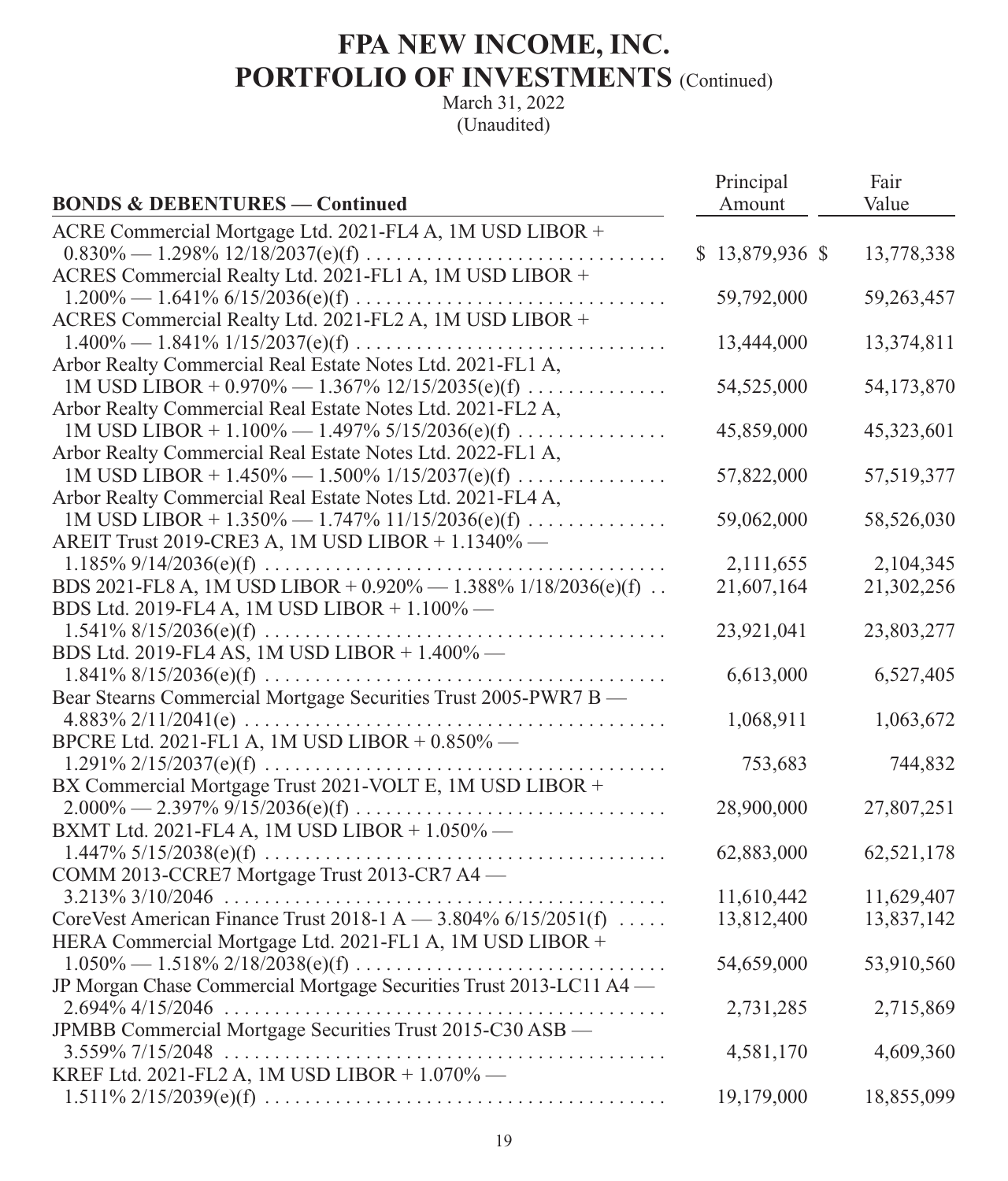# FPA NEW INCOME, INC.
## PORTFOLIO OF INVESTMENTS (Continued)

March 31, 2022
(Unaudited)

| BONDS & DEBENTURES — Continued | Principal Amount | Fair Value |
|---|---|---|
| ACRE Commercial Mortgage Ltd. 2021-FL4 A, 1M USD LIBOR + 0.830% — 1.298% 12/18/2037(e)(f) | $ 13,879,936 | $ 13,778,338 |
| ACRES Commercial Realty Ltd. 2021-FL1 A, 1M USD LIBOR + 1.200% — 1.641% 6/15/2036(e)(f) | 59,792,000 | 59,263,457 |
| ACRES Commercial Realty Ltd. 2021-FL2 A, 1M USD LIBOR + 1.400% — 1.841% 1/15/2037(e)(f) | 13,444,000 | 13,374,811 |
| Arbor Realty Commercial Real Estate Notes Ltd. 2021-FL1 A, 1M USD LIBOR + 0.970% — 1.367% 12/15/2035(e)(f) | 54,525,000 | 54,173,870 |
| Arbor Realty Commercial Real Estate Notes Ltd. 2021-FL2 A, 1M USD LIBOR + 1.100% — 1.497% 5/15/2036(e)(f) | 45,859,000 | 45,323,601 |
| Arbor Realty Commercial Real Estate Notes Ltd. 2022-FL1 A, 1M USD LIBOR + 1.450% — 1.500% 1/15/2037(e)(f) | 57,822,000 | 57,519,377 |
| Arbor Realty Commercial Real Estate Notes Ltd. 2021-FL4 A, 1M USD LIBOR + 1.350% — 1.747% 11/15/2036(e)(f) | 59,062,000 | 58,526,030 |
| AREIT Trust 2019-CRE3 A, 1M USD LIBOR + 1.1340% — 1.185% 9/14/2036(e)(f) | 2,111,655 | 2,104,345 |
| BDS 2021-FL8 A, 1M USD LIBOR + 0.920% — 1.388% 1/18/2036(e)(f) | 21,607,164 | 21,302,256 |
| BDS Ltd. 2019-FL4 A, 1M USD LIBOR + 1.100% — 1.541% 8/15/2036(e)(f) | 23,921,041 | 23,803,277 |
| BDS Ltd. 2019-FL4 AS, 1M USD LIBOR + 1.400% — 1.841% 8/15/2036(e)(f) | 6,613,000 | 6,527,405 |
| Bear Stearns Commercial Mortgage Securities Trust 2005-PWR7 B — 4.883% 2/11/2041(e) | 1,068,911 | 1,063,672 |
| BPCRE Ltd. 2021-FL1 A, 1M USD LIBOR + 0.850% — 1.291% 2/15/2037(e)(f) | 753,683 | 744,832 |
| BX Commercial Mortgage Trust 2021-VOLT E, 1M USD LIBOR + 2.000% — 2.397% 9/15/2036(e)(f) | 28,900,000 | 27,807,251 |
| BXMT Ltd. 2021-FL4 A, 1M USD LIBOR + 1.050% — 1.447% 5/15/2038(e)(f) | 62,883,000 | 62,521,178 |
| COMM 2013-CCRE7 Mortgage Trust 2013-CR7 A4 — 3.213% 3/10/2046 | 11,610,442 | 11,629,407 |
| CoreVest American Finance Trust 2018-1 A — 3.804% 6/15/2051(f) | 13,812,400 | 13,837,142 |
| HERA Commercial Mortgage Ltd. 2021-FL1 A, 1M USD LIBOR + 1.050% — 1.518% 2/18/2038(e)(f) | 54,659,000 | 53,910,560 |
| JP Morgan Chase Commercial Mortgage Securities Trust 2013-LC11 A4 — 2.694% 4/15/2046 | 2,731,285 | 2,715,869 |
| JPMBB Commercial Mortgage Securities Trust 2015-C30 ASB — 3.559% 7/15/2048 | 4,581,170 | 4,609,360 |
| KREF Ltd. 2021-FL2 A, 1M USD LIBOR + 1.070% — 1.511% 2/15/2039(e)(f) | 19,179,000 | 18,855,099 |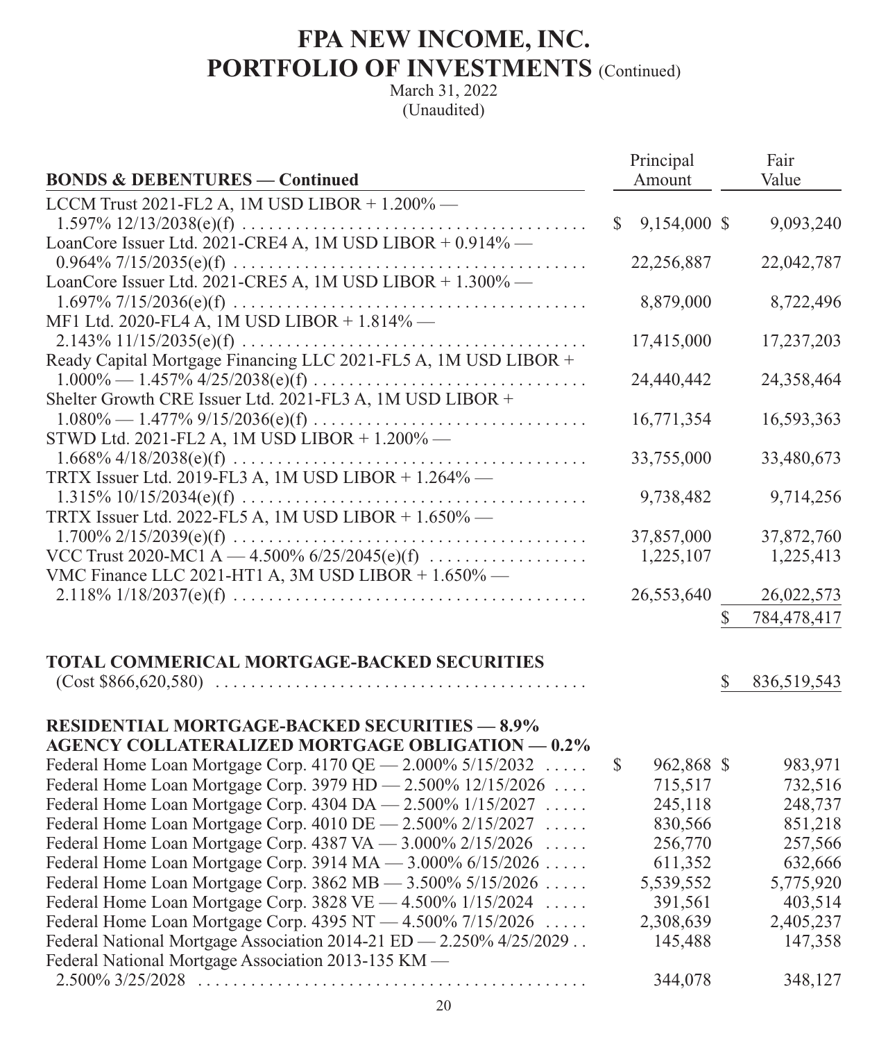# FPA NEW INCOME, INC.
## PORTFOLIO OF INVESTMENTS (Continued)

March 31, 2022
(Unaudited)

| BONDS & DEBENTURES — Continued | Principal Amount | Fair Value |
|---|---|---|
| LCCM Trust 2021-FL2 A, 1M USD LIBOR + 1.200% — 1.597% 12/13/2038(e)(f) | $ 9,154,000 | $ 9,093,240 |
| LoanCore Issuer Ltd. 2021-CRE4 A, 1M USD LIBOR + 0.914% — 0.964% 7/15/2035(e)(f) | 22,256,887 | 22,042,787 |
| LoanCore Issuer Ltd. 2021-CRE5 A, 1M USD LIBOR + 1.300% — 1.697% 7/15/2036(e)(f) | 8,879,000 | 8,722,496 |
| MF1 Ltd. 2020-FL4 A, 1M USD LIBOR + 1.814% — 2.143% 11/15/2035(e)(f) | 17,415,000 | 17,237,203 |
| Ready Capital Mortgage Financing LLC 2021-FL5 A, 1M USD LIBOR + 1.000% — 1.457% 4/25/2038(e)(f) | 24,440,442 | 24,358,464 |
| Shelter Growth CRE Issuer Ltd. 2021-FL3 A, 1M USD LIBOR + 1.080% — 1.477% 9/15/2036(e)(f) | 16,771,354 | 16,593,363 |
| STWD Ltd. 2021-FL2 A, 1M USD LIBOR + 1.200% — 1.668% 4/18/2038(e)(f) | 33,755,000 | 33,480,673 |
| TRTX Issuer Ltd. 2019-FL3 A, 1M USD LIBOR + 1.264% — 1.315% 10/15/2034(e)(f) | 9,738,482 | 9,714,256 |
| TRTX Issuer Ltd. 2022-FL5 A, 1M USD LIBOR + 1.650% — 1.700% 2/15/2039(e)(f) | 37,857,000 | 37,872,760 |
| VCC Trust 2020-MC1 A — 4.500% 6/25/2045(e)(f) | 1,225,107 | 1,225,413 |
| VMC Finance LLC 2021-HT1 A, 3M USD LIBOR + 1.650% — 2.118% 1/18/2037(e)(f) | 26,553,640 | 26,022,573 |
| | | $ 784,478,417 |
| **TOTAL COMMERICAL MORTGAGE-BACKED SECURITIES** (Cost $866,620,580) | | $ 836,519,543 |
| **RESIDENTIAL MORTGAGE-BACKED SECURITIES — 8.9%** | | |
| **AGENCY COLLATERALIZED MORTGAGE OBLIGATION — 0.2%** | | |
| Federal Home Loan Mortgage Corp. 4170 QE — 2.000% 5/15/2032 | $ 962,868 | $ 983,971 |
| Federal Home Loan Mortgage Corp. 3979 HD — 2.500% 12/15/2026 | 715,517 | 732,516 |
| Federal Home Loan Mortgage Corp. 4304 DA — 2.500% 1/15/2027 | 245,118 | 248,737 |
| Federal Home Loan Mortgage Corp. 4010 DE — 2.500% 2/15/2027 | 830,566 | 851,218 |
| Federal Home Loan Mortgage Corp. 4387 VA — 3.000% 2/15/2026 | 256,770 | 257,566 |
| Federal Home Loan Mortgage Corp. 3914 MA — 3.000% 6/15/2026 | 611,352 | 632,666 |
| Federal Home Loan Mortgage Corp. 3862 MB — 3.500% 5/15/2026 | 5,539,552 | 5,775,920 |
| Federal Home Loan Mortgage Corp. 3828 VE — 4.500% 1/15/2024 | 391,561 | 403,514 |
| Federal Home Loan Mortgage Corp. 4395 NT — 4.500% 7/15/2026 | 2,308,639 | 2,405,237 |
| Federal National Mortgage Association 2014-21 ED — 2.250% 4/25/2029 | 145,488 | 147,358 |
| Federal National Mortgage Association 2013-135 KM — 2.500% 3/25/2028 | 344,078 | 348,127 |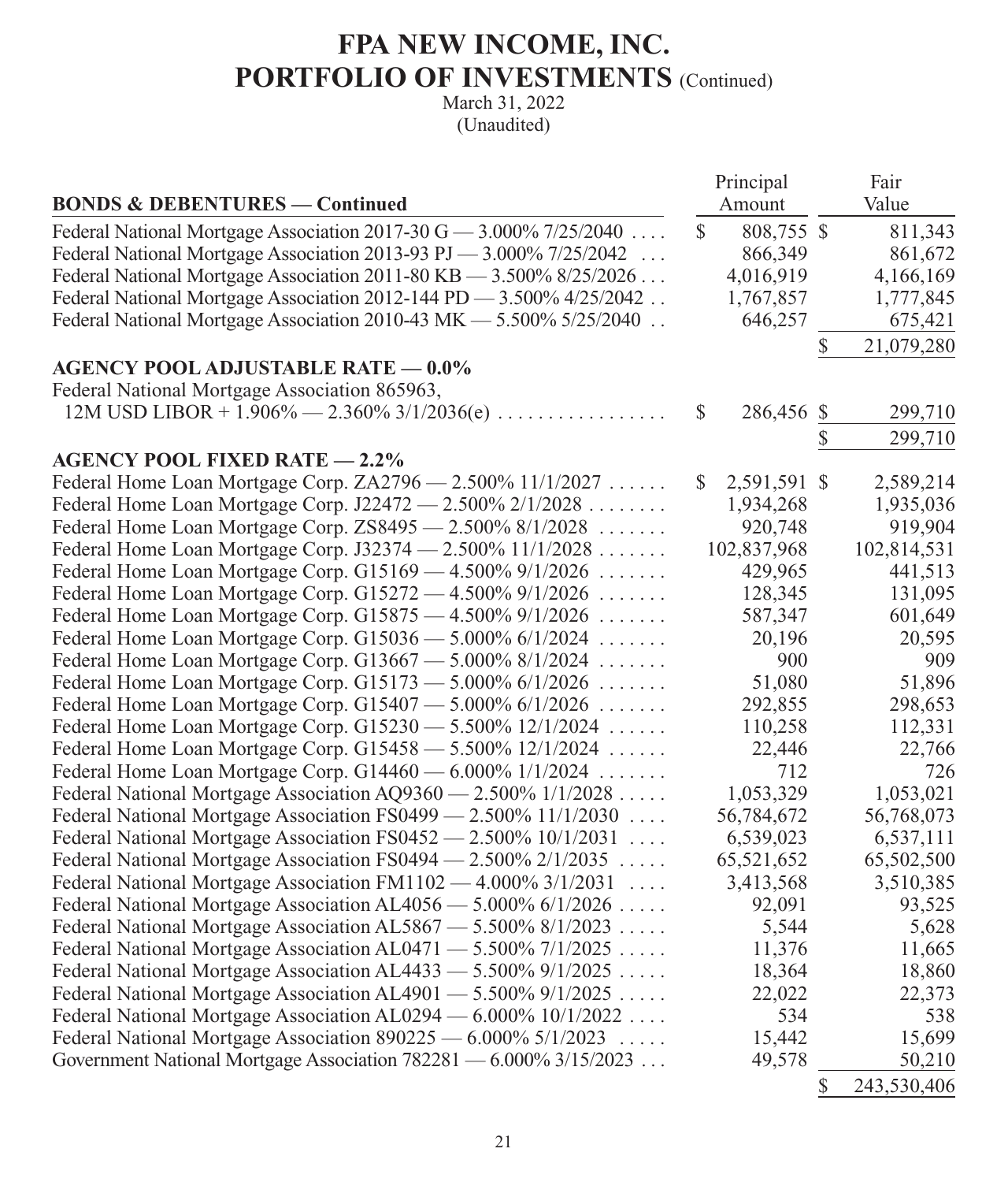# FPA NEW INCOME, INC.

## PORTFOLIO OF INVESTMENTS (Continued)

March 31, 2022
(Unaudited)

| BONDS & DEBENTURES — Continued | Principal Amount | Fair Value |
|---|---|---|
| Federal National Mortgage Association 2017-30 G — 3.000% 7/25/2040 | $ 808,755 | $ 811,343 |
| Federal National Mortgage Association 2013-93 PJ — 3.000% 7/25/2042 | 866,349 | 861,672 |
| Federal National Mortgage Association 2011-80 KB — 3.500% 8/25/2026 | 4,016,919 | 4,166,169 |
| Federal National Mortgage Association 2012-144 PD — 3.500% 4/25/2042 | 1,767,857 | 1,777,845 |
| Federal National Mortgage Association 2010-43 MK — 5.500% 5/25/2040 | 646,257 | 675,421 |
| | | $ 21,079,280 |
| **AGENCY POOL ADJUSTABLE RATE — 0.0%** | | |
| Federal National Mortgage Association 865963, 12M USD LIBOR + 1.906% — 2.360% 3/1/2036(e) | $ 286,456 | $ 299,710 |
| | | $ 299,710 |
| **AGENCY POOL FIXED RATE — 2.2%** | | |
| Federal Home Loan Mortgage Corp. ZA2796 — 2.500% 11/1/2027 | $ 2,591,591 | $ 2,589,214 |
| Federal Home Loan Mortgage Corp. J22472 — 2.500% 2/1/2028 | 1,934,268 | 1,935,036 |
| Federal Home Loan Mortgage Corp. ZS8495 — 2.500% 8/1/2028 | 920,748 | 919,904 |
| Federal Home Loan Mortgage Corp. J32374 — 2.500% 11/1/2028 | 102,837,968 | 102,814,531 |
| Federal Home Loan Mortgage Corp. G15169 — 4.500% 9/1/2026 | 429,965 | 441,513 |
| Federal Home Loan Mortgage Corp. G15272 — 4.500% 9/1/2026 | 128,345 | 131,095 |
| Federal Home Loan Mortgage Corp. G15875 — 4.500% 9/1/2026 | 587,347 | 601,649 |
| Federal Home Loan Mortgage Corp. G15036 — 5.000% 6/1/2024 | 20,196 | 20,595 |
| Federal Home Loan Mortgage Corp. G13667 — 5.000% 8/1/2024 | 900 | 909 |
| Federal Home Loan Mortgage Corp. G15173 — 5.000% 6/1/2026 | 51,080 | 51,896 |
| Federal Home Loan Mortgage Corp. G15407 — 5.000% 6/1/2026 | 292,855 | 298,653 |
| Federal Home Loan Mortgage Corp. G15230 — 5.500% 12/1/2024 | 110,258 | 112,331 |
| Federal Home Loan Mortgage Corp. G15458 — 5.500% 12/1/2024 | 22,446 | 22,766 |
| Federal Home Loan Mortgage Corp. G14460 — 6.000% 1/1/2024 | 712 | 726 |
| Federal National Mortgage Association AQ9360 — 2.500% 1/1/2028 | 1,053,329 | 1,053,021 |
| Federal National Mortgage Association FS0499 — 2.500% 11/1/2030 | 56,784,672 | 56,768,073 |
| Federal National Mortgage Association FS0452 — 2.500% 10/1/2031 | 6,539,023 | 6,537,111 |
| Federal National Mortgage Association FS0494 — 2.500% 2/1/2035 | 65,521,652 | 65,502,500 |
| Federal National Mortgage Association FM1102 — 4.000% 3/1/2031 | 3,413,568 | 3,510,385 |
| Federal National Mortgage Association AL4056 — 5.000% 6/1/2026 | 92,091 | 93,525 |
| Federal National Mortgage Association AL5867 — 5.500% 8/1/2023 | 5,544 | 5,628 |
| Federal National Mortgage Association AL0471 — 5.500% 7/1/2025 | 11,376 | 11,665 |
| Federal National Mortgage Association AL4433 — 5.500% 9/1/2025 | 18,364 | 18,860 |
| Federal National Mortgage Association AL4901 — 5.500% 9/1/2025 | 22,022 | 22,373 |
| Federal National Mortgage Association AL0294 — 6.000% 10/1/2022 | 534 | 538 |
| Federal National Mortgage Association 890225 — 6.000% 5/1/2023 | 15,442 | 15,699 |
| Government National Mortgage Association 782281 — 6.000% 3/15/2023 | 49,578 | 50,210 |
| | | $ 243,530,406 |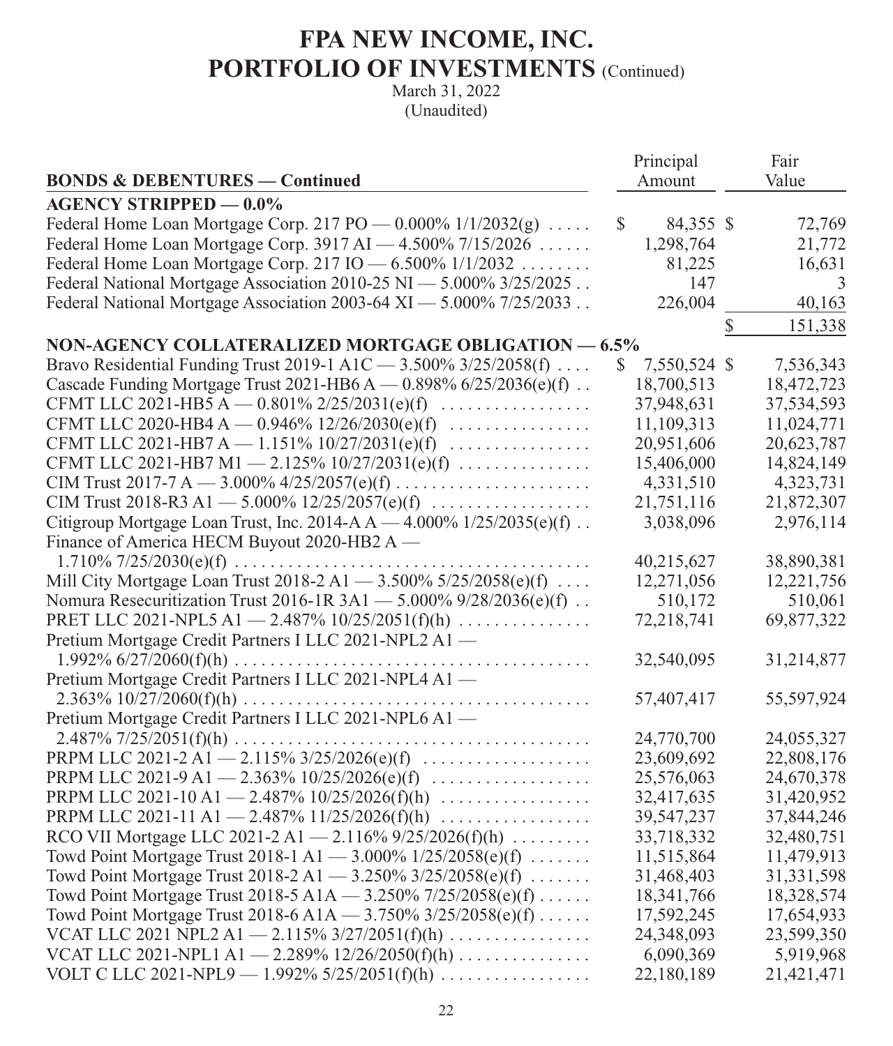# FPA NEW INCOME, INC.
## PORTFOLIO OF INVESTMENTS (Continued)

March 31, 2022
(Unaudited)

| BONDS & DEBENTURES — Continued | Principal Amount | Fair Value |
|---|---|---|
| **AGENCY STRIPPED — 0.0%** | | |
| Federal Home Loan Mortgage Corp. 217 PO — 0.000% 1/1/2032(g) | $ 84,355 | $ 72,769 |
| Federal Home Loan Mortgage Corp. 3917 AI — 4.500% 7/15/2026 | 1,298,764 | 21,772 |
| Federal Home Loan Mortgage Corp. 217 IO — 6.500% 1/1/2032 | 81,225 | 16,631 |
| Federal National Mortgage Association 2010-25 NI — 5.000% 3/25/2025 | 147 | 3 |
| Federal National Mortgage Association 2003-64 XI — 5.000% 7/25/2033 | 226,004 | 40,163 |
| | | $ 151,338 |
| **NON-AGENCY COLLATERALIZED MORTGAGE OBLIGATION — 6.5%** | | |
| Bravo Residential Funding Trust 2019-1 A1C — 3.500% 3/25/2058(f) | $ 7,550,524 | $ 7,536,343 |
| Cascade Funding Mortgage Trust 2021-HB6 A — 0.898% 6/25/2036(e)(f) | 18,700,513 | 18,472,723 |
| CFMT LLC 2021-HB5 A — 0.801% 2/25/2031(e)(f) | 37,948,631 | 37,534,593 |
| CFMT LLC 2020-HB4 A — 0.946% 12/26/2030(e)(f) | 11,109,313 | 11,024,771 |
| CFMT LLC 2021-HB7 A — 1.151% 10/27/2031(e)(f) | 20,951,606 | 20,623,787 |
| CFMT LLC 2021-HB7 M1 — 2.125% 10/27/2031(e)(f) | 15,406,000 | 14,824,149 |
| CIM Trust 2017-7 A — 3.000% 4/25/2057(e)(f) | 4,331,510 | 4,323,731 |
| CIM Trust 2018-R3 A1 — 5.000% 12/25/2057(e)(f) | 21,751,116 | 21,872,307 |
| Citigroup Mortgage Loan Trust, Inc. 2014-A A — 4.000% 1/25/2035(e)(f) | 3,038,096 | 2,976,114 |
| Finance of America HECM Buyout 2020-HB2 A — 1.710% 7/25/2030(e)(f) | 40,215,627 | 38,890,381 |
| Mill City Mortgage Loan Trust 2018-2 A1 — 3.500% 5/25/2058(e)(f) | 12,271,056 | 12,221,756 |
| Nomura Resecuritization Trust 2016-1R 3A1 — 5.000% 9/28/2036(e)(f) | 510,172 | 510,061 |
| PRET LLC 2021-NPL5 A1 — 2.487% 10/25/2051(f)(h) | 72,218,741 | 69,877,322 |
| Pretium Mortgage Credit Partners I LLC 2021-NPL2 A1 — 1.992% 6/27/2060(f)(h) | 32,540,095 | 31,214,877 |
| Pretium Mortgage Credit Partners I LLC 2021-NPL4 A1 — 2.363% 10/27/2060(f)(h) | 57,407,417 | 55,597,924 |
| Pretium Mortgage Credit Partners I LLC 2021-NPL6 A1 — 2.487% 7/25/2051(f)(h) | 24,770,700 | 24,055,327 |
| PRPM LLC 2021-2 A1 — 2.115% 3/25/2026(e)(f) | 23,609,692 | 22,808,176 |
| PRPM LLC 2021-9 A1 — 2.363% 10/25/2026(e)(f) | 25,576,063 | 24,670,378 |
| PRPM LLC 2021-10 A1 — 2.487% 10/25/2026(f)(h) | 32,417,635 | 31,420,952 |
| PRPM LLC 2021-11 A1 — 2.487% 11/25/2026(f)(h) | 39,547,237 | 37,844,246 |
| RCO VII Mortgage LLC 2021-2 A1 — 2.116% 9/25/2026(f)(h) | 33,718,332 | 32,480,751 |
| Towd Point Mortgage Trust 2018-1 A1 — 3.000% 1/25/2058(e)(f) | 11,515,864 | 11,479,913 |
| Towd Point Mortgage Trust 2018-2 A1 — 3.250% 3/25/2058(e)(f) | 31,468,403 | 31,331,598 |
| Towd Point Mortgage Trust 2018-5 A1A — 3.250% 7/25/2058(e)(f) | 18,341,766 | 18,328,574 |
| Towd Point Mortgage Trust 2018-6 A1A — 3.750% 3/25/2058(e)(f) | 17,592,245 | 17,654,933 |
| VCAT LLC 2021 NPL2 A1 — 2.115% 3/27/2051(f)(h) | 24,348,093 | 23,599,350 |
| VCAT LLC 2021-NPL1 A1 — 2.289% 12/26/2050(f)(h) | 6,090,369 | 5,919,968 |
| VOLT C LLC 2021-NPL9 — 1.992% 5/25/2051(f)(h) | 22,180,189 | 21,421,471 |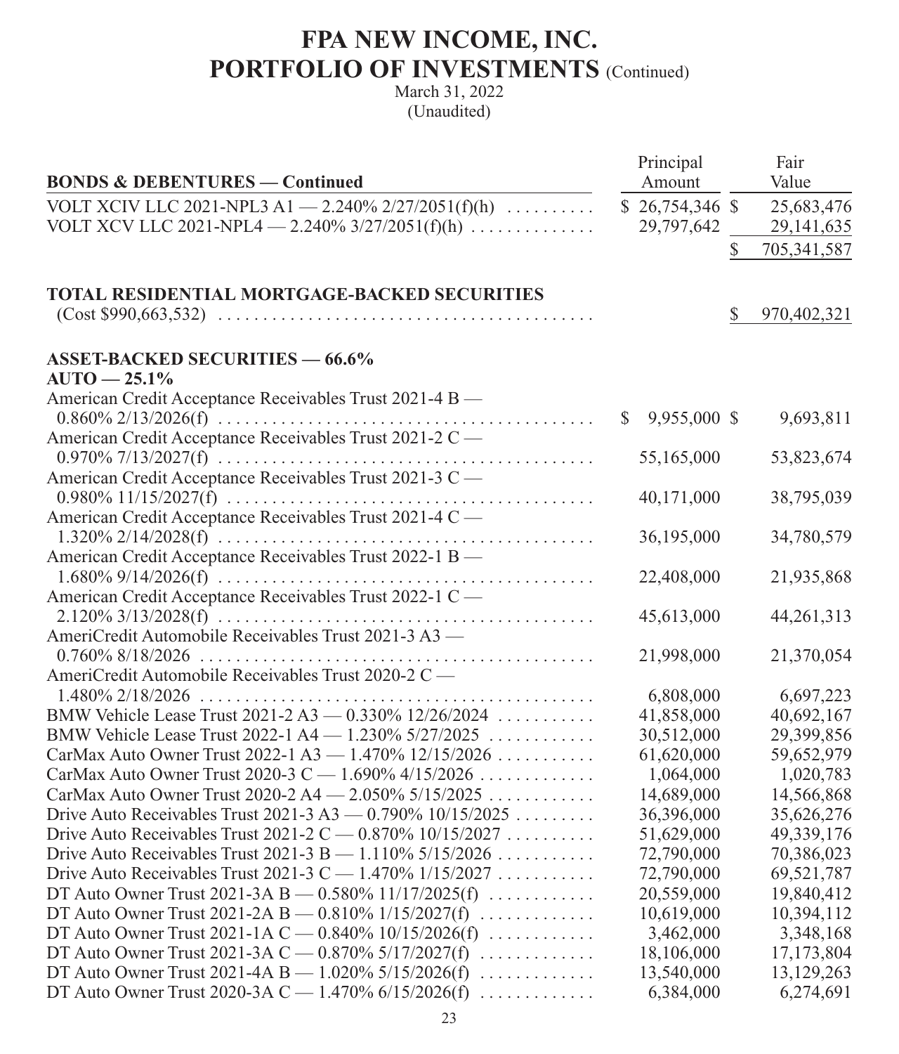# FPA NEW INCOME, INC.
## PORTFOLIO OF INVESTMENTS (Continued)
March 31, 2022
(Unaudited)

| BONDS & DEBENTURES — Continued | Principal Amount | Fair Value |
|---|---|---|
| VOLT XCIV LLC 2021-NPL3 A1 — 2.240% 2/27/2051(f)(h) | $ 26,754,346 | $ 25,683,476 |
| VOLT XCV LLC 2021-NPL4 — 2.240% 3/27/2051(f)(h) | 29,797,642 | 29,141,635 |
| | | $ 705,341,587 |
| **TOTAL RESIDENTIAL MORTGAGE-BACKED SECURITIES** (Cost $990,663,532) | | $ 970,402,321 |
| **ASSET-BACKED SECURITIES — 66.6%** | | |
| **AUTO — 25.1%** | | |
| American Credit Acceptance Receivables Trust 2021-4 B — 0.860% 2/13/2026(f) | $ 9,955,000 | $ 9,693,811 |
| American Credit Acceptance Receivables Trust 2021-2 C — 0.970% 7/13/2027(f) | 55,165,000 | 53,823,674 |
| American Credit Acceptance Receivables Trust 2021-3 C — 0.980% 11/15/2027(f) | 40,171,000 | 38,795,039 |
| American Credit Acceptance Receivables Trust 2021-4 C — 1.320% 2/14/2028(f) | 36,195,000 | 34,780,579 |
| American Credit Acceptance Receivables Trust 2022-1 B — 1.680% 9/14/2026(f) | 22,408,000 | 21,935,868 |
| American Credit Acceptance Receivables Trust 2022-1 C — 2.120% 3/13/2028(f) | 45,613,000 | 44,261,313 |
| AmeriCredit Automobile Receivables Trust 2021-3 A3 — 0.760% 8/18/2026 | 21,998,000 | 21,370,054 |
| AmeriCredit Automobile Receivables Trust 2020-2 C — 1.480% 2/18/2026 | 6,808,000 | 6,697,223 |
| BMW Vehicle Lease Trust 2021-2 A3 — 0.330% 12/26/2024 | 41,858,000 | 40,692,167 |
| BMW Vehicle Lease Trust 2022-1 A4 — 1.230% 5/27/2025 | 30,512,000 | 29,399,856 |
| CarMax Auto Owner Trust 2022-1 A3 — 1.470% 12/15/2026 | 61,620,000 | 59,652,979 |
| CarMax Auto Owner Trust 2020-3 C — 1.690% 4/15/2026 | 1,064,000 | 1,020,783 |
| CarMax Auto Owner Trust 2020-2 A4 — 2.050% 5/15/2025 | 14,689,000 | 14,566,868 |
| Drive Auto Receivables Trust 2021-3 A3 — 0.790% 10/15/2025 | 36,396,000 | 35,626,276 |
| Drive Auto Receivables Trust 2021-2 C — 0.870% 10/15/2027 | 51,629,000 | 49,339,176 |
| Drive Auto Receivables Trust 2021-3 B — 1.110% 5/15/2026 | 72,790,000 | 70,386,023 |
| Drive Auto Receivables Trust 2021-3 C — 1.470% 1/15/2027 | 72,790,000 | 69,521,787 |
| DT Auto Owner Trust 2021-3A B — 0.580% 11/17/2025(f) | 20,559,000 | 19,840,412 |
| DT Auto Owner Trust 2021-2A B — 0.810% 1/15/2027(f) | 10,619,000 | 10,394,112 |
| DT Auto Owner Trust 2021-1A C — 0.840% 10/15/2026(f) | 3,462,000 | 3,348,168 |
| DT Auto Owner Trust 2021-3A C — 0.870% 5/17/2027(f) | 18,106,000 | 17,173,804 |
| DT Auto Owner Trust 2021-4A B — 1.020% 5/15/2026(f) | 13,540,000 | 13,129,263 |
| DT Auto Owner Trust 2020-3A C — 1.470% 6/15/2026(f) | 6,384,000 | 6,274,691 |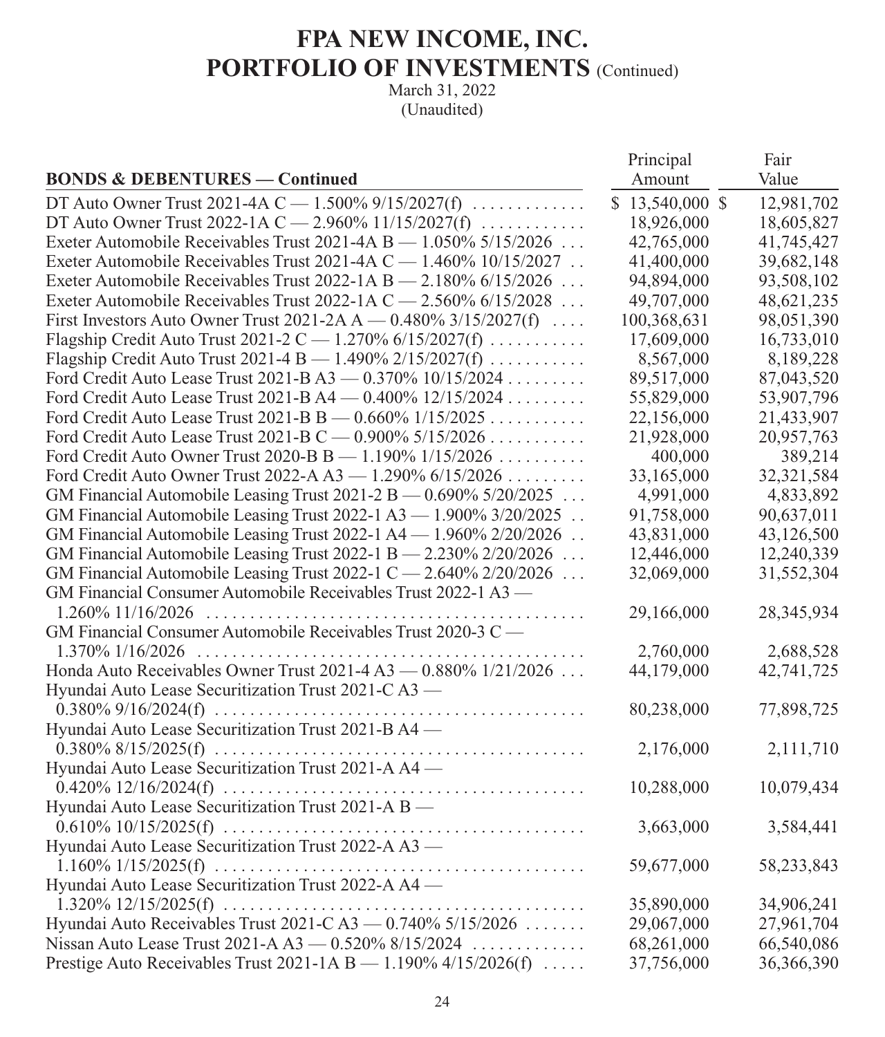# FPA NEW INCOME, INC.
## PORTFOLIO OF INVESTMENTS (Continued)
March 31, 2022
(Unaudited)

| BONDS & DEBENTURES — Continued | Principal Amount | Fair Value |
|---|---|---|
| DT Auto Owner Trust 2021-4A C — 1.500% 9/15/2027(f) | $ 13,540,000 | $ 12,981,702 |
| DT Auto Owner Trust 2022-1A C — 2.960% 11/15/2027(f) | 18,926,000 | 18,605,827 |
| Exeter Automobile Receivables Trust 2021-4A B — 1.050% 5/15/2026 | 42,765,000 | 41,745,427 |
| Exeter Automobile Receivables Trust 2021-4A C — 1.460% 10/15/2027 | 41,400,000 | 39,682,148 |
| Exeter Automobile Receivables Trust 2022-1A B — 2.180% 6/15/2026 | 94,894,000 | 93,508,102 |
| Exeter Automobile Receivables Trust 2022-1A C — 2.560% 6/15/2028 | 49,707,000 | 48,621,235 |
| First Investors Auto Owner Trust 2021-2A A — 0.480% 3/15/2027(f) | 100,368,631 | 98,051,390 |
| Flagship Credit Auto Trust 2021-2 C — 1.270% 6/15/2027(f) | 17,609,000 | 16,733,010 |
| Flagship Credit Auto Trust 2021-4 B — 1.490% 2/15/2027(f) | 8,567,000 | 8,189,228 |
| Ford Credit Auto Lease Trust 2021-B A3 — 0.370% 10/15/2024 | 89,517,000 | 87,043,520 |
| Ford Credit Auto Lease Trust 2021-B A4 — 0.400% 12/15/2024 | 55,829,000 | 53,907,796 |
| Ford Credit Auto Lease Trust 2021-B B — 0.660% 1/15/2025 | 22,156,000 | 21,433,907 |
| Ford Credit Auto Lease Trust 2021-B C — 0.900% 5/15/2026 | 21,928,000 | 20,957,763 |
| Ford Credit Auto Owner Trust 2020-B B — 1.190% 1/15/2026 | 400,000 | 389,214 |
| Ford Credit Auto Owner Trust 2022-A A3 — 1.290% 6/15/2026 | 33,165,000 | 32,321,584 |
| GM Financial Automobile Leasing Trust 2021-2 B — 0.690% 5/20/2025 | 4,991,000 | 4,833,892 |
| GM Financial Automobile Leasing Trust 2022-1 A3 — 1.900% 3/20/2025 | 91,758,000 | 90,637,011 |
| GM Financial Automobile Leasing Trust 2022-1 A4 — 1.960% 2/20/2026 | 43,831,000 | 43,126,500 |
| GM Financial Automobile Leasing Trust 2022-1 B — 2.230% 2/20/2026 | 12,446,000 | 12,240,339 |
| GM Financial Automobile Leasing Trust 2022-1 C — 2.640% 2/20/2026 | 32,069,000 | 31,552,304 |
| GM Financial Consumer Automobile Receivables Trust 2022-1 A3 — 1.260% 11/16/2026 | 29,166,000 | 28,345,934 |
| GM Financial Consumer Automobile Receivables Trust 2020-3 C — 1.370% 1/16/2026 | 2,760,000 | 2,688,528 |
| Honda Auto Receivables Owner Trust 2021-4 A3 — 0.880% 1/21/2026 | 44,179,000 | 42,741,725 |
| Hyundai Auto Lease Securitization Trust 2021-C A3 — 0.380% 9/16/2024(f) | 80,238,000 | 77,898,725 |
| Hyundai Auto Lease Securitization Trust 2021-B A4 — 0.380% 8/15/2025(f) | 2,176,000 | 2,111,710 |
| Hyundai Auto Lease Securitization Trust 2021-A A4 — 0.420% 12/16/2024(f) | 10,288,000 | 10,079,434 |
| Hyundai Auto Lease Securitization Trust 2021-A B — 0.610% 10/15/2025(f) | 3,663,000 | 3,584,441 |
| Hyundai Auto Lease Securitization Trust 2022-A A3 — 1.160% 1/15/2025(f) | 59,677,000 | 58,233,843 |
| Hyundai Auto Lease Securitization Trust 2022-A A4 — 1.320% 12/15/2025(f) | 35,890,000 | 34,906,241 |
| Hyundai Auto Receivables Trust 2021-C A3 — 0.740% 5/15/2026 | 29,067,000 | 27,961,704 |
| Nissan Auto Lease Trust 2021-A A3 — 0.520% 8/15/2024 | 68,261,000 | 66,540,086 |
| Prestige Auto Receivables Trust 2021-1A B — 1.190% 4/15/2026(f) | 37,756,000 | 36,366,390 |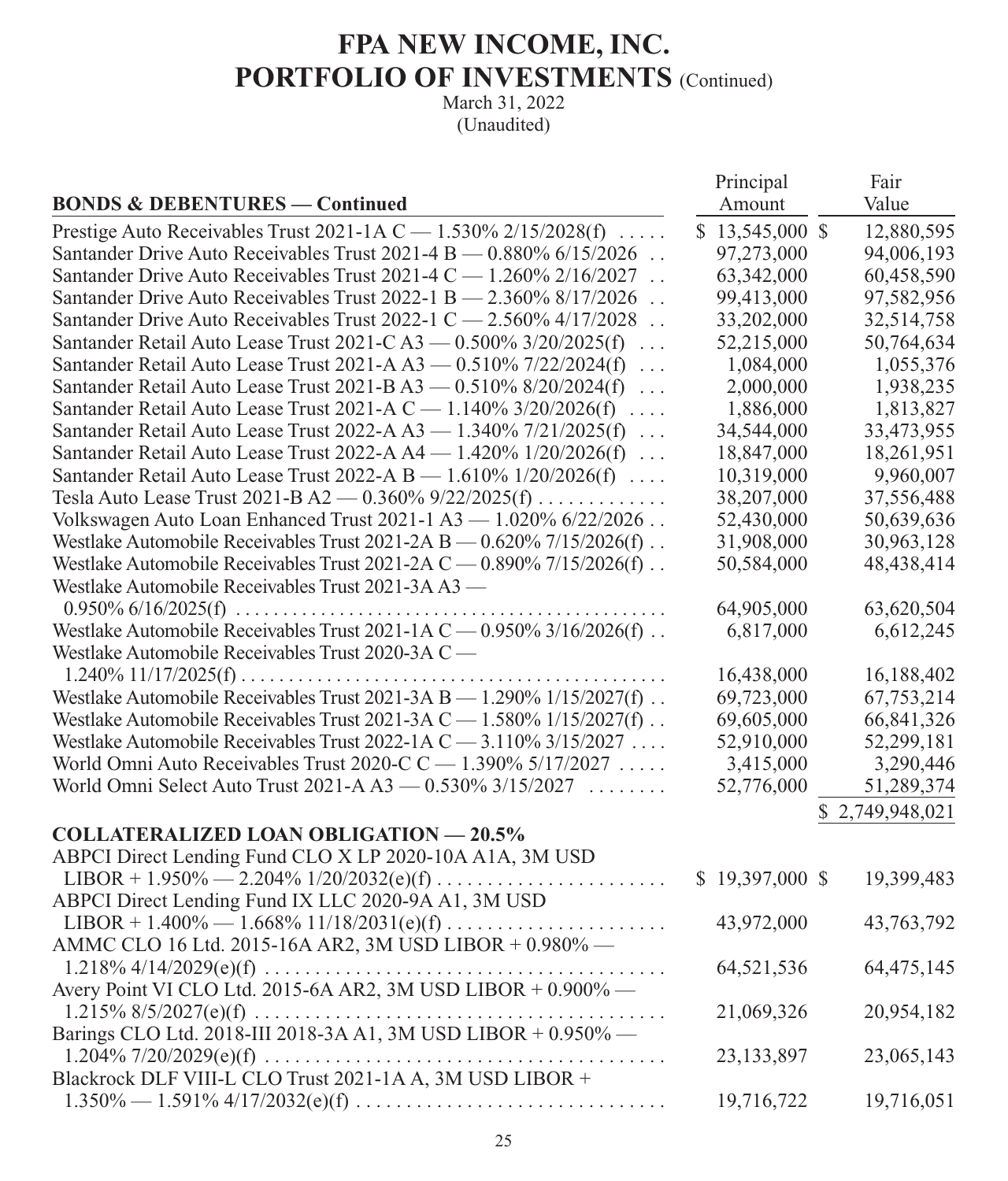# FPA NEW INCOME, INC.
## PORTFOLIO OF INVESTMENTS (Continued)

March 31, 2022
(Unaudited)

| BONDS & DEBENTURES — Continued | Principal Amount | Fair Value |
|---|---|---|
| Prestige Auto Receivables Trust 2021-1A C — 1.530% 2/15/2028(f) | $ 13,545,000 | $ 12,880,595 |
| Santander Drive Auto Receivables Trust 2021-4 B — 0.880% 6/15/2026 | 97,273,000 | 94,006,193 |
| Santander Drive Auto Receivables Trust 2021-4 C — 1.260% 2/16/2027 | 63,342,000 | 60,458,590 |
| Santander Drive Auto Receivables Trust 2022-1 B — 2.360% 8/17/2026 | 99,413,000 | 97,582,956 |
| Santander Drive Auto Receivables Trust 2022-1 C — 2.560% 4/17/2028 | 33,202,000 | 32,514,758 |
| Santander Retail Auto Lease Trust 2021-C A3 — 0.500% 3/20/2025(f) | 52,215,000 | 50,764,634 |
| Santander Retail Auto Lease Trust 2021-A A3 — 0.510% 7/22/2024(f) | 1,084,000 | 1,055,376 |
| Santander Retail Auto Lease Trust 2021-B A3 — 0.510% 8/20/2024(f) | 2,000,000 | 1,938,235 |
| Santander Retail Auto Lease Trust 2021-A C — 1.140% 3/20/2026(f) | 1,886,000 | 1,813,827 |
| Santander Retail Auto Lease Trust 2022-A A3 — 1.340% 7/21/2025(f) | 34,544,000 | 33,473,955 |
| Santander Retail Auto Lease Trust 2022-A A4 — 1.420% 1/20/2026(f) | 18,847,000 | 18,261,951 |
| Santander Retail Auto Lease Trust 2022-A B — 1.610% 1/20/2026(f) | 10,319,000 | 9,960,007 |
| Tesla Auto Lease Trust 2021-B A2 — 0.360% 9/22/2025(f) | 38,207,000 | 37,556,488 |
| Volkswagen Auto Loan Enhanced Trust 2021-1 A3 — 1.020% 6/22/2026 | 52,430,000 | 50,639,636 |
| Westlake Automobile Receivables Trust 2021-2A B — 0.620% 7/15/2026(f) | 31,908,000 | 30,963,128 |
| Westlake Automobile Receivables Trust 2021-2A C — 0.890% 7/15/2026(f) | 50,584,000 | 48,438,414 |
| Westlake Automobile Receivables Trust 2021-3A A3 — 0.950% 6/16/2025(f) | 64,905,000 | 63,620,504 |
| Westlake Automobile Receivables Trust 2021-1A C — 0.950% 3/16/2026(f) | 6,817,000 | 6,612,245 |
| Westlake Automobile Receivables Trust 2020-3A C — 1.240% 11/17/2025(f) | 16,438,000 | 16,188,402 |
| Westlake Automobile Receivables Trust 2021-3A B — 1.290% 1/15/2027(f) | 69,723,000 | 67,753,214 |
| Westlake Automobile Receivables Trust 2021-3A C — 1.580% 1/15/2027(f) | 69,605,000 | 66,841,326 |
| Westlake Automobile Receivables Trust 2022-1A C — 3.110% 3/15/2027 | 52,910,000 | 52,299,181 |
| World Omni Auto Receivables Trust 2020-C C — 1.390% 5/17/2027 | 3,415,000 | 3,290,446 |
| World Omni Select Auto Trust 2021-A A3 — 0.530% 3/15/2027 | 52,776,000 | 51,289,374 |
| | | $ 2,749,948,021 |
| **COLLATERALIZED LOAN OBLIGATION — 20.5%** | | |
| ABPCI Direct Lending Fund CLO X LP 2020-10A A1A, 3M USD LIBOR + 1.950% — 2.204% 1/20/2032(e)(f) | $ 19,397,000 | $ 19,399,483 |
| ABPCI Direct Lending Fund IX LLC 2020-9A A1, 3M USD LIBOR + 1.400% — 1.668% 11/18/2031(e)(f) | 43,972,000 | 43,763,792 |
| AMMC CLO 16 Ltd. 2015-16A AR2, 3M USD LIBOR + 0.980% — 1.218% 4/14/2029(e)(f) | 64,521,536 | 64,475,145 |
| Avery Point VI CLO Ltd. 2015-6A AR2, 3M USD LIBOR + 0.900% — 1.215% 8/5/2027(e)(f) | 21,069,326 | 20,954,182 |
| Barings CLO Ltd. 2018-III 2018-3A A1, 3M USD LIBOR + 0.950% — 1.204% 7/20/2029(e)(f) | 23,133,897 | 23,065,143 |
| Blackrock DLF VIII-L CLO Trust 2021-1A A, 3M USD LIBOR + 1.350% — 1.591% 4/17/2032(e)(f) | 19,716,722 | 19,716,051 |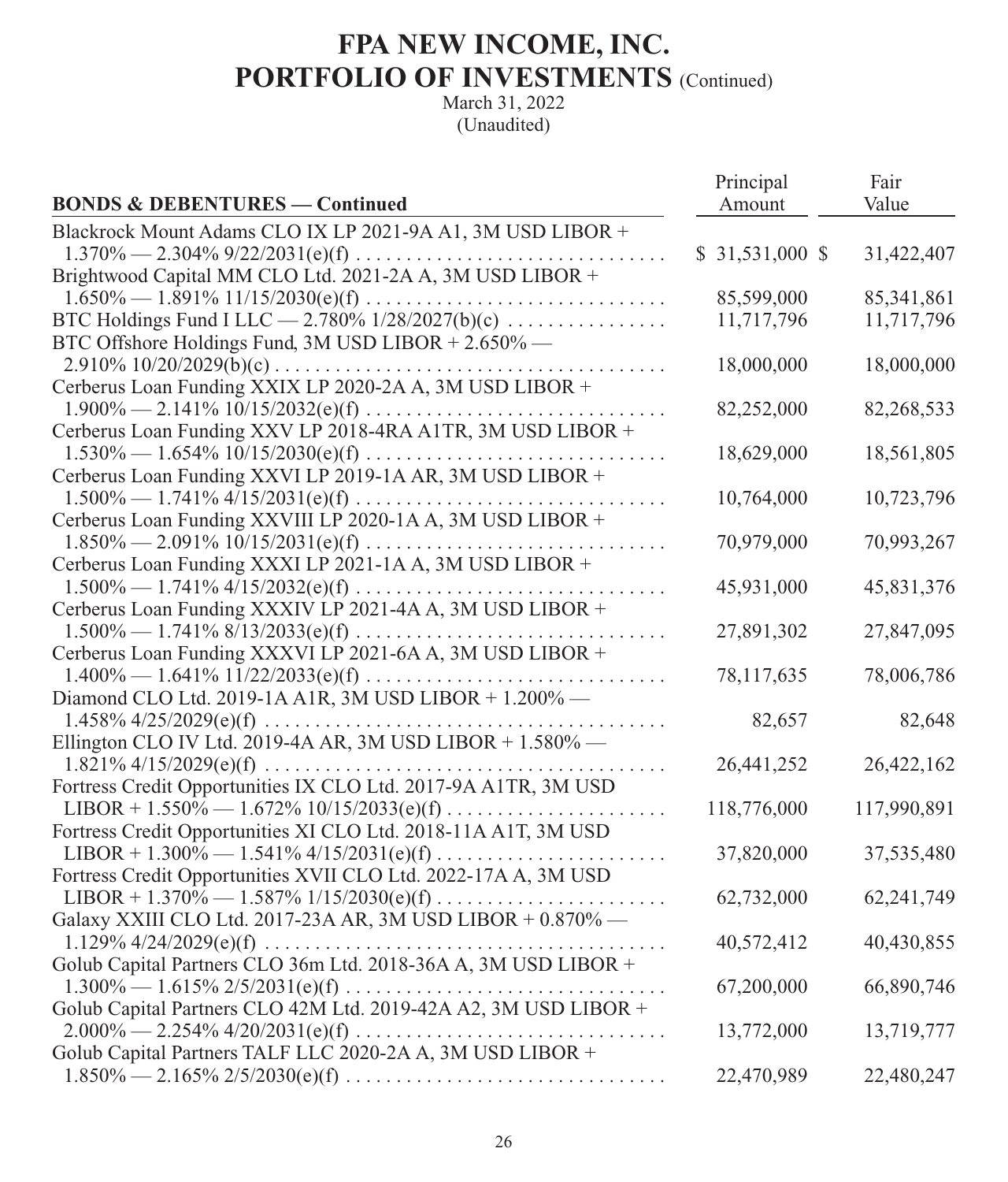# FPA NEW INCOME, INC.
## PORTFOLIO OF INVESTMENTS (Continued)
March 31, 2022
(Unaudited)

| BONDS & DEBENTURES — Continued | Principal Amount | Fair Value |
|---|---|---|
| Blackrock Mount Adams CLO IX LP 2021-9A A1, 3M USD LIBOR + 1.370% — 2.304% 9/22/2031(e)(f) | $ 31,531,000 | $ 31,422,407 |
| Brightwood Capital MM CLO Ltd. 2021-2A A, 3M USD LIBOR + 1.650% — 1.891% 11/15/2030(e)(f) | 85,599,000 | 85,341,861 |
| BTC Holdings Fund I LLC — 2.780% 1/28/2027(b)(c) | 11,717,796 | 11,717,796 |
| BTC Offshore Holdings Fund, 3M USD LIBOR + 2.650% — 2.910% 10/20/2029(b)(c) | 18,000,000 | 18,000,000 |
| Cerberus Loan Funding XXIX LP 2020-2A A, 3M USD LIBOR + 1.900% — 2.141% 10/15/2032(e)(f) | 82,252,000 | 82,268,533 |
| Cerberus Loan Funding XXV LP 2018-4RA A1TR, 3M USD LIBOR + 1.530% — 1.654% 10/15/2030(e)(f) | 18,629,000 | 18,561,805 |
| Cerberus Loan Funding XXVI LP 2019-1A AR, 3M USD LIBOR + 1.500% — 1.741% 4/15/2031(e)(f) | 10,764,000 | 10,723,796 |
| Cerberus Loan Funding XXVIII LP 2020-1A A, 3M USD LIBOR + 1.850% — 2.091% 10/15/2031(e)(f) | 70,979,000 | 70,993,267 |
| Cerberus Loan Funding XXXI LP 2021-1A A, 3M USD LIBOR + 1.500% — 1.741% 4/15/2032(e)(f) | 45,931,000 | 45,831,376 |
| Cerberus Loan Funding XXXIV LP 2021-4A A, 3M USD LIBOR + 1.500% — 1.741% 8/13/2033(e)(f) | 27,891,302 | 27,847,095 |
| Cerberus Loan Funding XXXVI LP 2021-6A A, 3M USD LIBOR + 1.400% — 1.641% 11/22/2033(e)(f) | 78,117,635 | 78,006,786 |
| Diamond CLO Ltd. 2019-1A A1R, 3M USD LIBOR + 1.200% — 1.458% 4/25/2029(e)(f) | 82,657 | 82,648 |
| Ellington CLO IV Ltd. 2019-4A AR, 3M USD LIBOR + 1.580% — 1.821% 4/15/2029(e)(f) | 26,441,252 | 26,422,162 |
| Fortress Credit Opportunities IX CLO Ltd. 2017-9A A1TR, 3M USD LIBOR + 1.550% — 1.672% 10/15/2033(e)(f) | 118,776,000 | 117,990,891 |
| Fortress Credit Opportunities XI CLO Ltd. 2018-11A A1T, 3M USD LIBOR + 1.300% — 1.541% 4/15/2031(e)(f) | 37,820,000 | 37,535,480 |
| Fortress Credit Opportunities XVII CLO Ltd. 2022-17A A, 3M USD LIBOR + 1.370% — 1.587% 1/15/2030(e)(f) | 62,732,000 | 62,241,749 |
| Galaxy XXIII CLO Ltd. 2017-23A AR, 3M USD LIBOR + 0.870% — 1.129% 4/24/2029(e)(f) | 40,572,412 | 40,430,855 |
| Golub Capital Partners CLO 36m Ltd. 2018-36A A, 3M USD LIBOR + 1.300% — 1.615% 2/5/2031(e)(f) | 67,200,000 | 66,890,746 |
| Golub Capital Partners CLO 42M Ltd. 2019-42A A2, 3M USD LIBOR + 2.000% — 2.254% 4/20/2031(e)(f) | 13,772,000 | 13,719,777 |
| Golub Capital Partners TALF LLC 2020-2A A, 3M USD LIBOR + 1.850% — 2.165% 2/5/2030(e)(f) | 22,470,989 | 22,480,247 |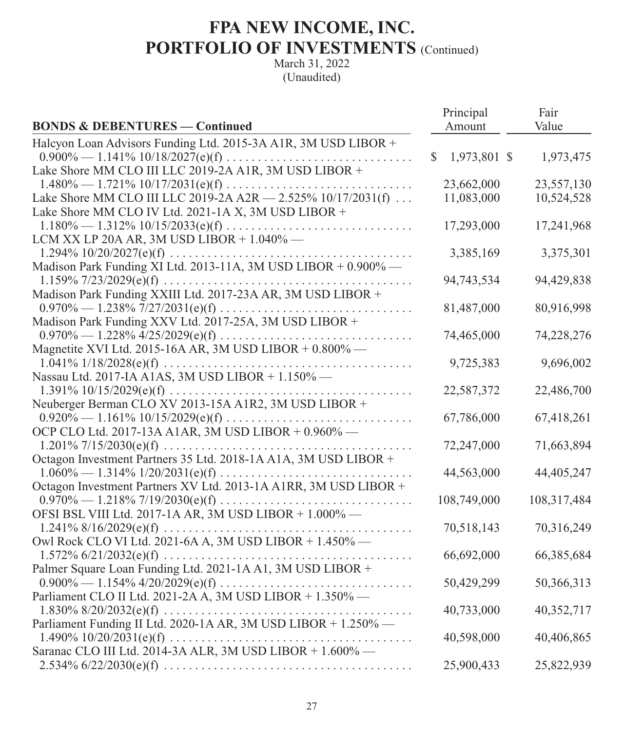# FPA NEW INCOME, INC.
# PORTFOLIO OF INVESTMENTS (Continued)

March 31, 2022
(Unaudited)

| BONDS & DEBENTURES — Continued | Principal Amount | Fair Value |
|---|---|---|
| Halcyon Loan Advisors Funding Ltd. 2015-3A A1R, 3M USD LIBOR + 0.900% — 1.141% 10/18/2027(e)(f) | $ 1,973,801 | $ 1,973,475 |
| Lake Shore MM CLO III LLC 2019-2A A1R, 3M USD LIBOR + 1.480% — 1.721% 10/17/2031(e)(f) | 23,662,000 | 23,557,130 |
| Lake Shore MM CLO III LLC 2019-2A A2R — 2.525% 10/17/2031(f) | 11,083,000 | 10,524,528 |
| Lake Shore MM CLO IV Ltd. 2021-1A X, 3M USD LIBOR + 1.180% — 1.312% 10/15/2033(e)(f) | 17,293,000 | 17,241,968 |
| LCM XX LP 20A AR, 3M USD LIBOR + 1.040% — 1.294% 10/20/2027(e)(f) | 3,385,169 | 3,375,301 |
| Madison Park Funding XI Ltd. 2013-11A, 3M USD LIBOR + 0.900% — 1.159% 7/23/2029(e)(f) | 94,743,534 | 94,429,838 |
| Madison Park Funding XXIII Ltd. 2017-23A AR, 3M USD LIBOR + 0.970% — 1.238% 7/27/2031(e)(f) | 81,487,000 | 80,916,998 |
| Madison Park Funding XXV Ltd. 2017-25A, 3M USD LIBOR + 0.970% — 1.228% 4/25/2029(e)(f) | 74,465,000 | 74,228,276 |
| Magnetite XVI Ltd. 2015-16A AR, 3M USD LIBOR + 0.800% — 1.041% 1/18/2028(e)(f) | 9,725,383 | 9,696,002 |
| Nassau Ltd. 2017-IA A1AS, 3M USD LIBOR + 1.150% — 1.391% 10/15/2029(e)(f) | 22,587,372 | 22,486,700 |
| Neuberger Berman CLO XV 2013-15A A1R2, 3M USD LIBOR + 0.920% — 1.161% 10/15/2029(e)(f) | 67,786,000 | 67,418,261 |
| OCP CLO Ltd. 2017-13A A1AR, 3M USD LIBOR + 0.960% — 1.201% 7/15/2030(e)(f) | 72,247,000 | 71,663,894 |
| Octagon Investment Partners 35 Ltd. 2018-1A A1A, 3M USD LIBOR + 1.060% — 1.314% 1/20/2031(e)(f) | 44,563,000 | 44,405,247 |
| Octagon Investment Partners XV Ltd. 2013-1A A1RR, 3M USD LIBOR + 0.970% — 1.218% 7/19/2030(e)(f) | 108,749,000 | 108,317,484 |
| OFSI BSL VIII Ltd. 2017-1A AR, 3M USD LIBOR + 1.000% — 1.241% 8/16/2029(e)(f) | 70,518,143 | 70,316,249 |
| Owl Rock CLO VI Ltd. 2021-6A A, 3M USD LIBOR + 1.450% — 1.572% 6/21/2032(e)(f) | 66,692,000 | 66,385,684 |
| Palmer Square Loan Funding Ltd. 2021-1A A1, 3M USD LIBOR + 0.900% — 1.154% 4/20/2029(e)(f) | 50,429,299 | 50,366,313 |
| Parliament CLO II Ltd. 2021-2A A, 3M USD LIBOR + 1.350% — 1.830% 8/20/2032(e)(f) | 40,733,000 | 40,352,717 |
| Parliament Funding II Ltd. 2020-1A AR, 3M USD LIBOR + 1.250% — 1.490% 10/20/2031(e)(f) | 40,598,000 | 40,406,865 |
| Saranac CLO III Ltd. 2014-3A ALR, 3M USD LIBOR + 1.600% — 2.534% 6/22/2030(e)(f) | 25,900,433 | 25,822,939 |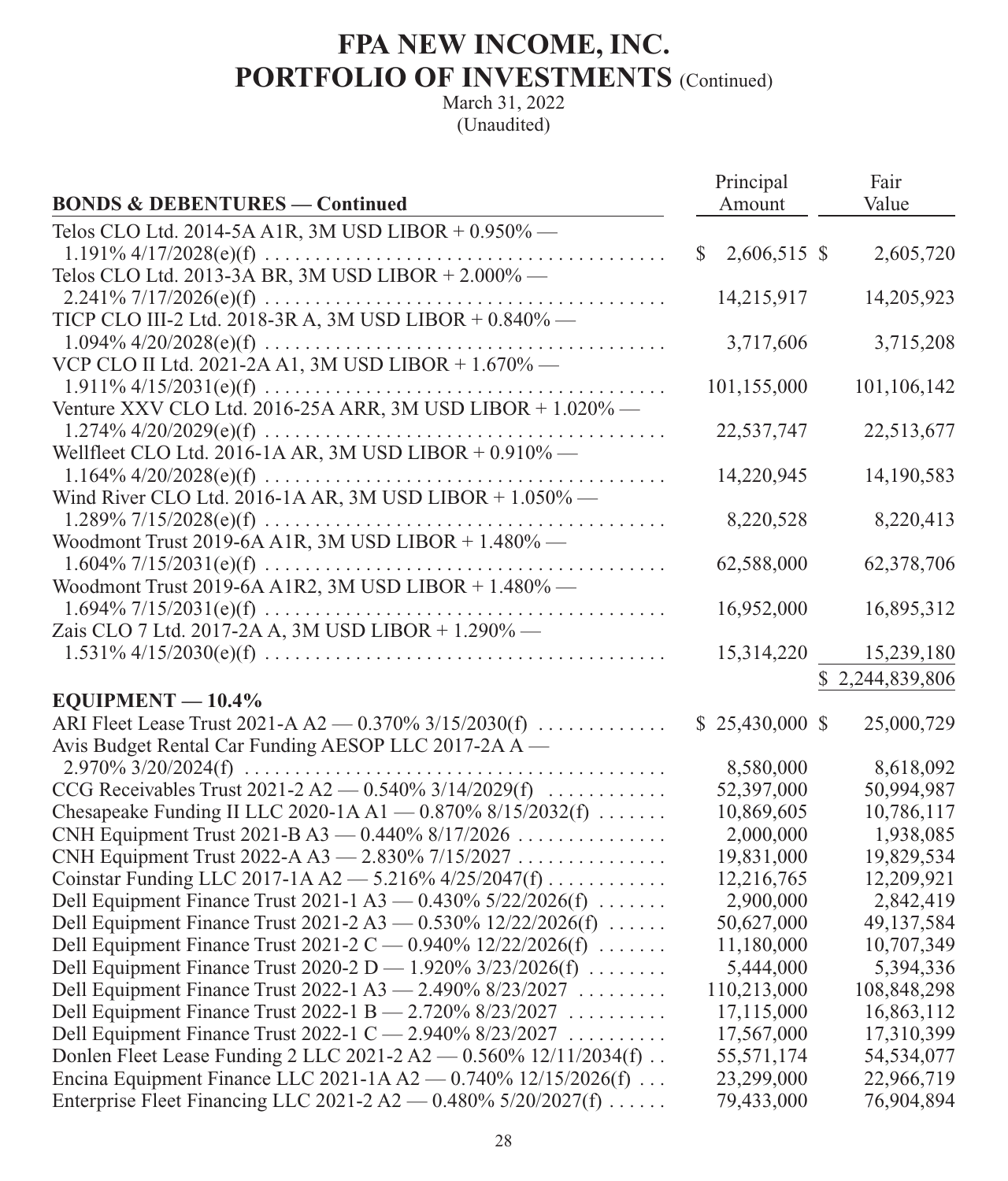# FPA NEW INCOME, INC.
# PORTFOLIO OF INVESTMENTS (Continued)
March 31, 2022
(Unaudited)

| BONDS & DEBENTURES — Continued | Principal Amount | Fair Value |
|---|---|---|
| Telos CLO Ltd. 2014-5A A1R, 3M USD LIBOR + 0.950% — 1.191% 4/17/2028(e)(f) | $ 2,606,515 | $ 2,605,720 |
| Telos CLO Ltd. 2013-3A BR, 3M USD LIBOR + 2.000% — 2.241% 7/17/2026(e)(f) | 14,215,917 | 14,205,923 |
| TICP CLO III-2 Ltd. 2018-3R A, 3M USD LIBOR + 0.840% — 1.094% 4/20/2028(e)(f) | 3,717,606 | 3,715,208 |
| VCP CLO II Ltd. 2021-2A A1, 3M USD LIBOR + 1.670% — 1.911% 4/15/2031(e)(f) | 101,155,000 | 101,106,142 |
| Venture XXV CLO Ltd. 2016-25A ARR, 3M USD LIBOR + 1.020% — 1.274% 4/20/2029(e)(f) | 22,537,747 | 22,513,677 |
| Wellfleet CLO Ltd. 2016-1A AR, 3M USD LIBOR + 0.910% — 1.164% 4/20/2028(e)(f) | 14,220,945 | 14,190,583 |
| Wind River CLO Ltd. 2016-1A AR, 3M USD LIBOR + 1.050% — 1.289% 7/15/2028(e)(f) | 8,220,528 | 8,220,413 |
| Woodmont Trust 2019-6A A1R, 3M USD LIBOR + 1.480% — 1.604% 7/15/2031(e)(f) | 62,588,000 | 62,378,706 |
| Woodmont Trust 2019-6A A1R2, 3M USD LIBOR + 1.480% — 1.694% 7/15/2031(e)(f) | 16,952,000 | 16,895,312 |
| Zais CLO 7 Ltd. 2017-2A A, 3M USD LIBOR + 1.290% — 1.531% 4/15/2030(e)(f) | 15,314,220 | 15,239,180 |
| | | $ 2,244,839,806 |
| **EQUIPMENT — 10.4%** | | |
| ARI Fleet Lease Trust 2021-A A2 — 0.370% 3/15/2030(f) | $ 25,430,000 | $ 25,000,729 |
| Avis Budget Rental Car Funding AESOP LLC 2017-2A A — 2.970% 3/20/2024(f) | 8,580,000 | 8,618,092 |
| CCG Receivables Trust 2021-2 A2 — 0.540% 3/14/2029(f) | 52,397,000 | 50,994,987 |
| Chesapeake Funding II LLC 2020-1A A1 — 0.870% 8/15/2032(f) | 10,869,605 | 10,786,117 |
| CNH Equipment Trust 2021-B A3 — 0.440% 8/17/2026 | 2,000,000 | 1,938,085 |
| CNH Equipment Trust 2022-A A3 — 2.830% 7/15/2027 | 19,831,000 | 19,829,534 |
| Coinstar Funding LLC 2017-1A A2 — 5.216% 4/25/2047(f) | 12,216,765 | 12,209,921 |
| Dell Equipment Finance Trust 2021-1 A3 — 0.430% 5/22/2026(f) | 2,900,000 | 2,842,419 |
| Dell Equipment Finance Trust 2021-2 A3 — 0.530% 12/22/2026(f) | 50,627,000 | 49,137,584 |
| Dell Equipment Finance Trust 2021-2 C — 0.940% 12/22/2026(f) | 11,180,000 | 10,707,349 |
| Dell Equipment Finance Trust 2020-2 D — 1.920% 3/23/2026(f) | 5,444,000 | 5,394,336 |
| Dell Equipment Finance Trust 2022-1 A3 — 2.490% 8/23/2027 | 110,213,000 | 108,848,298 |
| Dell Equipment Finance Trust 2022-1 B — 2.720% 8/23/2027 | 17,115,000 | 16,863,112 |
| Dell Equipment Finance Trust 2022-1 C — 2.940% 8/23/2027 | 17,567,000 | 17,310,399 |
| Donlen Fleet Lease Funding 2 LLC 2021-2 A2 — 0.560% 12/11/2034(f) | 55,571,174 | 54,534,077 |
| Encina Equipment Finance LLC 2021-1A A2 — 0.740% 12/15/2026(f) | 23,299,000 | 22,966,719 |
| Enterprise Fleet Financing LLC 2021-2 A2 — 0.480% 5/20/2027(f) | 79,433,000 | 76,904,894 |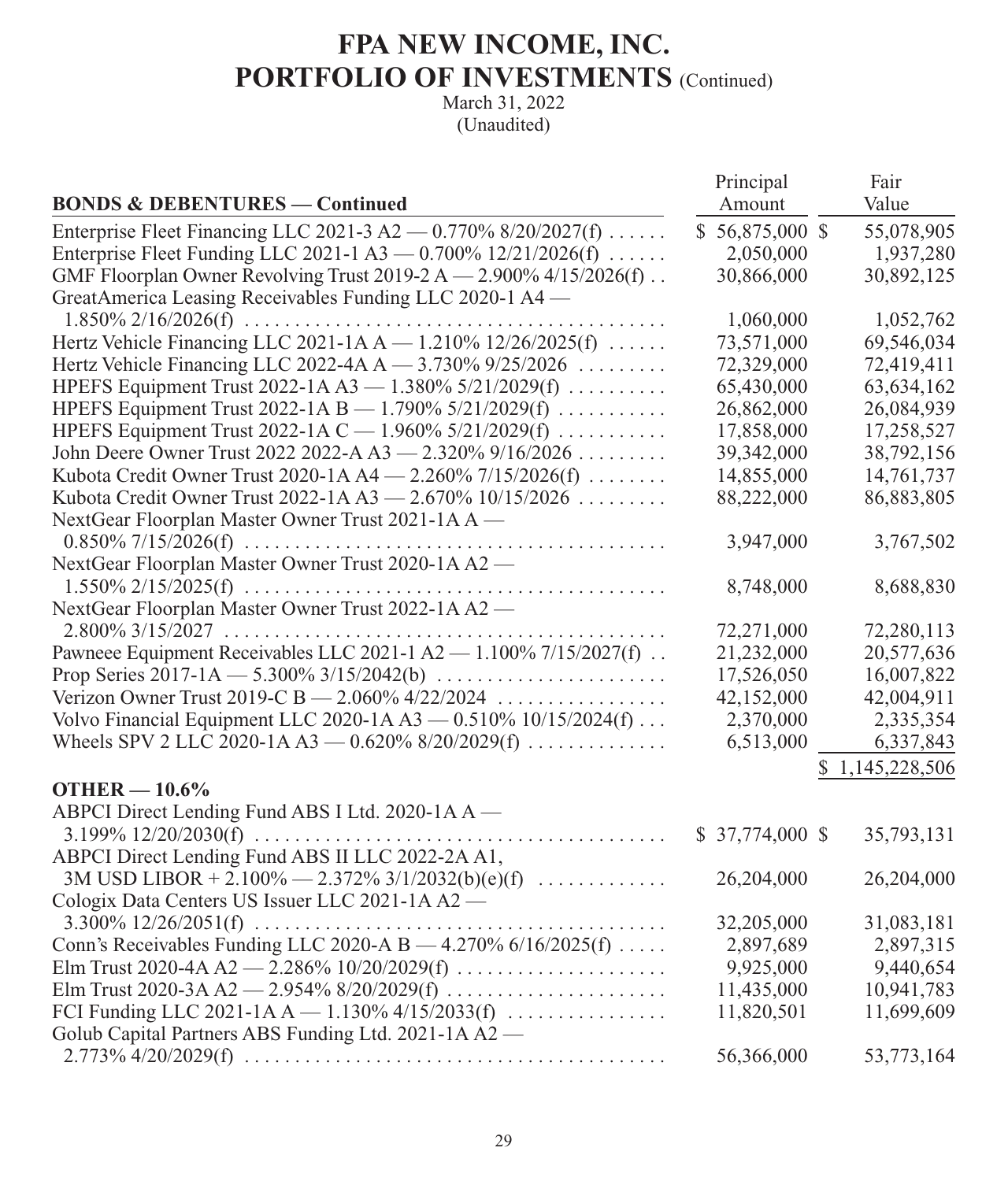# FPA NEW INCOME, INC.
## PORTFOLIO OF INVESTMENTS (Continued)

March 31, 2022
(Unaudited)

| BONDS & DEBENTURES — Continued | Principal Amount | Fair Value |
|---|---|---|
| Enterprise Fleet Financing LLC 2021-3 A2 — 0.770% 8/20/2027(f) | $ 56,875,000 | $ 55,078,905 |
| Enterprise Fleet Funding LLC 2021-1 A3 — 0.700% 12/21/2026(f) | 2,050,000 | 1,937,280 |
| GMF Floorplan Owner Revolving Trust 2019-2 A — 2.900% 4/15/2026(f) | 30,866,000 | 30,892,125 |
| GreatAmerica Leasing Receivables Funding LLC 2020-1 A4 — 1.850% 2/16/2026(f) | 1,060,000 | 1,052,762 |
| Hertz Vehicle Financing LLC 2021-1A A — 1.210% 12/26/2025(f) | 73,571,000 | 69,546,034 |
| Hertz Vehicle Financing LLC 2022-4A A — 3.730% 9/25/2026 | 72,329,000 | 72,419,411 |
| HPEFS Equipment Trust 2022-1A A3 — 1.380% 5/21/2029(f) | 65,430,000 | 63,634,162 |
| HPEFS Equipment Trust 2022-1A B — 1.790% 5/21/2029(f) | 26,862,000 | 26,084,939 |
| HPEFS Equipment Trust 2022-1A C — 1.960% 5/21/2029(f) | 17,858,000 | 17,258,527 |
| John Deere Owner Trust 2022 2022-A A3 — 2.320% 9/16/2026 | 39,342,000 | 38,792,156 |
| Kubota Credit Owner Trust 2020-1A A4 — 2.260% 7/15/2026(f) | 14,855,000 | 14,761,737 |
| Kubota Credit Owner Trust 2022-1A A3 — 2.670% 10/15/2026 | 88,222,000 | 86,883,805 |
| NextGear Floorplan Master Owner Trust 2021-1A A — 0.850% 7/15/2026(f) | 3,947,000 | 3,767,502 |
| NextGear Floorplan Master Owner Trust 2020-1A A2 — 1.550% 2/15/2025(f) | 8,748,000 | 8,688,830 |
| NextGear Floorplan Master Owner Trust 2022-1A A2 — 2.800% 3/15/2027 | 72,271,000 | 72,280,113 |
| Pawneee Equipment Receivables LLC 2021-1 A2 — 1.100% 7/15/2027(f) | 21,232,000 | 20,577,636 |
| Prop Series 2017-1A — 5.300% 3/15/2042(b) | 17,526,050 | 16,007,822 |
| Verizon Owner Trust 2019-C B — 2.060% 4/22/2024 | 42,152,000 | 42,004,911 |
| Volvo Financial Equipment LLC 2020-1A A3 — 0.510% 10/15/2024(f) | 2,370,000 | 2,335,354 |
| Wheels SPV 2 LLC 2020-1A A3 — 0.620% 8/20/2029(f) | 6,513,000 | 6,337,843 |
| | | $ 1,145,228,506 |
| **OTHER — 10.6%** | | |
| ABPCI Direct Lending Fund ABS I Ltd. 2020-1A A — 3.199% 12/20/2030(f) | $ 37,774,000 | $ 35,793,131 |
| ABPCI Direct Lending Fund ABS II LLC 2022-2A A1, 3M USD LIBOR + 2.100% — 2.372% 3/1/2032(b)(e)(f) | 26,204,000 | 26,204,000 |
| Cologix Data Centers US Issuer LLC 2021-1A A2 — 3.300% 12/26/2051(f) | 32,205,000 | 31,083,181 |
| Conn's Receivables Funding LLC 2020-A B — 4.270% 6/16/2025(f) | 2,897,689 | 2,897,315 |
| Elm Trust 2020-4A A2 — 2.286% 10/20/2029(f) | 9,925,000 | 9,440,654 |
| Elm Trust 2020-3A A2 — 2.954% 8/20/2029(f) | 11,435,000 | 10,941,783 |
| FCI Funding LLC 2021-1A A — 1.130% 4/15/2033(f) | 11,820,501 | 11,699,609 |
| Golub Capital Partners ABS Funding Ltd. 2021-1A A2 — 2.773% 4/20/2029(f) | 56,366,000 | 53,773,164 |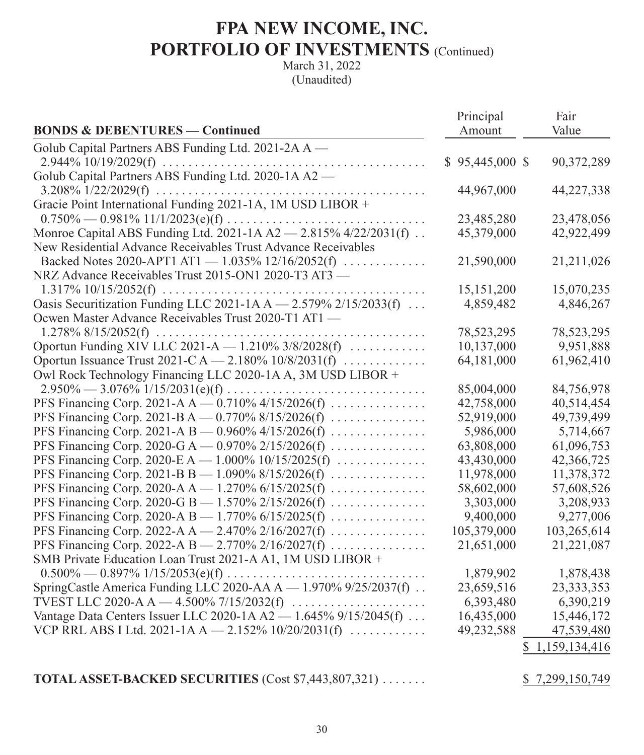# FPA NEW INCOME, INC.
## PORTFOLIO OF INVESTMENTS (Continued)
March 31, 2022
(Unaudited)

| BONDS & DEBENTURES — Continued | Principal Amount | Fair Value |
|---|---|---|
| Golub Capital Partners ABS Funding Ltd. 2021-2A A — 2.944% 10/19/2029(f) | $ 95,445,000 | $ 90,372,289 |
| Golub Capital Partners ABS Funding Ltd. 2020-1A A2 — 3.208% 1/22/2029(f) | 44,967,000 | 44,227,338 |
| Gracie Point International Funding 2021-1A, 1M USD LIBOR + 0.750% — 0.981% 11/1/2023(e)(f) | 23,485,280 | 23,478,056 |
| Monroe Capital ABS Funding Ltd. 2021-1A A2 — 2.815% 4/22/2031(f) | 45,379,000 | 42,922,499 |
| New Residential Advance Receivables Trust Advance Receivables Backed Notes 2020-APT1 AT1 — 1.035% 12/16/2052(f) | 21,590,000 | 21,211,026 |
| NRZ Advance Receivables Trust 2015-ON1 2020-T3 AT3 — 1.317% 10/15/2052(f) | 15,151,200 | 15,070,235 |
| Oasis Securitization Funding LLC 2021-1A A — 2.579% 2/15/2033(f) | 4,859,482 | 4,846,267 |
| Ocwen Master Advance Receivables Trust 2020-T1 AT1 — 1.278% 8/15/2052(f) | 78,523,295 | 78,523,295 |
| Oportun Funding XIV LLC 2021-A — 1.210% 3/8/2028(f) | 10,137,000 | 9,951,888 |
| Oportun Issuance Trust 2021-C A — 2.180% 10/8/2031(f) | 64,181,000 | 61,962,410 |
| Owl Rock Technology Financing LLC 2020-1A A, 3M USD LIBOR + 2.950% — 3.076% 1/15/2031(e)(f) | 85,004,000 | 84,756,978 |
| PFS Financing Corp. 2021-A A — 0.710% 4/15/2026(f) | 42,758,000 | 40,514,454 |
| PFS Financing Corp. 2021-B A — 0.770% 8/15/2026(f) | 52,919,000 | 49,739,499 |
| PFS Financing Corp. 2021-A B — 0.960% 4/15/2026(f) | 5,986,000 | 5,714,667 |
| PFS Financing Corp. 2020-G A — 0.970% 2/15/2026(f) | 63,808,000 | 61,096,753 |
| PFS Financing Corp. 2020-E A — 1.000% 10/15/2025(f) | 43,430,000 | 42,366,725 |
| PFS Financing Corp. 2021-B B — 1.090% 8/15/2026(f) | 11,978,000 | 11,378,372 |
| PFS Financing Corp. 2020-A A — 1.270% 6/15/2025(f) | 58,602,000 | 57,608,526 |
| PFS Financing Corp. 2020-G B — 1.570% 2/15/2026(f) | 3,303,000 | 3,208,933 |
| PFS Financing Corp. 2020-A B — 1.770% 6/15/2025(f) | 9,400,000 | 9,277,006 |
| PFS Financing Corp. 2022-A A — 2.470% 2/16/2027(f) | 105,379,000 | 103,265,614 |
| PFS Financing Corp. 2022-A B — 2.770% 2/16/2027(f) | 21,651,000 | 21,221,087 |
| SMB Private Education Loan Trust 2021-A A1, 1M USD LIBOR + 0.500% — 0.897% 1/15/2053(e)(f) | 1,879,902 | 1,878,438 |
| SpringCastle America Funding LLC 2020-AA A — 1.970% 9/25/2037(f) | 23,659,516 | 23,333,353 |
| TVEST LLC 2020-A A — 4.500% 7/15/2032(f) | 6,393,480 | 6,390,219 |
| Vantage Data Centers Issuer LLC 2020-1A A2 — 1.645% 9/15/2045(f) | 16,435,000 | 15,446,172 |
| VCP RRL ABS I Ltd. 2021-1A A — 2.152% 10/20/2031(f) | 49,232,588 | 47,539,480 |
| | | $ 1,159,134,416 |
| **TOTAL ASSET-BACKED SECURITIES** (Cost $7,443,807,321) | | $ 7,299,150,749 |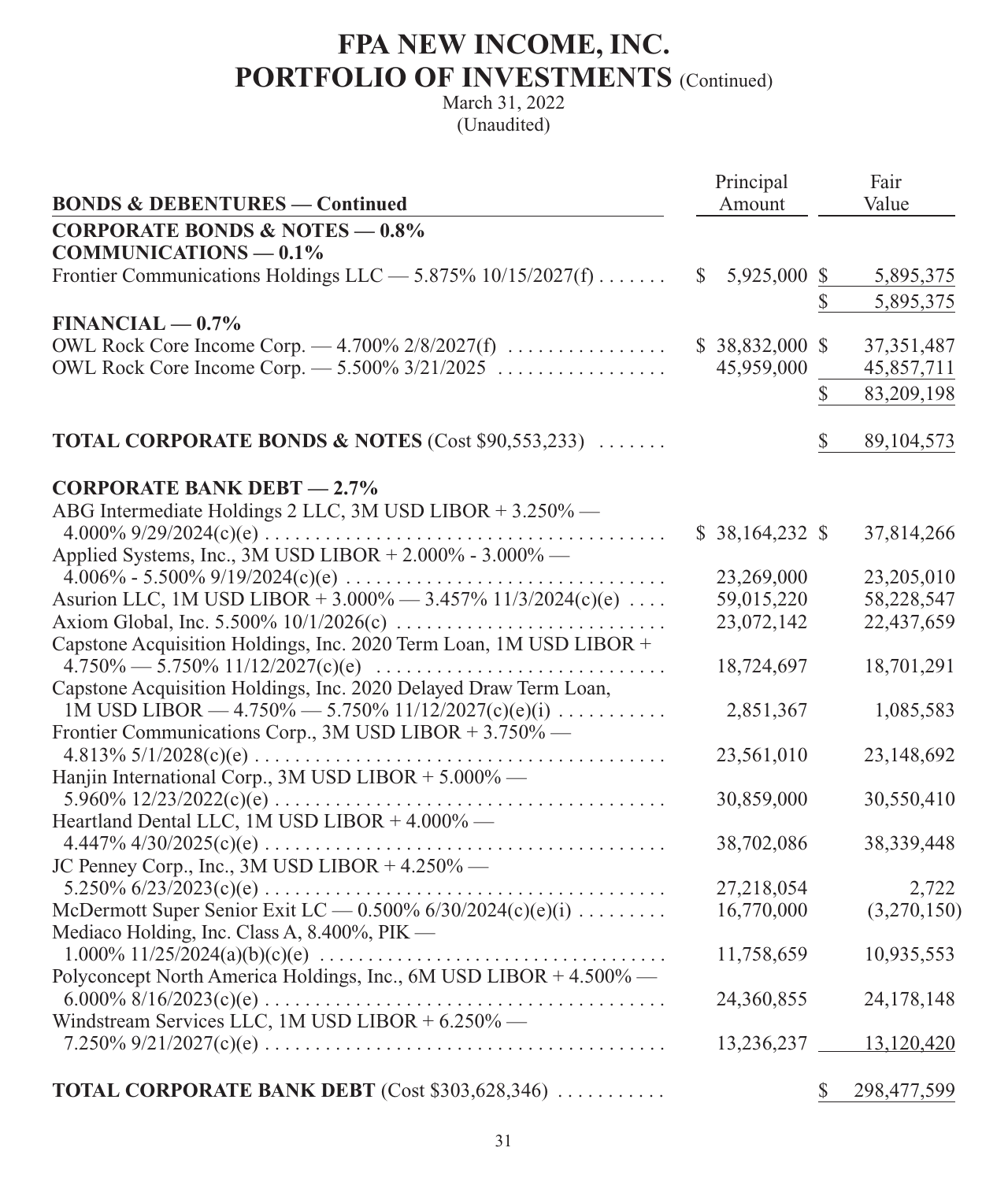# FPA NEW INCOME, INC.
## PORTFOLIO OF INVESTMENTS (Continued)
March 31, 2022
(Unaudited)

| BONDS & DEBENTURES — Continued | Principal Amount | Fair Value |
|---|---|---|
| **CORPORATE BONDS & NOTES — 0.8%** | | |
| **COMMUNICATIONS — 0.1%** | | |
| Frontier Communications Holdings LLC — 5.875% 10/15/2027(f) | $ 5,925,000 | $ 5,895,375 |
| | | $ 5,895,375 |
| **FINANCIAL — 0.7%** | | |
| OWL Rock Core Income Corp. — 4.700% 2/8/2027(f) | $ 38,832,000 | $ 37,351,487 |
| OWL Rock Core Income Corp. — 5.500% 3/21/2025 | 45,959,000 | 45,857,711 |
| | | $ 83,209,198 |
| **TOTAL CORPORATE BONDS & NOTES** (Cost $90,553,233) | | $ 89,104,573 |
| **CORPORATE BANK DEBT — 2.7%** | | |
| ABG Intermediate Holdings 2 LLC, 3M USD LIBOR + 3.250% — 4.000% 9/29/2024(c)(e) | $ 38,164,232 | $ 37,814,266 |
| Applied Systems, Inc., 3M USD LIBOR + 2.000% - 3.000% — 4.006% - 5.500% 9/19/2024(c)(e) | 23,269,000 | 23,205,010 |
| Asurion LLC, 1M USD LIBOR + 3.000% — 3.457% 11/3/2024(c)(e) | 59,015,220 | 58,228,547 |
| Axiom Global, Inc. 5.500% 10/1/2026(c) | 23,072,142 | 22,437,659 |
| Capstone Acquisition Holdings, Inc. 2020 Term Loan, 1M USD LIBOR + 4.750% — 5.750% 11/12/2027(c)(e) | 18,724,697 | 18,701,291 |
| Capstone Acquisition Holdings, Inc. 2020 Delayed Draw Term Loan, 1M USD LIBOR — 4.750% — 5.750% 11/12/2027(c)(e)(i) | 2,851,367 | 1,085,583 |
| Frontier Communications Corp., 3M USD LIBOR + 3.750% — 4.813% 5/1/2028(c)(e) | 23,561,010 | 23,148,692 |
| Hanjin International Corp., 3M USD LIBOR + 5.000% — 5.960% 12/23/2022(c)(e) | 30,859,000 | 30,550,410 |
| Heartland Dental LLC, 1M USD LIBOR + 4.000% — 4.447% 4/30/2025(c)(e) | 38,702,086 | 38,339,448 |
| JC Penney Corp., Inc., 3M USD LIBOR + 4.250% — 5.250% 6/23/2023(c)(e) | 27,218,054 | 2,722 |
| McDermott Super Senior Exit LC — 0.500% 6/30/2024(c)(e)(i) | 16,770,000 | (3,270,150) |
| Mediaco Holding, Inc. Class A, 8.400%, PIK — 1.000% 11/25/2024(a)(b)(c)(e) | 11,758,659 | 10,935,553 |
| Polyconcept North America Holdings, Inc., 6M USD LIBOR + 4.500% — 6.000% 8/16/2023(c)(e) | 24,360,855 | 24,178,148 |
| Windstream Services LLC, 1M USD LIBOR + 6.250% — 7.250% 9/21/2027(c)(e) | 13,236,237 | 13,120,420 |
| **TOTAL CORPORATE BANK DEBT** (Cost $303,628,346) | | $ 298,477,599 |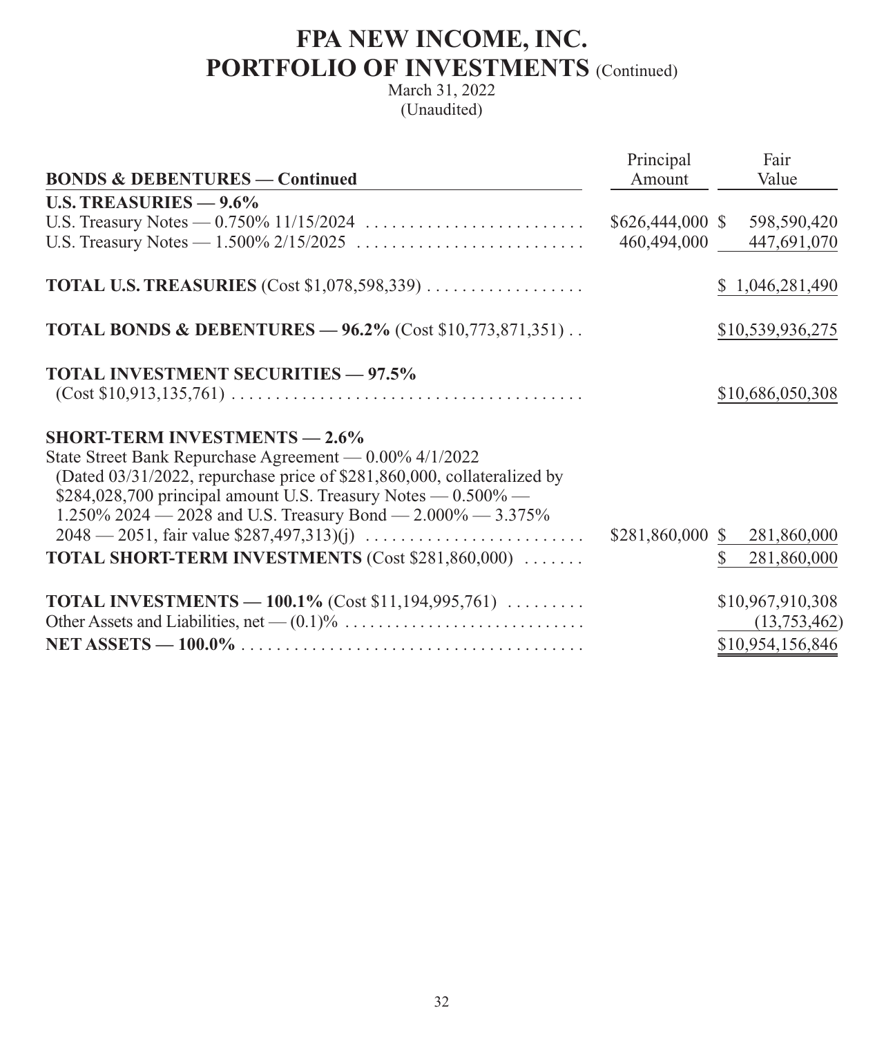# FPA NEW INCOME, INC.
## PORTFOLIO OF INVESTMENTS (Continued)

March 31, 2022
(Unaudited)

| BONDS & DEBENTURES — Continued | Principal Amount | Fair Value |
|---|---|---|
| **U.S. TREASURIES — 9.6%** | | |
| U.S. Treasury Notes — 0.750% 11/15/2024 | $626,444,000 | $ 598,590,420 |
| U.S. Treasury Notes — 1.500% 2/15/2025 | 460,494,000 | 447,691,070 |
| **TOTAL U.S. TREASURIES** (Cost $1,078,598,339) | | $ 1,046,281,490 |
| **TOTAL BONDS & DEBENTURES — 96.2%** (Cost $10,773,871,351) | | $10,539,936,275 |
| **TOTAL INVESTMENT SECURITIES — 97.5%** (Cost $10,913,135,761) | | $10,686,050,308 |
| **SHORT-TERM INVESTMENTS — 2.6%** | | |
| State Street Bank Repurchase Agreement — 0.00% 4/1/2022 (Dated 03/31/2022, repurchase price of $281,860,000, collateralized by $284,028,700 principal amount U.S. Treasury Notes — 0.500% — 1.250% 2024 — 2028 and U.S. Treasury Bond — 2.000% — 3.375% 2048 — 2051, fair value $287,497,313)(j) | $281,860,000 | $ 281,860,000 |
| **TOTAL SHORT-TERM INVESTMENTS** (Cost $281,860,000) | | $ 281,860,000 |
| **TOTAL INVESTMENTS — 100.1%** (Cost $11,194,995,761) | | $10,967,910,308 |
| Other Assets and Liabilities, net — (0.1)% | | (13,753,462) |
| **NET ASSETS — 100.0%** | | $10,954,156,846 |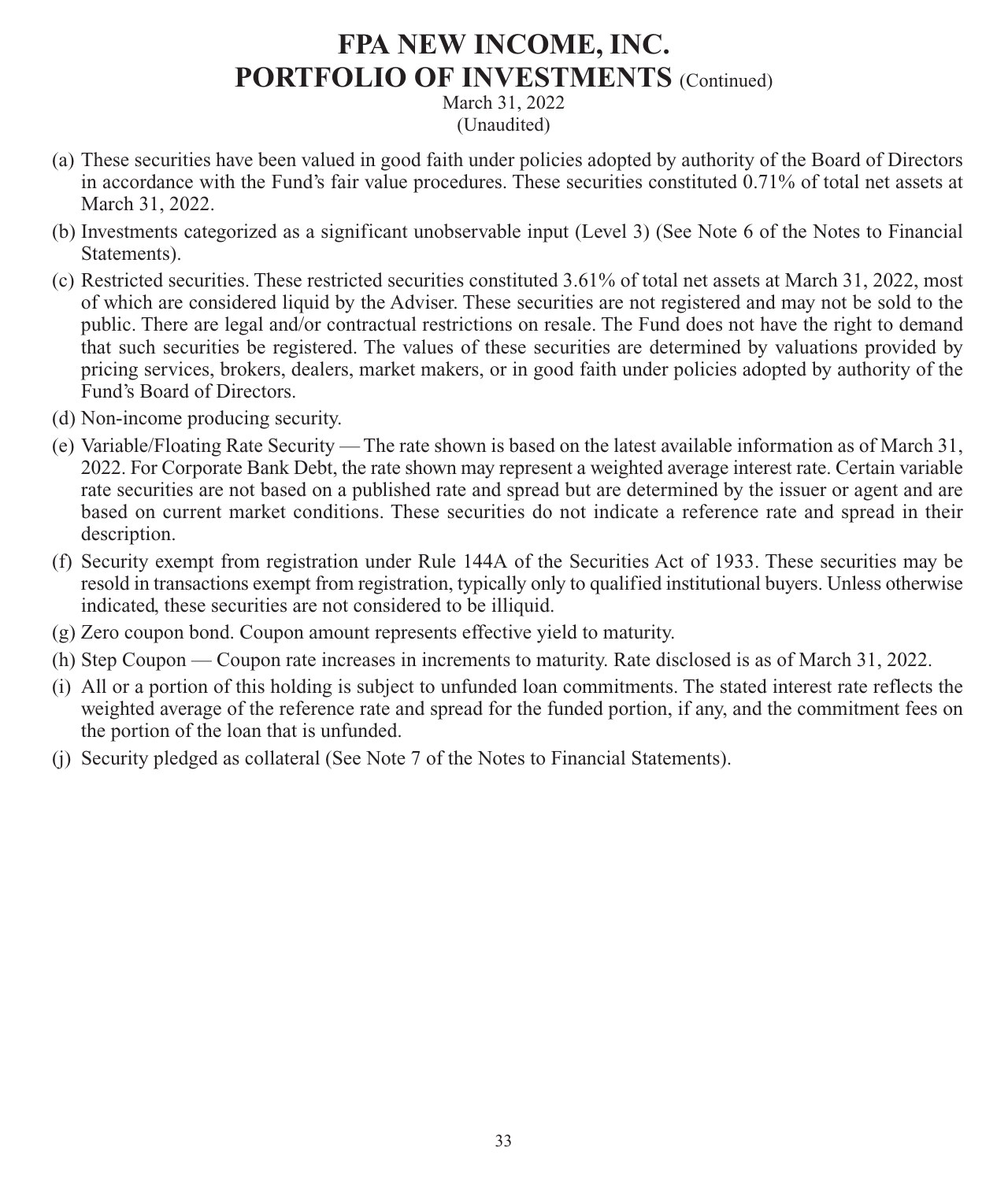# FPA NEW INCOME, INC.
## PORTFOLIO OF INVESTMENTS (Continued)

March 31, 2022
(Unaudited)

(a) These securities have been valued in good faith under policies adopted by authority of the Board of Directors in accordance with the Fund's fair value procedures. These securities constituted 0.71% of total net assets at March 31, 2022.

(b) Investments categorized as a significant unobservable input (Level 3) (See Note 6 of the Notes to Financial Statements).

(c) Restricted securities. These restricted securities constituted 3.61% of total net assets at March 31, 2022, most of which are considered liquid by the Adviser. These securities are not registered and may not be sold to the public. There are legal and/or contractual restrictions on resale. The Fund does not have the right to demand that such securities be registered. The values of these securities are determined by valuations provided by pricing services, brokers, dealers, market makers, or in good faith under policies adopted by authority of the Fund's Board of Directors.

(d) Non-income producing security.

(e) Variable/Floating Rate Security — The rate shown is based on the latest available information as of March 31, 2022. For Corporate Bank Debt, the rate shown may represent a weighted average interest rate. Certain variable rate securities are not based on a published rate and spread but are determined by the issuer or agent and are based on current market conditions. These securities do not indicate a reference rate and spread in their description.

(f) Security exempt from registration under Rule 144A of the Securities Act of 1933. These securities may be resold in transactions exempt from registration, typically only to qualified institutional buyers. Unless otherwise indicated, these securities are not considered to be illiquid.

(g) Zero coupon bond. Coupon amount represents effective yield to maturity.

(h) Step Coupon — Coupon rate increases in increments to maturity. Rate disclosed is as of March 31, 2022.

(i) All or a portion of this holding is subject to unfunded loan commitments. The stated interest rate reflects the weighted average of the reference rate and spread for the funded portion, if any, and the commitment fees on the portion of the loan that is unfunded.

(j) Security pledged as collateral (See Note 7 of the Notes to Financial Statements).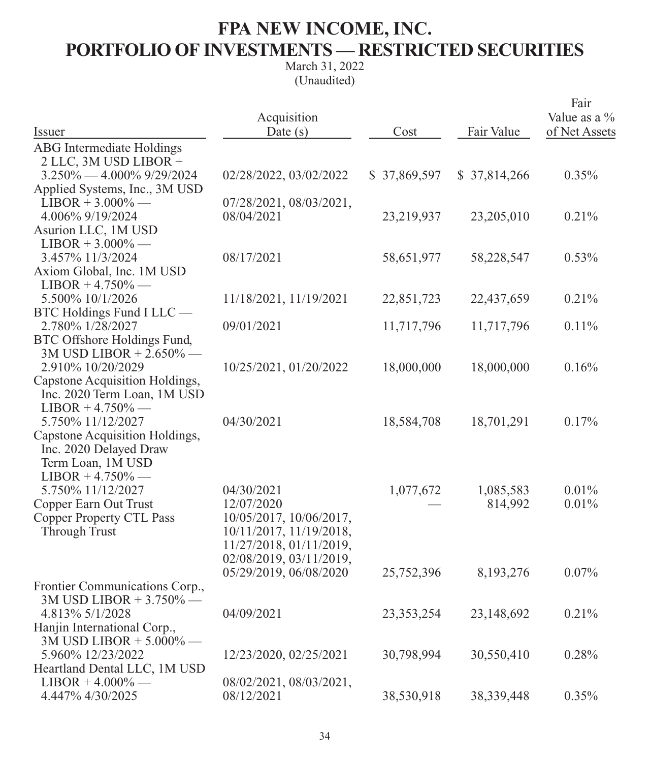# FPA NEW INCOME, INC.
# PORTFOLIO OF INVESTMENTS — RESTRICTED SECURITIES

March 31, 2022
(Unaudited)

| Issuer | Acquisition Date (s) | Cost | Fair Value | Fair Value as a % of Net Assets |
|---|---|---|---|---|
| ABG Intermediate Holdings 2 LLC, 3M USD LIBOR + 3.250% — 4.000% 9/29/2024 | 02/28/2022, 03/02/2022 | $ 37,869,597 | $ 37,814,266 | 0.35% |
| Applied Systems, Inc., 3M USD LIBOR + 3.000% — 4.006% 9/19/2024 | 07/28/2021, 08/03/2021, 08/04/2021 | 23,219,937 | 23,205,010 | 0.21% |
| Asurion LLC, 1M USD LIBOR + 3.000% — 3.457% 11/3/2024 | 08/17/2021 | 58,651,977 | 58,228,547 | 0.53% |
| Axiom Global, Inc. 1M USD LIBOR + 4.750% — 5.500% 10/1/2026 | 11/18/2021, 11/19/2021 | 22,851,723 | 22,437,659 | 0.21% |
| BTC Holdings Fund I LLC — 2.780% 1/28/2027 | 09/01/2021 | 11,717,796 | 11,717,796 | 0.11% |
| BTC Offshore Holdings Fund, 3M USD LIBOR + 2.650% — 2.910% 10/20/2029 | 10/25/2021, 01/20/2022 | 18,000,000 | 18,000,000 | 0.16% |
| Capstone Acquisition Holdings, Inc. 2020 Term Loan, 1M USD LIBOR + 4.750% — 5.750% 11/12/2027 | 04/30/2021 | 18,584,708 | 18,701,291 | 0.17% |
| Capstone Acquisition Holdings, Inc. 2020 Delayed Draw Term Loan, 1M USD LIBOR + 4.750% — 5.750% 11/12/2027 | 04/30/2021 | 1,077,672 | 1,085,583 | 0.01% |
| Copper Earn Out Trust | 12/07/2020 | — | 814,992 | 0.01% |
| Copper Property CTL Pass Through Trust | 10/05/2017, 10/06/2017, 10/11/2017, 11/19/2018, 11/27/2018, 01/11/2019, 02/08/2019, 03/11/2019, 05/29/2019, 06/08/2020 | 25,752,396 | 8,193,276 | 0.07% |
| Frontier Communications Corp., 3M USD LIBOR + 3.750% — 4.813% 5/1/2028 | 04/09/2021 | 23,353,254 | 23,148,692 | 0.21% |
| Hanjin International Corp., 3M USD LIBOR + 5.000% — 5.960% 12/23/2022 | 12/23/2020, 02/25/2021 | 30,798,994 | 30,550,410 | 0.28% |
| Heartland Dental LLC, 1M USD LIBOR + 4.000% — 4.447% 4/30/2025 | 08/02/2021, 08/03/2021, 08/12/2021 | 38,530,918 | 38,339,448 | 0.35% |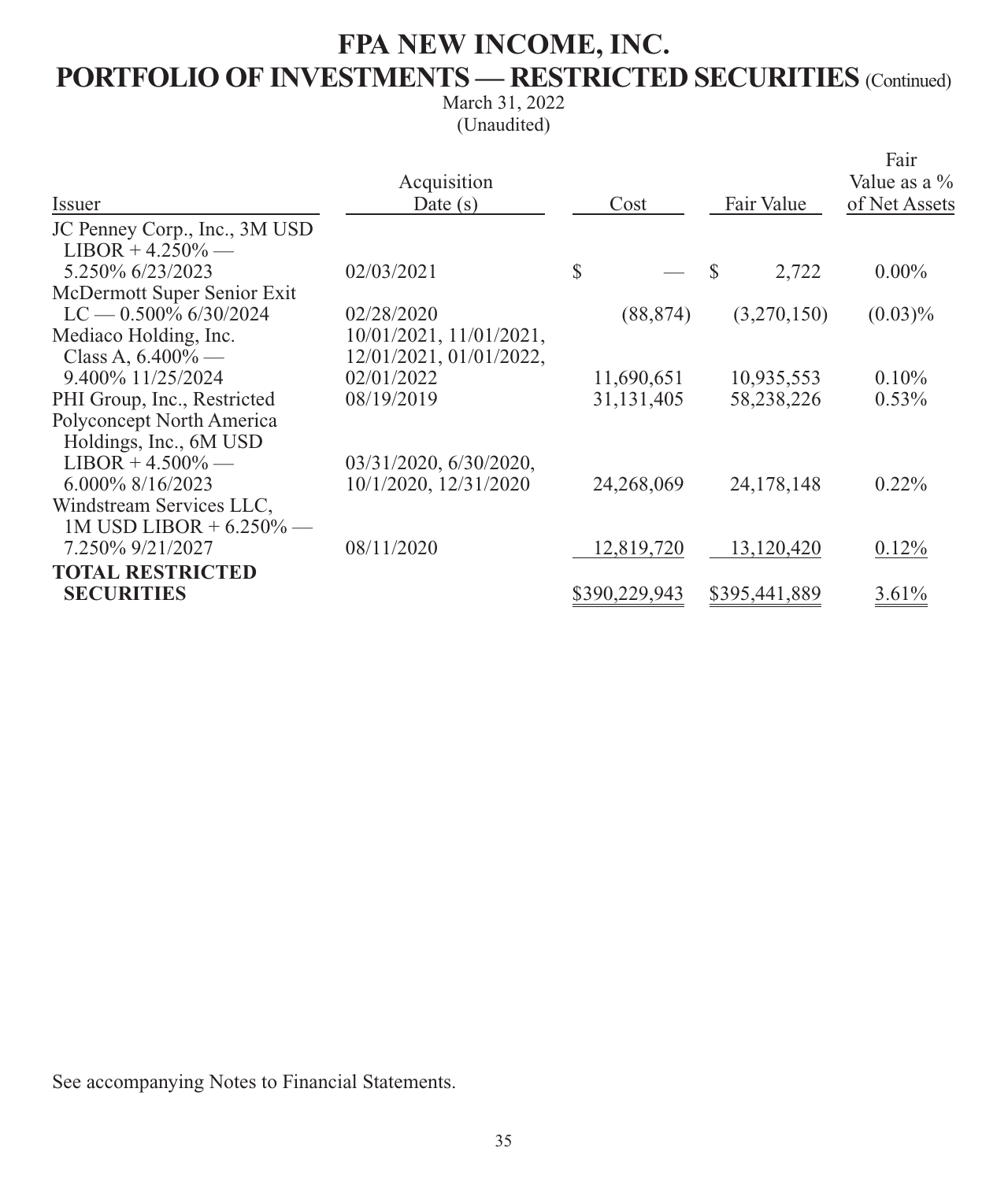# FPA NEW INCOME, INC.

## PORTFOLIO OF INVESTMENTS — RESTRICTED SECURITIES (Continued)

March 31, 2022
(Unaudited)

| Issuer | Acquisition Date (s) | Cost | Fair Value | Fair Value as a % of Net Assets |
|---|---|---|---|---|
| JC Penney Corp., Inc., 3M USD LIBOR + 4.250% — 5.250% 6/23/2023 | 02/03/2021 | $ — | $ 2,722 | 0.00% |
| McDermott Super Senior Exit LC — 0.500% 6/30/2024 | 02/28/2020 | (88,874) | (3,270,150) | (0.03)% |
| Mediaco Holding, Inc. Class A, 6.400% — 9.400% 11/25/2024 | 10/01/2021, 11/01/2021, 12/01/2021, 01/01/2022, 02/01/2022 | 11,690,651 | 10,935,553 | 0.10% |
| PHI Group, Inc., Restricted | 08/19/2019 | 31,131,405 | 58,238,226 | 0.53% |
| Polyconcept North America Holdings, Inc., 6M USD LIBOR + 4.500% — 6.000% 8/16/2023 | 03/31/2020, 6/30/2020, 10/1/2020, 12/31/2020 | 24,268,069 | 24,178,148 | 0.22% |
| Windstream Services LLC, 1M USD LIBOR + 6.250% — 7.250% 9/21/2027 | 08/11/2020 | 12,819,720 | 13,120,420 | 0.12% |
| **TOTAL RESTRICTED SECURITIES** | | $390,229,943 | $395,441,889 | 3.61% |

See accompanying Notes to Financial Statements.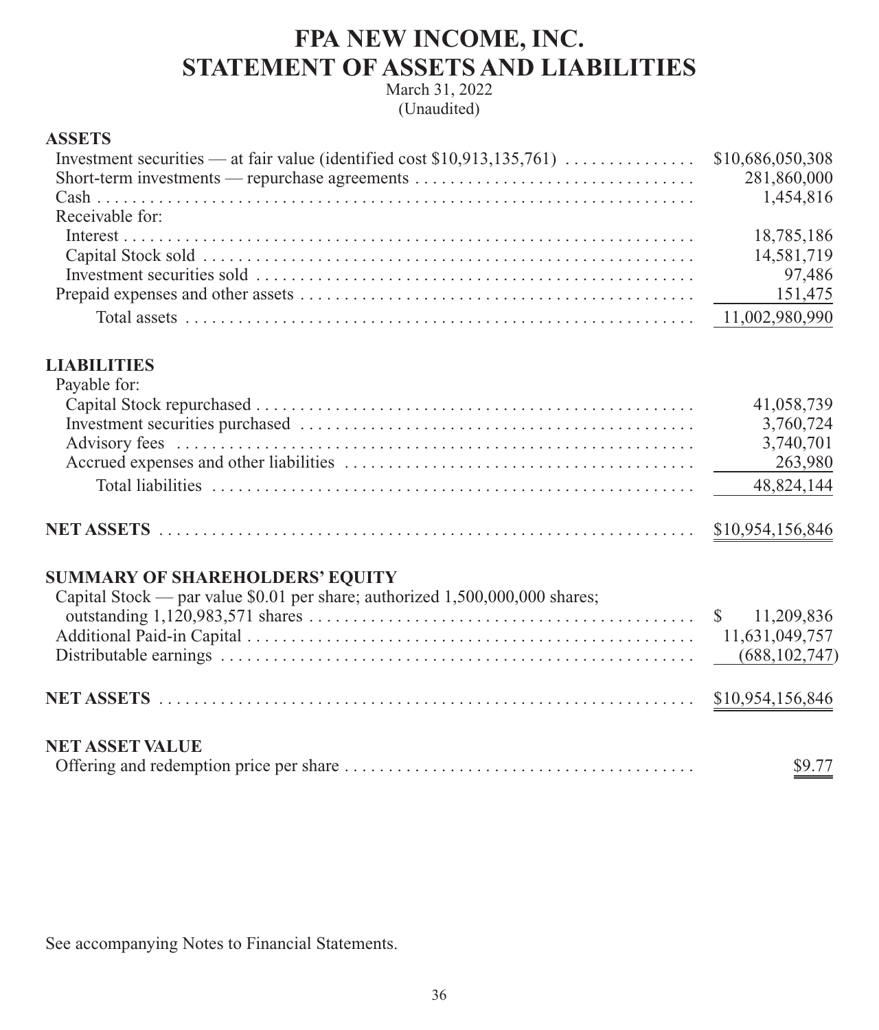# FPA NEW INCOME, INC.
# STATEMENT OF ASSETS AND LIABILITIES

March 31, 2022
(Unaudited)

| | |
|---|---|
| **ASSETS** | |
| Investment securities — at fair value (identified cost $10,913,135,761) | $10,686,050,308 |
| Short-term investments — repurchase agreements | 281,860,000 |
| Cash | 1,454,816 |
| Receivable for: | |
| Interest | 18,785,186 |
| Capital Stock sold | 14,581,719 |
| Investment securities sold | 97,486 |
| Prepaid expenses and other assets | 151,475 |
| Total assets | 11,002,980,990 |
| **LIABILITIES** | |
| Payable for: | |
| Capital Stock repurchased | 41,058,739 |
| Investment securities purchased | 3,760,724 |
| Advisory fees | 3,740,701 |
| Accrued expenses and other liabilities | 263,980 |
| Total liabilities | 48,824,144 |
| **NET ASSETS** | $10,954,156,846 |
| **SUMMARY OF SHAREHOLDERS' EQUITY** | |
| Capital Stock — par value $0.01 per share; authorized 1,500,000,000 shares; outstanding 1,120,983,571 shares | $ 11,209,836 |
| Additional Paid-in Capital | 11,631,049,757 |
| Distributable earnings | (688,102,747) |
| **NET ASSETS** | $10,954,156,846 |
| **NET ASSET VALUE** | |
| Offering and redemption price per share | $9.77 |

See accompanying Notes to Financial Statements.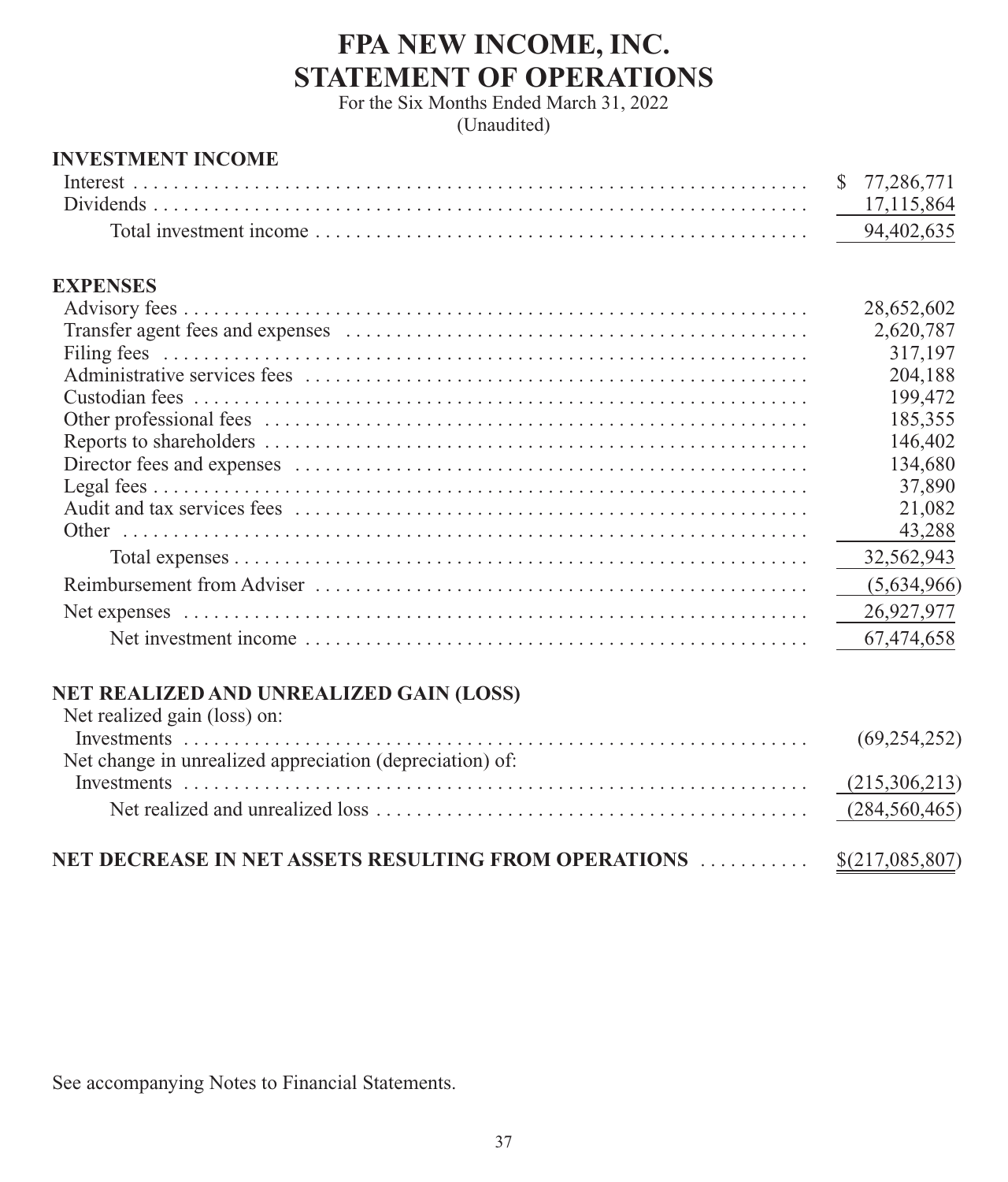# FPA NEW INCOME, INC.
# STATEMENT OF OPERATIONS

For the Six Months Ended March 31, 2022
(Unaudited)

| | |
|---|---|
| **INVESTMENT INCOME** | |
| Interest | $ 77,286,771 |
| Dividends | 17,115,864 |
| Total investment income | 94,402,635 |
| **EXPENSES** | |
| Advisory fees | 28,652,602 |
| Transfer agent fees and expenses | 2,620,787 |
| Filing fees | 317,197 |
| Administrative services fees | 204,188 |
| Custodian fees | 199,472 |
| Other professional fees | 185,355 |
| Reports to shareholders | 146,402 |
| Director fees and expenses | 134,680 |
| Legal fees | 37,890 |
| Audit and tax services fees | 21,082 |
| Other | 43,288 |
| Total expenses | 32,562,943 |
| Reimbursement from Adviser | (5,634,966) |
| Net expenses | 26,927,977 |
| Net investment income | 67,474,658 |
| **NET REALIZED AND UNREALIZED GAIN (LOSS)** | |
| Net realized gain (loss) on: | |
| Investments | (69,254,252) |
| Net change in unrealized appreciation (depreciation) of: | |
| Investments | (215,306,213) |
| Net realized and unrealized loss | (284,560,465) |
| **NET DECREASE IN NET ASSETS RESULTING FROM OPERATIONS** | $(217,085,807) |

See accompanying Notes to Financial Statements.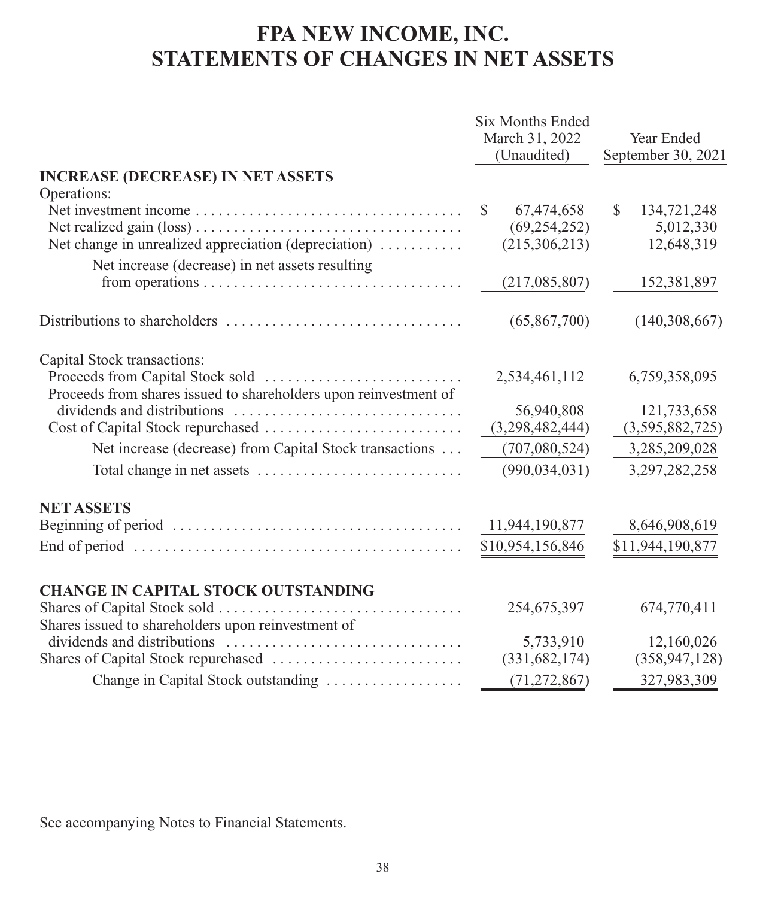# FPA NEW INCOME, INC.
# STATEMENTS OF CHANGES IN NET ASSETS

| | Six Months Ended March 31, 2022 (Unaudited) | Year Ended September 30, 2021 |
|---|---|---|
| **INCREASE (DECREASE) IN NET ASSETS** | | |
| Operations: | | |
| Net investment income | $ 67,474,658 | $ 134,721,248 |
| Net realized gain (loss) | (69,254,252) | 5,012,330 |
| Net change in unrealized appreciation (depreciation) | (215,306,213) | 12,648,319 |
| Net increase (decrease) in net assets resulting from operations | (217,085,807) | 152,381,897 |
| Distributions to shareholders | (65,867,700) | (140,308,667) |
| Capital Stock transactions: | | |
| Proceeds from Capital Stock sold | 2,534,461,112 | 6,759,358,095 |
| Proceeds from shares issued to shareholders upon reinvestment of dividends and distributions | 56,940,808 | 121,733,658 |
| Cost of Capital Stock repurchased | (3,298,482,444) | (3,595,882,725) |
| Net increase (decrease) from Capital Stock transactions | (707,080,524) | 3,285,209,028 |
| Total change in net assets | (990,034,031) | 3,297,282,258 |
| **NET ASSETS** | | |
| Beginning of period | 11,944,190,877 | 8,646,908,619 |
| End of period | $10,954,156,846 | $11,944,190,877 |
| **CHANGE IN CAPITAL STOCK OUTSTANDING** | | |
| Shares of Capital Stock sold | 254,675,397 | 674,770,411 |
| Shares issued to shareholders upon reinvestment of dividends and distributions | 5,733,910 | 12,160,026 |
| Shares of Capital Stock repurchased | (331,682,174) | (358,947,128) |
| Change in Capital Stock outstanding | (71,272,867) | 327,983,309 |

See accompanying Notes to Financial Statements.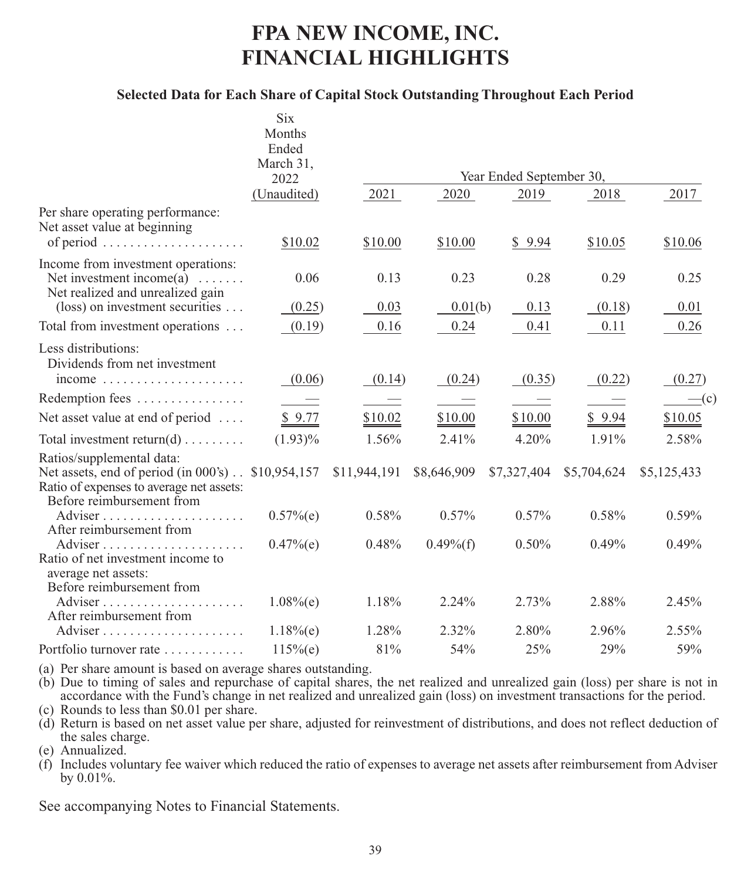# FPA NEW INCOME, INC.
# FINANCIAL HIGHLIGHTS

### Selected Data for Each Share of Capital Stock Outstanding Throughout Each Period

| | Six Months Ended March 31, 2022 (Unaudited) | Year Ended September 30, 2021 | 2020 | 2019 | 2018 | 2017 |
|---|---|---|---|---|---|---|
| Per share operating performance: | | | | | | |
| Net asset value at beginning of period | $10.02 | $10.00 | $10.00 | $ 9.94 | $10.05 | $10.06 |
| Income from investment operations: | | | | | | |
| Net investment income(a) | 0.06 | 0.13 | 0.23 | 0.28 | 0.29 | 0.25 |
| Net realized and unrealized gain (loss) on investment securities | (0.25) | 0.03 | 0.01(b) | 0.13 | (0.18) | 0.01 |
| Total from investment operations | (0.19) | 0.16 | 0.24 | 0.41 | 0.11 | 0.26 |
| Less distributions: | | | | | | |
| Dividends from net investment income | (0.06) | (0.14) | (0.24) | (0.35) | (0.22) | (0.27) |
| Redemption fees | — | — | — | — | — | —(c) |
| Net asset value at end of period | $ 9.77 | $10.02 | $10.00 | $10.00 | $ 9.94 | $10.05 |
| Total investment return(d) | (1.93)% | 1.56% | 2.41% | 4.20% | 1.91% | 2.58% |
| Ratios/supplemental data: | | | | | | |
| Net assets, end of period (in 000's) | $10,954,157 | $11,944,191 | $8,646,909 | $7,327,404 | $5,704,624 | $5,125,433 |
| Ratio of expenses to average net assets: | | | | | | |
| Before reimbursement from Adviser | 0.57%(e) | 0.58% | 0.57% | 0.57% | 0.58% | 0.59% |
| After reimbursement from Adviser | 0.47%(e) | 0.48% | 0.49%(f) | 0.50% | 0.49% | 0.49% |
| Ratio of net investment income to average net assets: | | | | | | |
| Before reimbursement from Adviser | 1.08%(e) | 1.18% | 2.24% | 2.73% | 2.88% | 2.45% |
| After reimbursement from Adviser | 1.18%(e) | 1.28% | 2.32% | 2.80% | 2.96% | 2.55% |
| Portfolio turnover rate | 115%(e) | 81% | 54% | 25% | 29% | 59% |

(a) Per share amount is based on average shares outstanding.

(b) Due to timing of sales and repurchase of capital shares, the net realized and unrealized gain (loss) per share is not in accordance with the Fund's change in net realized and unrealized gain (loss) on investment transactions for the period.

(c) Rounds to less than $0.01 per share.

(d) Return is based on net asset value per share, adjusted for reinvestment of distributions, and does not reflect deduction of the sales charge.

(e) Annualized.

(f) Includes voluntary fee waiver which reduced the ratio of expenses to average net assets after reimbursement from Adviser by 0.01%.

See accompanying Notes to Financial Statements.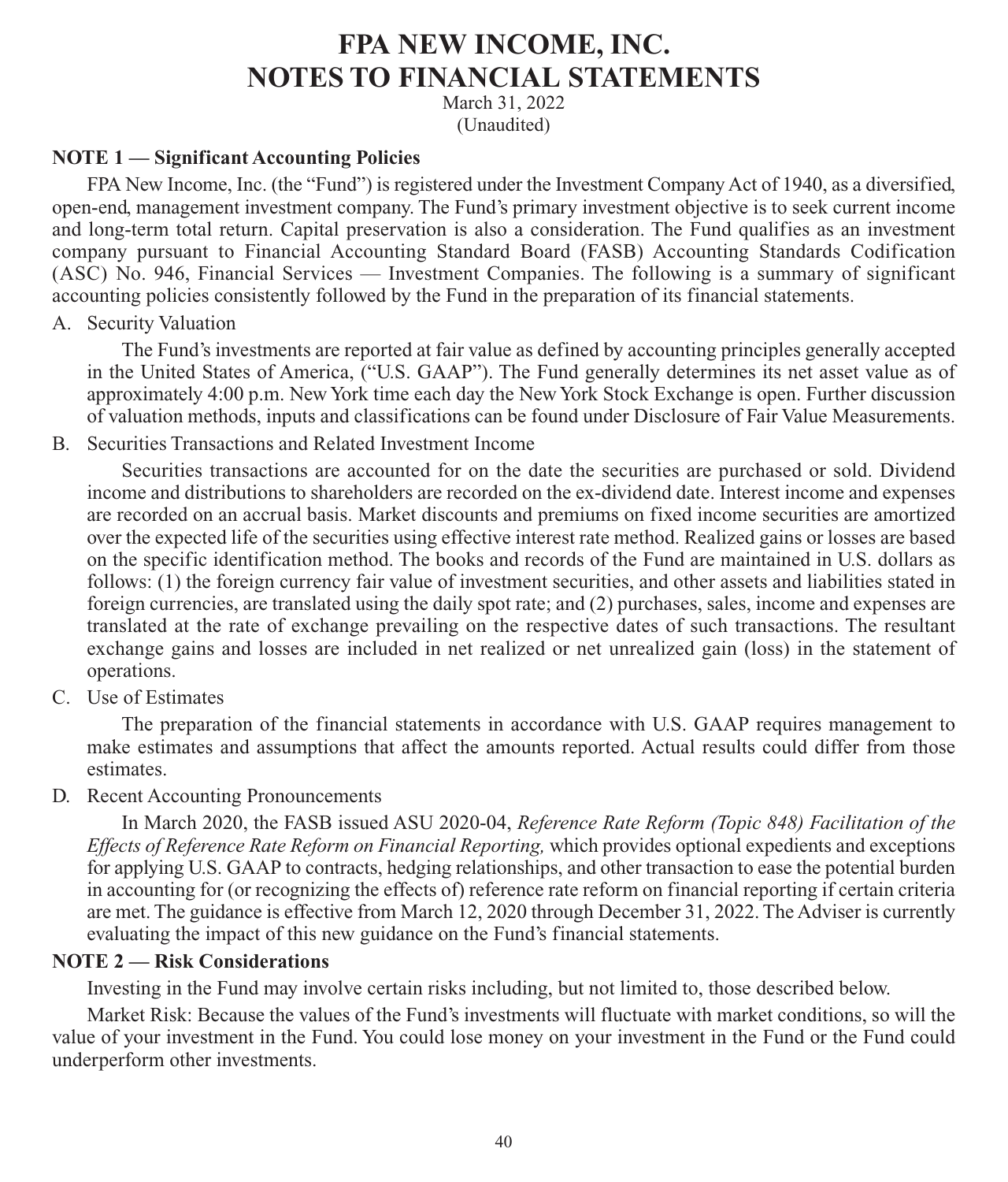# FPA NEW INCOME, INC.
# NOTES TO FINANCIAL STATEMENTS

March 31, 2022
(Unaudited)

**NOTE 1 — Significant Accounting Policies**

FPA New Income, Inc. (the "Fund") is registered under the Investment Company Act of 1940, as a diversified, open-end, management investment company. The Fund's primary investment objective is to seek current income and long-term total return. Capital preservation is also a consideration. The Fund qualifies as an investment company pursuant to Financial Accounting Standard Board (FASB) Accounting Standards Codification (ASC) No. 946, Financial Services — Investment Companies. The following is a summary of significant accounting policies consistently followed by the Fund in the preparation of its financial statements.

A. Security Valuation

The Fund's investments are reported at fair value as defined by accounting principles generally accepted in the United States of America, ("U.S. GAAP"). The Fund generally determines its net asset value as of approximately 4:00 p.m. New York time each day the New York Stock Exchange is open. Further discussion of valuation methods, inputs and classifications can be found under Disclosure of Fair Value Measurements.

B. Securities Transactions and Related Investment Income

Securities transactions are accounted for on the date the securities are purchased or sold. Dividend income and distributions to shareholders are recorded on the ex-dividend date. Interest income and expenses are recorded on an accrual basis. Market discounts and premiums on fixed income securities are amortized over the expected life of the securities using effective interest rate method. Realized gains or losses are based on the specific identification method. The books and records of the Fund are maintained in U.S. dollars as follows: (1) the foreign currency fair value of investment securities, and other assets and liabilities stated in foreign currencies, are translated using the daily spot rate; and (2) purchases, sales, income and expenses are translated at the rate of exchange prevailing on the respective dates of such transactions. The resultant exchange gains and losses are included in net realized or net unrealized gain (loss) in the statement of operations.

C. Use of Estimates

The preparation of the financial statements in accordance with U.S. GAAP requires management to make estimates and assumptions that affect the amounts reported. Actual results could differ from those estimates.

D. Recent Accounting Pronouncements

In March 2020, the FASB issued ASU 2020-04, *Reference Rate Reform (Topic 848) Facilitation of the Effects of Reference Rate Reform on Financial Reporting,* which provides optional expedients and exceptions for applying U.S. GAAP to contracts, hedging relationships, and other transaction to ease the potential burden in accounting for (or recognizing the effects of) reference rate reform on financial reporting if certain criteria are met. The guidance is effective from March 12, 2020 through December 31, 2022. The Adviser is currently evaluating the impact of this new guidance on the Fund's financial statements.

**NOTE 2 — Risk Considerations**

Investing in the Fund may involve certain risks including, but not limited to, those described below.

Market Risk: Because the values of the Fund's investments will fluctuate with market conditions, so will the value of your investment in the Fund. You could lose money on your investment in the Fund or the Fund could underperform other investments.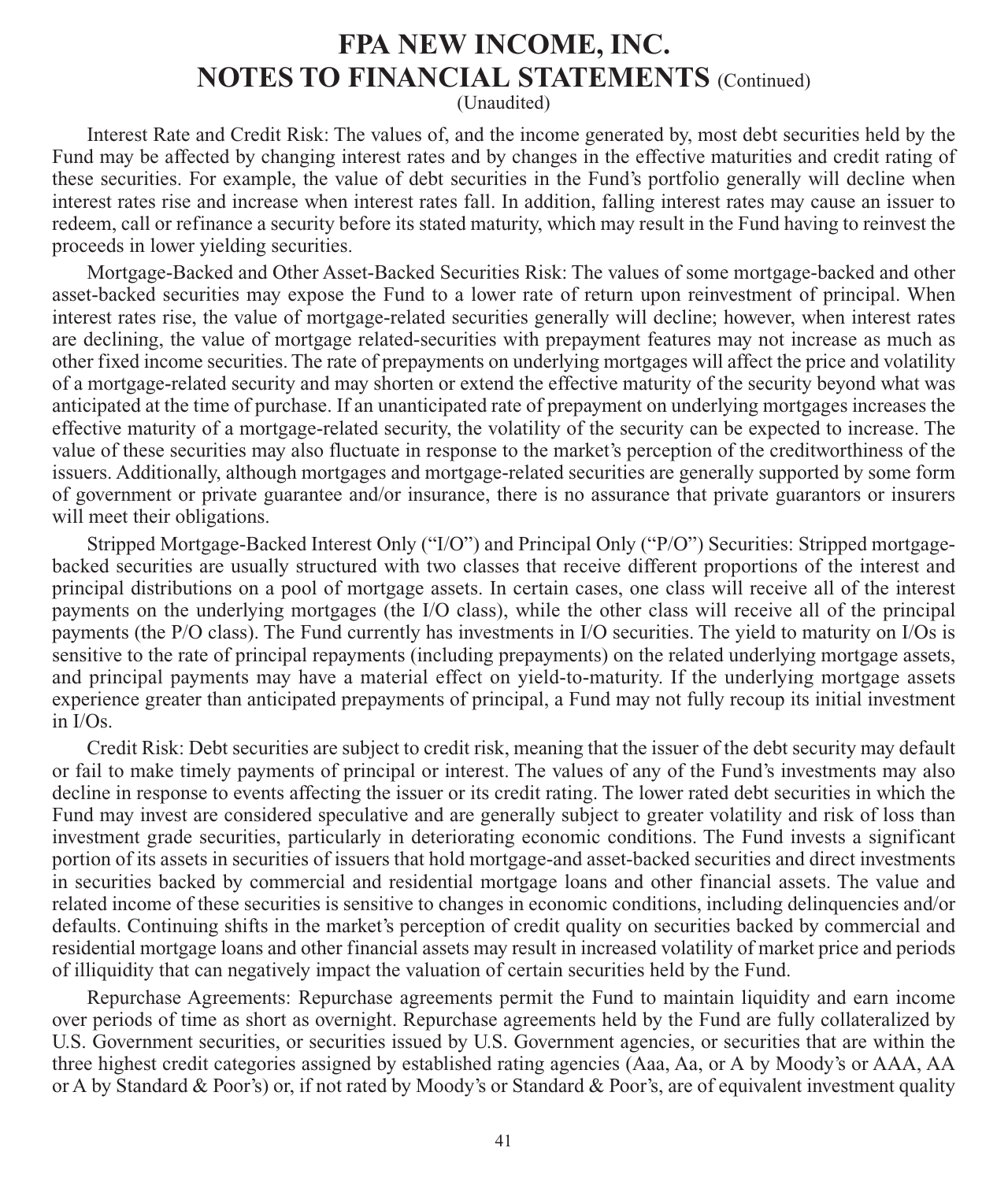# FPA NEW INCOME, INC.
# NOTES TO FINANCIAL STATEMENTS (Continued)

(Unaudited)

Interest Rate and Credit Risk: The values of, and the income generated by, most debt securities held by the Fund may be affected by changing interest rates and by changes in the effective maturities and credit rating of these securities. For example, the value of debt securities in the Fund's portfolio generally will decline when interest rates rise and increase when interest rates fall. In addition, falling interest rates may cause an issuer to redeem, call or refinance a security before its stated maturity, which may result in the Fund having to reinvest the proceeds in lower yielding securities.

Mortgage-Backed and Other Asset-Backed Securities Risk: The values of some mortgage-backed and other asset-backed securities may expose the Fund to a lower rate of return upon reinvestment of principal. When interest rates rise, the value of mortgage-related securities generally will decline; however, when interest rates are declining, the value of mortgage related-securities with prepayment features may not increase as much as other fixed income securities. The rate of prepayments on underlying mortgages will affect the price and volatility of a mortgage-related security and may shorten or extend the effective maturity of the security beyond what was anticipated at the time of purchase. If an unanticipated rate of prepayment on underlying mortgages increases the effective maturity of a mortgage-related security, the volatility of the security can be expected to increase. The value of these securities may also fluctuate in response to the market's perception of the creditworthiness of the issuers. Additionally, although mortgages and mortgage-related securities are generally supported by some form of government or private guarantee and/or insurance, there is no assurance that private guarantors or insurers will meet their obligations.

Stripped Mortgage-Backed Interest Only ("I/O") and Principal Only ("P/O") Securities: Stripped mortgage-backed securities are usually structured with two classes that receive different proportions of the interest and principal distributions on a pool of mortgage assets. In certain cases, one class will receive all of the interest payments on the underlying mortgages (the I/O class), while the other class will receive all of the principal payments (the P/O class). The Fund currently has investments in I/O securities. The yield to maturity on I/Os is sensitive to the rate of principal repayments (including prepayments) on the related underlying mortgage assets, and principal payments may have a material effect on yield-to-maturity. If the underlying mortgage assets experience greater than anticipated prepayments of principal, a Fund may not fully recoup its initial investment in I/Os.

Credit Risk: Debt securities are subject to credit risk, meaning that the issuer of the debt security may default or fail to make timely payments of principal or interest. The values of any of the Fund's investments may also decline in response to events affecting the issuer or its credit rating. The lower rated debt securities in which the Fund may invest are considered speculative and are generally subject to greater volatility and risk of loss than investment grade securities, particularly in deteriorating economic conditions. The Fund invests a significant portion of its assets in securities of issuers that hold mortgage-and asset-backed securities and direct investments in securities backed by commercial and residential mortgage loans and other financial assets. The value and related income of these securities is sensitive to changes in economic conditions, including delinquencies and/or defaults. Continuing shifts in the market's perception of credit quality on securities backed by commercial and residential mortgage loans and other financial assets may result in increased volatility of market price and periods of illiquidity that can negatively impact the valuation of certain securities held by the Fund.

Repurchase Agreements: Repurchase agreements permit the Fund to maintain liquidity and earn income over periods of time as short as overnight. Repurchase agreements held by the Fund are fully collateralized by U.S. Government securities, or securities issued by U.S. Government agencies, or securities that are within the three highest credit categories assigned by established rating agencies (Aaa, Aa, or A by Moody's or AAA, AA or A by Standard & Poor's) or, if not rated by Moody's or Standard & Poor's, are of equivalent investment quality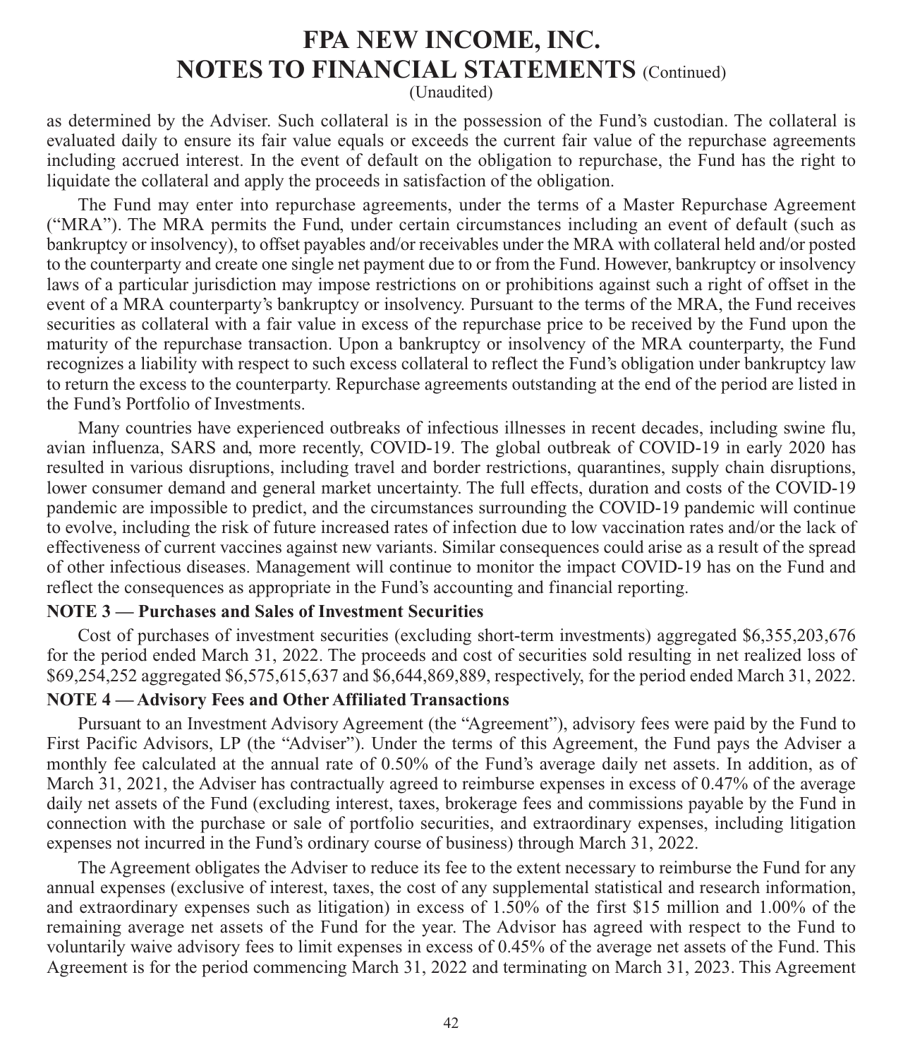as determined by the Adviser. Such collateral is in the possession of the Fund's custodian. The collateral is evaluated daily to ensure its fair value equals or exceeds the current fair value of the repurchase agreements including accrued interest. In the event of default on the obligation to repurchase, the Fund has the right to liquidate the collateral and apply the proceeds in satisfaction of the obligation.

The Fund may enter into repurchase agreements, under the terms of a Master Repurchase Agreement ("MRA"). The MRA permits the Fund, under certain circumstances including an event of default (such as bankruptcy or insolvency), to offset payables and/or receivables under the MRA with collateral held and/or posted to the counterparty and create one single net payment due to or from the Fund. However, bankruptcy or insolvency laws of a particular jurisdiction may impose restrictions on or prohibitions against such a right of offset in the event of a MRA counterparty's bankruptcy or insolvency. Pursuant to the terms of the MRA, the Fund receives securities as collateral with a fair value in excess of the repurchase price to be received by the Fund upon the maturity of the repurchase transaction. Upon a bankruptcy or insolvency of the MRA counterparty, the Fund recognizes a liability with respect to such excess collateral to reflect the Fund's obligation under bankruptcy law to return the excess to the counterparty. Repurchase agreements outstanding at the end of the period are listed in the Fund's Portfolio of Investments.

Many countries have experienced outbreaks of infectious illnesses in recent decades, including swine flu, avian influenza, SARS and, more recently, COVID-19. The global outbreak of COVID-19 in early 2020 has resulted in various disruptions, including travel and border restrictions, quarantines, supply chain disruptions, lower consumer demand and general market uncertainty. The full effects, duration and costs of the COVID-19 pandemic are impossible to predict, and the circumstances surrounding the COVID-19 pandemic will continue to evolve, including the risk of future increased rates of infection due to low vaccination rates and/or the lack of effectiveness of current vaccines against new variants. Similar consequences could arise as a result of the spread of other infectious diseases. Management will continue to monitor the impact COVID-19 has on the Fund and reflect the consequences as appropriate in the Fund's accounting and financial reporting.

## NOTE 3 — Purchases and Sales of Investment Securities

Cost of purchases of investment securities (excluding short-term investments) aggregated $6,355,203,676 for the period ended March 31, 2022. The proceeds and cost of securities sold resulting in net realized loss of $69,254,252 aggregated $6,575,615,637 and $6,644,869,889, respectively, for the period ended March 31, 2022.

## NOTE 4 — Advisory Fees and Other Affiliated Transactions

Pursuant to an Investment Advisory Agreement (the "Agreement"), advisory fees were paid by the Fund to First Pacific Advisors, LP (the "Adviser"). Under the terms of this Agreement, the Fund pays the Adviser a monthly fee calculated at the annual rate of 0.50% of the Fund's average daily net assets. In addition, as of March 31, 2021, the Adviser has contractually agreed to reimburse expenses in excess of 0.47% of the average daily net assets of the Fund (excluding interest, taxes, brokerage fees and commissions payable by the Fund in connection with the purchase or sale of portfolio securities, and extraordinary expenses, including litigation expenses not incurred in the Fund's ordinary course of business) through March 31, 2022.

The Agreement obligates the Adviser to reduce its fee to the extent necessary to reimburse the Fund for any annual expenses (exclusive of interest, taxes, the cost of any supplemental statistical and research information, and extraordinary expenses such as litigation) in excess of 1.50% of the first $15 million and 1.00% of the remaining average net assets of the Fund for the year. The Advisor has agreed with respect to the Fund to voluntarily waive advisory fees to limit expenses in excess of 0.45% of the average net assets of the Fund. This Agreement is for the period commencing March 31, 2022 and terminating on March 31, 2023. This Agreement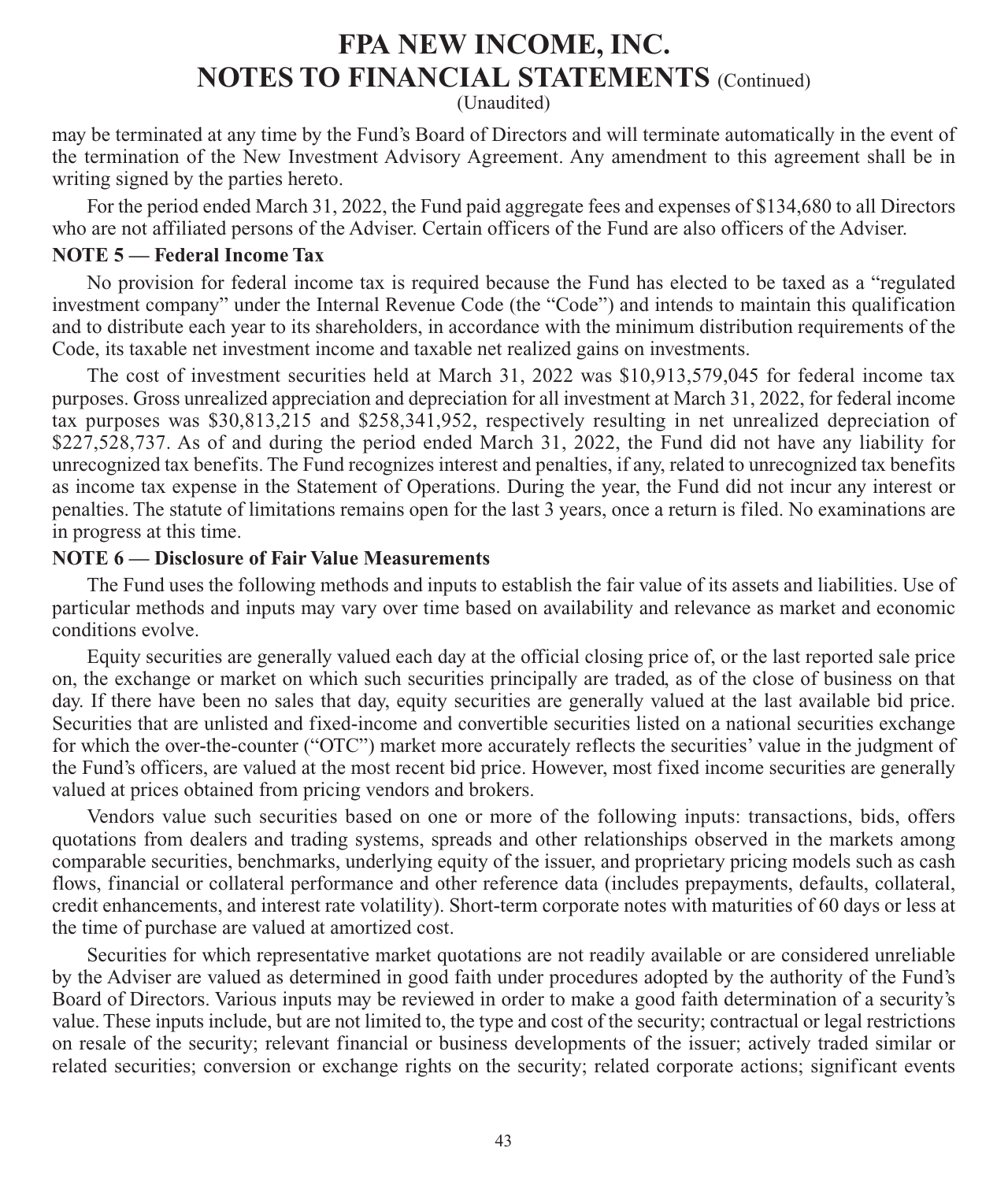may be terminated at any time by the Fund's Board of Directors and will terminate automatically in the event of the termination of the New Investment Advisory Agreement. Any amendment to this agreement shall be in writing signed by the parties hereto.

For the period ended March 31, 2022, the Fund paid aggregate fees and expenses of $134,680 to all Directors who are not affiliated persons of the Adviser. Certain officers of the Fund are also officers of the Adviser.

**NOTE 5 — Federal Income Tax**

No provision for federal income tax is required because the Fund has elected to be taxed as a "regulated investment company" under the Internal Revenue Code (the "Code") and intends to maintain this qualification and to distribute each year to its shareholders, in accordance with the minimum distribution requirements of the Code, its taxable net investment income and taxable net realized gains on investments.

The cost of investment securities held at March 31, 2022 was $10,913,579,045 for federal income tax purposes. Gross unrealized appreciation and depreciation for all investment at March 31, 2022, for federal income tax purposes was $30,813,215 and $258,341,952, respectively resulting in net unrealized depreciation of $227,528,737. As of and during the period ended March 31, 2022, the Fund did not have any liability for unrecognized tax benefits. The Fund recognizes interest and penalties, if any, related to unrecognized tax benefits as income tax expense in the Statement of Operations. During the year, the Fund did not incur any interest or penalties. The statute of limitations remains open for the last 3 years, once a return is filed. No examinations are in progress at this time.

**NOTE 6 — Disclosure of Fair Value Measurements**

The Fund uses the following methods and inputs to establish the fair value of its assets and liabilities. Use of particular methods and inputs may vary over time based on availability and relevance as market and economic conditions evolve.

Equity securities are generally valued each day at the official closing price of, or the last reported sale price on, the exchange or market on which such securities principally are traded, as of the close of business on that day. If there have been no sales that day, equity securities are generally valued at the last available bid price. Securities that are unlisted and fixed-income and convertible securities listed on a national securities exchange for which the over-the-counter ("OTC") market more accurately reflects the securities' value in the judgment of the Fund's officers, are valued at the most recent bid price. However, most fixed income securities are generally valued at prices obtained from pricing vendors and brokers.

Vendors value such securities based on one or more of the following inputs: transactions, bids, offers quotations from dealers and trading systems, spreads and other relationships observed in the markets among comparable securities, benchmarks, underlying equity of the issuer, and proprietary pricing models such as cash flows, financial or collateral performance and other reference data (includes prepayments, defaults, collateral, credit enhancements, and interest rate volatility). Short-term corporate notes with maturities of 60 days or less at the time of purchase are valued at amortized cost.

Securities for which representative market quotations are not readily available or are considered unreliable by the Adviser are valued as determined in good faith under procedures adopted by the authority of the Fund's Board of Directors. Various inputs may be reviewed in order to make a good faith determination of a security's value. These inputs include, but are not limited to, the type and cost of the security; contractual or legal restrictions on resale of the security; relevant financial or business developments of the issuer; actively traded similar or related securities; conversion or exchange rights on the security; related corporate actions; significant events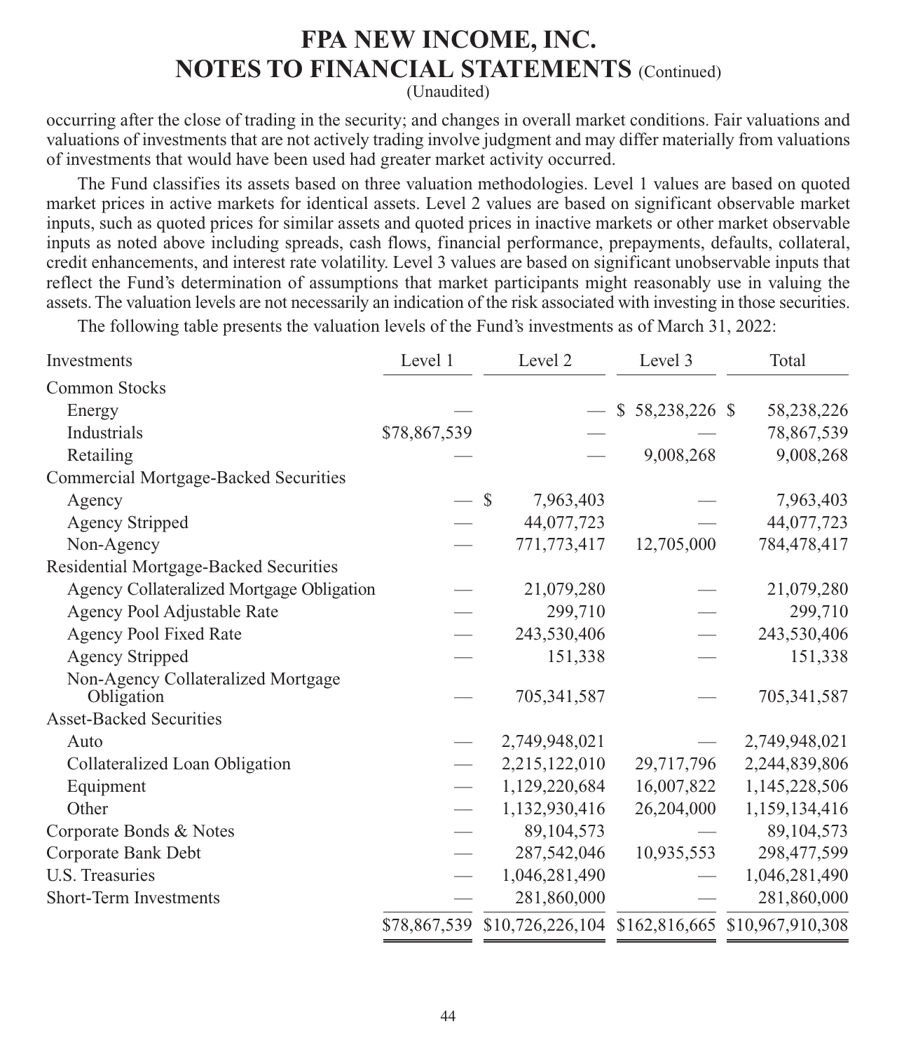# FPA NEW INCOME, INC.
# NOTES TO FINANCIAL STATEMENTS (Continued)

(Unaudited)

occurring after the close of trading in the security; and changes in overall market conditions. Fair valuations and valuations of investments that are not actively trading involve judgment and may differ materially from valuations of investments that would have been used had greater market activity occurred.

The Fund classifies its assets based on three valuation methodologies. Level 1 values are based on quoted market prices in active markets for identical assets. Level 2 values are based on significant observable market inputs, such as quoted prices for similar assets and quoted prices in inactive markets or other market observable inputs as noted above including spreads, cash flows, financial performance, prepayments, defaults, collateral, credit enhancements, and interest rate volatility. Level 3 values are based on significant unobservable inputs that reflect the Fund's determination of assumptions that market participants might reasonably use in valuing the assets. The valuation levels are not necessarily an indication of the risk associated with investing in those securities.

The following table presents the valuation levels of the Fund's investments as of March 31, 2022:

| Investments | Level 1 | Level 2 | Level 3 | Total |
|---|---|---|---|---|
| Common Stocks | | | | |
| Energy | — | — | $ 58,238,226 | $ 58,238,226 |
| Industrials | $78,867,539 | — | — | 78,867,539 |
| Retailing | — | — | 9,008,268 | 9,008,268 |
| Commercial Mortgage-Backed Securities | | | | |
| Agency | — | $ 7,963,403 | — | 7,963,403 |
| Agency Stripped | — | 44,077,723 | — | 44,077,723 |
| Non-Agency | — | 771,773,417 | 12,705,000 | 784,478,417 |
| Residential Mortgage-Backed Securities | | | | |
| Agency Collateralized Mortgage Obligation | — | 21,079,280 | — | 21,079,280 |
| Agency Pool Adjustable Rate | — | 299,710 | — | 299,710 |
| Agency Pool Fixed Rate | — | 243,530,406 | — | 243,530,406 |
| Agency Stripped | — | 151,338 | — | 151,338 |
| Non-Agency Collateralized Mortgage Obligation | — | 705,341,587 | — | 705,341,587 |
| Asset-Backed Securities | | | | |
| Auto | — | 2,749,948,021 | — | 2,749,948,021 |
| Collateralized Loan Obligation | — | 2,215,122,010 | 29,717,796 | 2,244,839,806 |
| Equipment | — | 1,129,220,684 | 16,007,822 | 1,145,228,506 |
| Other | — | 1,132,930,416 | 26,204,000 | 1,159,134,416 |
| Corporate Bonds & Notes | — | 89,104,573 | — | 89,104,573 |
| Corporate Bank Debt | — | 287,542,046 | 10,935,553 | 298,477,599 |
| U.S. Treasuries | — | 1,046,281,490 | — | 1,046,281,490 |
| Short-Term Investments | — | 281,860,000 | — | 281,860,000 |
| | $78,867,539 | $10,726,226,104 | $162,816,665 | $10,967,910,308 |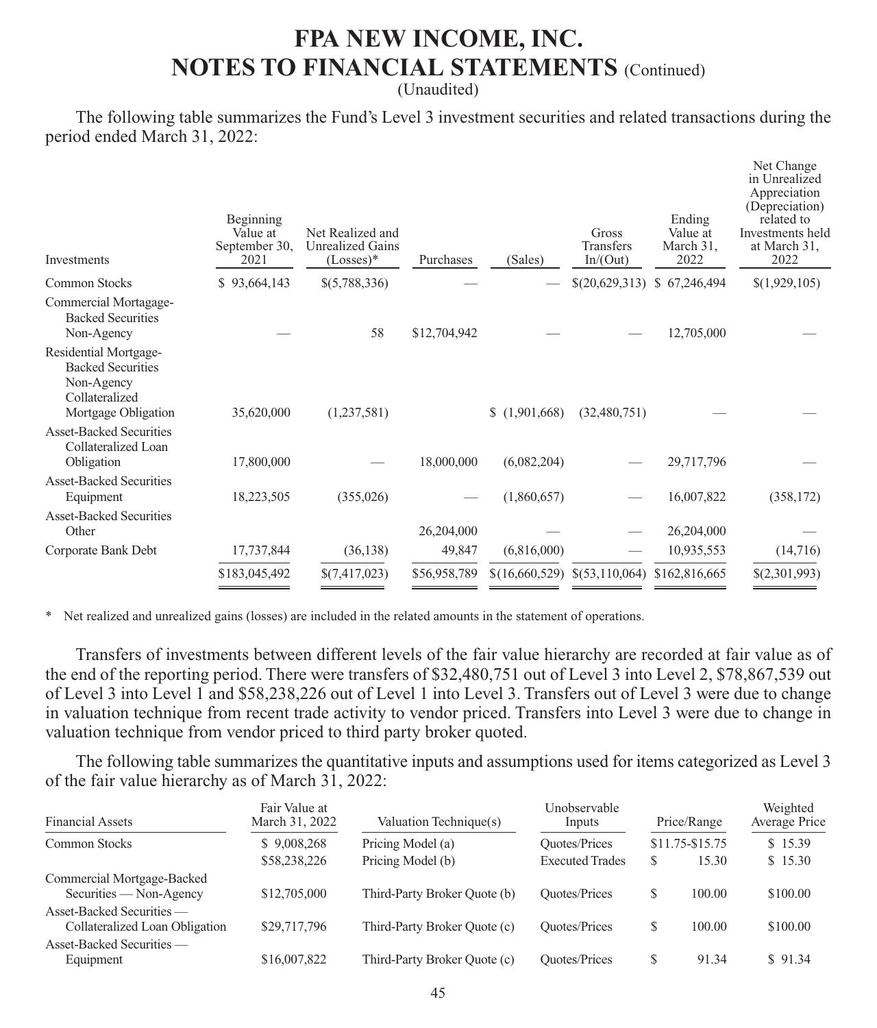# FPA NEW INCOME, INC.
# NOTES TO FINANCIAL STATEMENTS (Continued)
(Unaudited)

The following table summarizes the Fund's Level 3 investment securities and related transactions during the period ended March 31, 2022:

| Investments | Beginning Value at September 30, 2021 | Net Realized and Unrealized Gains (Losses)* | Purchases | (Sales) | Gross Transfers In/(Out) | Ending Value at March 31, 2022 | Net Change in Unrealized Appreciation (Depreciation) related to Investments held at March 31, 2022 |
|---|---|---|---|---|---|---|---|
| Common Stocks | $ 93,664,143 | $(5,788,336) | — | — | $(20,629,313) | $ 67,246,494 | $(1,929,105) |
| Commercial Mortgage-Backed Securities Non-Agency | — | 58 | $12,704,942 | — | — | 12,705,000 | — |
| Residential Mortgage-Backed Securities Non-Agency Collateralized Mortgage Obligation | 35,620,000 | (1,237,581) | | $ (1,901,668) | (32,480,751) | — | — |
| Asset-Backed Securities Collateralized Loan Obligation | 17,800,000 | — | 18,000,000 | (6,082,204) | — | 29,717,796 | — |
| Asset-Backed Securities Equipment | 18,223,505 | (355,026) | — | (1,860,657) | — | 16,007,822 | (358,172) |
| Asset-Backed Securities Other | | | 26,204,000 | — | — | 26,204,000 | — |
| Corporate Bank Debt | 17,737,844 | (36,138) | 49,847 | (6,816,000) | — | 10,935,553 | (14,716) |
| | $183,045,492 | $(7,417,023) | $56,958,789 | $(16,660,529) | $(53,110,064) | $162,816,665 | $(2,301,993) |

\* Net realized and unrealized gains (losses) are included in the related amounts in the statement of operations.

Transfers of investments between different levels of the fair value hierarchy are recorded at fair value as of the end of the reporting period. There were transfers of $32,480,751 out of Level 3 into Level 2, $78,867,539 out of Level 3 into Level 1 and $58,238,226 out of Level 1 into Level 3. Transfers out of Level 3 were due to change in valuation technique from recent trade activity to vendor priced. Transfers into Level 3 were due to change in valuation technique from vendor priced to third party broker quoted.

The following table summarizes the quantitative inputs and assumptions used for items categorized as Level 3 of the fair value hierarchy as of March 31, 2022:

| Financial Assets | Fair Value at March 31, 2022 | Valuation Technique(s) | Unobservable Inputs | Price/Range | Weighted Average Price |
|---|---|---|---|---|---|
| Common Stocks | $ 9,008,268 | Pricing Model (a) | Quotes/Prices | $11.75-$15.75 | $ 15.39 |
| | $58,238,226 | Pricing Model (b) | Executed Trades | $ 15.30 | $ 15.30 |
| Commercial Mortgage-Backed Securities — Non-Agency | $12,705,000 | Third-Party Broker Quote (b) | Quotes/Prices | $ 100.00 | $100.00 |
| Asset-Backed Securities — Collateralized Loan Obligation | $29,717,796 | Third-Party Broker Quote (c) | Quotes/Prices | $ 100.00 | $100.00 |
| Asset-Backed Securities — Equipment | $16,007,822 | Third-Party Broker Quote (c) | Quotes/Prices | $ 91.34 | $ 91.34 |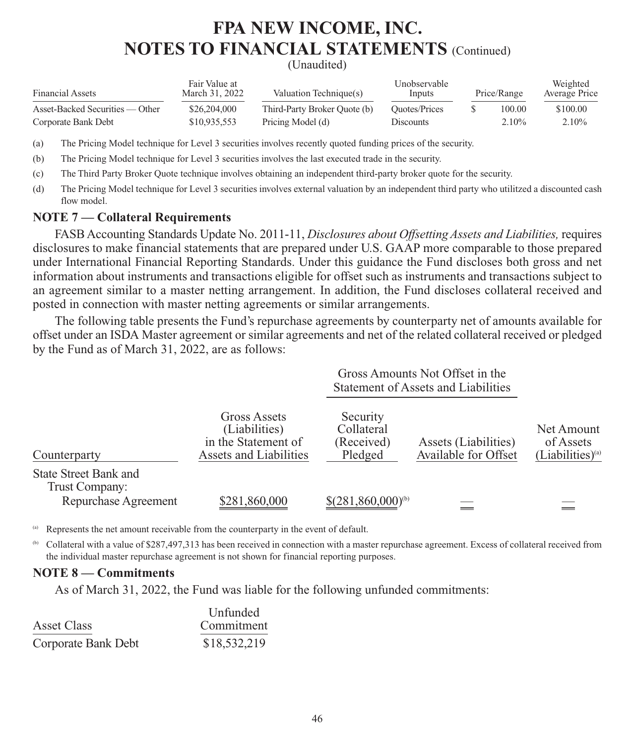# FPA NEW INCOME, INC.

# NOTES TO FINANCIAL STATEMENTS (Continued)

(Unaudited)

| Financial Assets | Fair Value at March 31, 2022 | Valuation Technique(s) | Unobservable Inputs | Price/Range | Weighted Average Price |
|---|---|---|---|---|---|
| Asset-Backed Securities — Other | $26,204,000 | Third-Party Broker Quote (b) | Quotes/Prices | $ 100.00 | $100.00 |
| Corporate Bank Debt | $10,935,553 | Pricing Model (d) | Discounts | 2.10% | 2.10% |

(a) The Pricing Model technique for Level 3 securities involves recently quoted funding prices of the security.

(b) The Pricing Model technique for Level 3 securities involves the last executed trade in the security.

(c) The Third Party Broker Quote technique involves obtaining an independent third-party broker quote for the security.

(d) The Pricing Model technique for Level 3 securities involves external valuation by an independent third party who utilitzed a discounted cash flow model.

## NOTE 7 — Collateral Requirements

FASB Accounting Standards Update No. 2011-11, *Disclosures about Offsetting Assets and Liabilities,* requires disclosures to make financial statements that are prepared under U.S. GAAP more comparable to those prepared under International Financial Reporting Standards. Under this guidance the Fund discloses both gross and net information about instruments and transactions eligible for offset such as instruments and transactions subject to an agreement similar to a master netting arrangement. In addition, the Fund discloses collateral received and posted in connection with master netting agreements or similar arrangements.

The following table presents the Fund's repurchase agreements by counterparty net of amounts available for offset under an ISDA Master agreement or similar agreements and net of the related collateral received or pledged by the Fund as of March 31, 2022, are as follows:

| | | Gross Amounts Not Offset in the Statement of Assets and Liabilities | | |
|---|---|---|---|---|
| Counterparty | Gross Assets (Liabilities) in the Statement of Assets and Liabilities | Security Collateral (Received) Pledged | Assets (Liabilities) Available for Offset | Net Amount of Assets (Liabilities)[a] |
| State Street Bank and Trust Company: | | | | |
| Repurchase Agreement | $281,860,000 | $(281,860,000)[b] | — | — |

[a] Represents the net amount receivable from the counterparty in the event of default.

[b] Collateral with a value of $287,497,313 has been received in connection with a master repurchase agreement. Excess of collateral received from the individual master repurchase agreement is not shown for financial reporting purposes.

## NOTE 8 — Commitments

As of March 31, 2022, the Fund was liable for the following unfunded commitments:

| Asset Class | Unfunded Commitment |
|---|---|
| Corporate Bank Debt | $18,532,219 |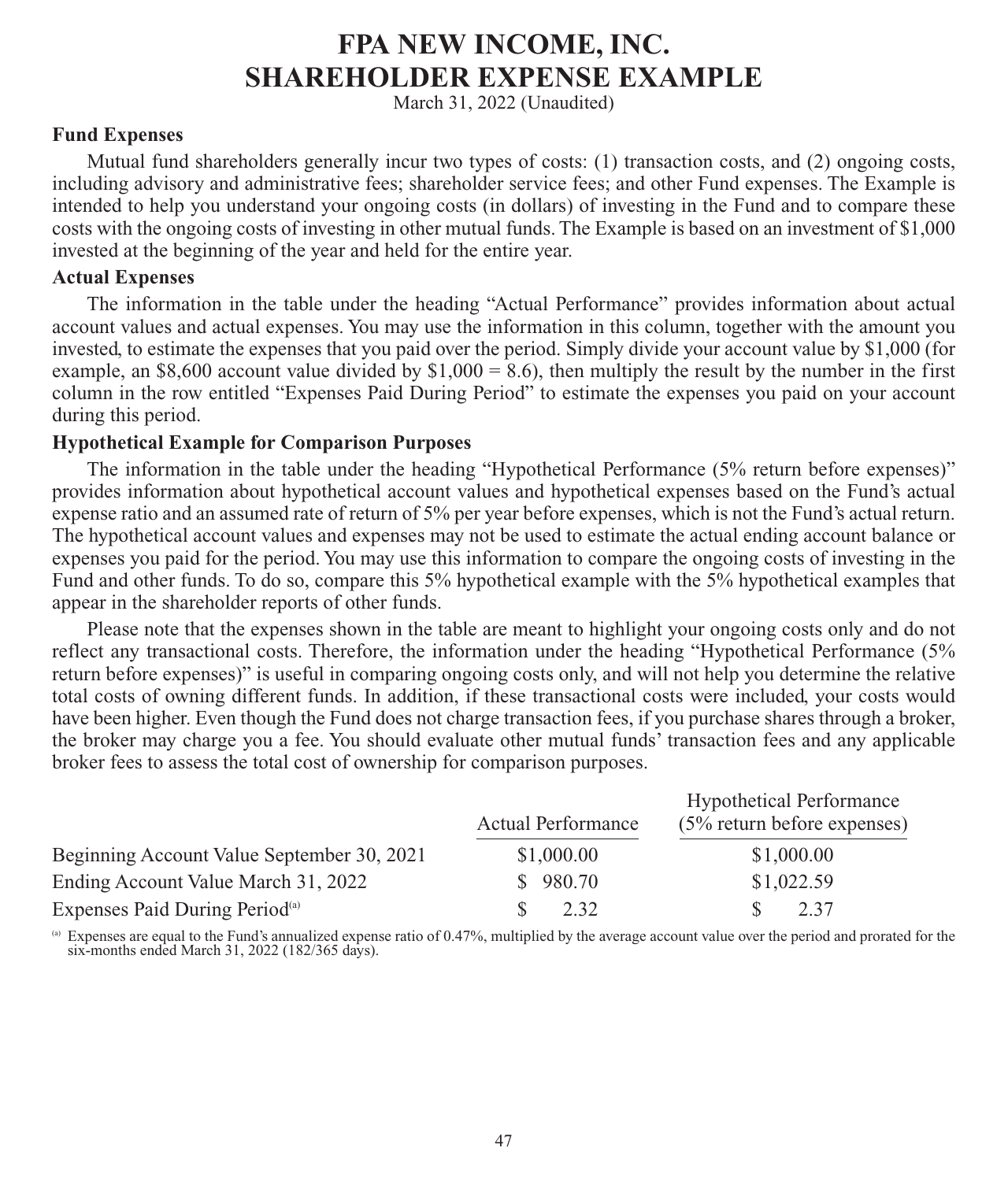# FPA NEW INCOME, INC.
# SHAREHOLDER EXPENSE EXAMPLE

March 31, 2022 (Unaudited)

**Fund Expenses**

Mutual fund shareholders generally incur two types of costs: (1) transaction costs, and (2) ongoing costs, including advisory and administrative fees; shareholder service fees; and other Fund expenses. The Example is intended to help you understand your ongoing costs (in dollars) of investing in the Fund and to compare these costs with the ongoing costs of investing in other mutual funds. The Example is based on an investment of $1,000 invested at the beginning of the year and held for the entire year.

**Actual Expenses**

The information in the table under the heading "Actual Performance" provides information about actual account values and actual expenses. You may use the information in this column, together with the amount you invested, to estimate the expenses that you paid over the period. Simply divide your account value by $1,000 (for example, an $8,600 account value divided by $1,000 = 8.6), then multiply the result by the number in the first column in the row entitled "Expenses Paid During Period" to estimate the expenses you paid on your account during this period.

**Hypothetical Example for Comparison Purposes**

The information in the table under the heading "Hypothetical Performance (5% return before expenses)" provides information about hypothetical account values and hypothetical expenses based on the Fund's actual expense ratio and an assumed rate of return of 5% per year before expenses, which is not the Fund's actual return. The hypothetical account values and expenses may not be used to estimate the actual ending account balance or expenses you paid for the period. You may use this information to compare the ongoing costs of investing in the Fund and other funds. To do so, compare this 5% hypothetical example with the 5% hypothetical examples that appear in the shareholder reports of other funds.

Please note that the expenses shown in the table are meant to highlight your ongoing costs only and do not reflect any transactional costs. Therefore, the information under the heading "Hypothetical Performance (5% return before expenses)" is useful in comparing ongoing costs only, and will not help you determine the relative total costs of owning different funds. In addition, if these transactional costs were included, your costs would have been higher. Even though the Fund does not charge transaction fees, if you purchase shares through a broker, the broker may charge you a fee. You should evaluate other mutual funds' transaction fees and any applicable broker fees to assess the total cost of ownership for comparison purposes.

| | Actual Performance | Hypothetical Performance (5% return before expenses) |
|---|---|---|
| Beginning Account Value September 30, 2021 | $1,000.00 | $1,000.00 |
| Ending Account Value March 31, 2022 | $ 980.70 | $1,022.59 |
| Expenses Paid During Period[(a)] | $ 2.32 | $ 2.37 |

[(a)] Expenses are equal to the Fund's annualized expense ratio of 0.47%, multiplied by the average account value over the period and prorated for the six-months ended March 31, 2022 (182/365 days).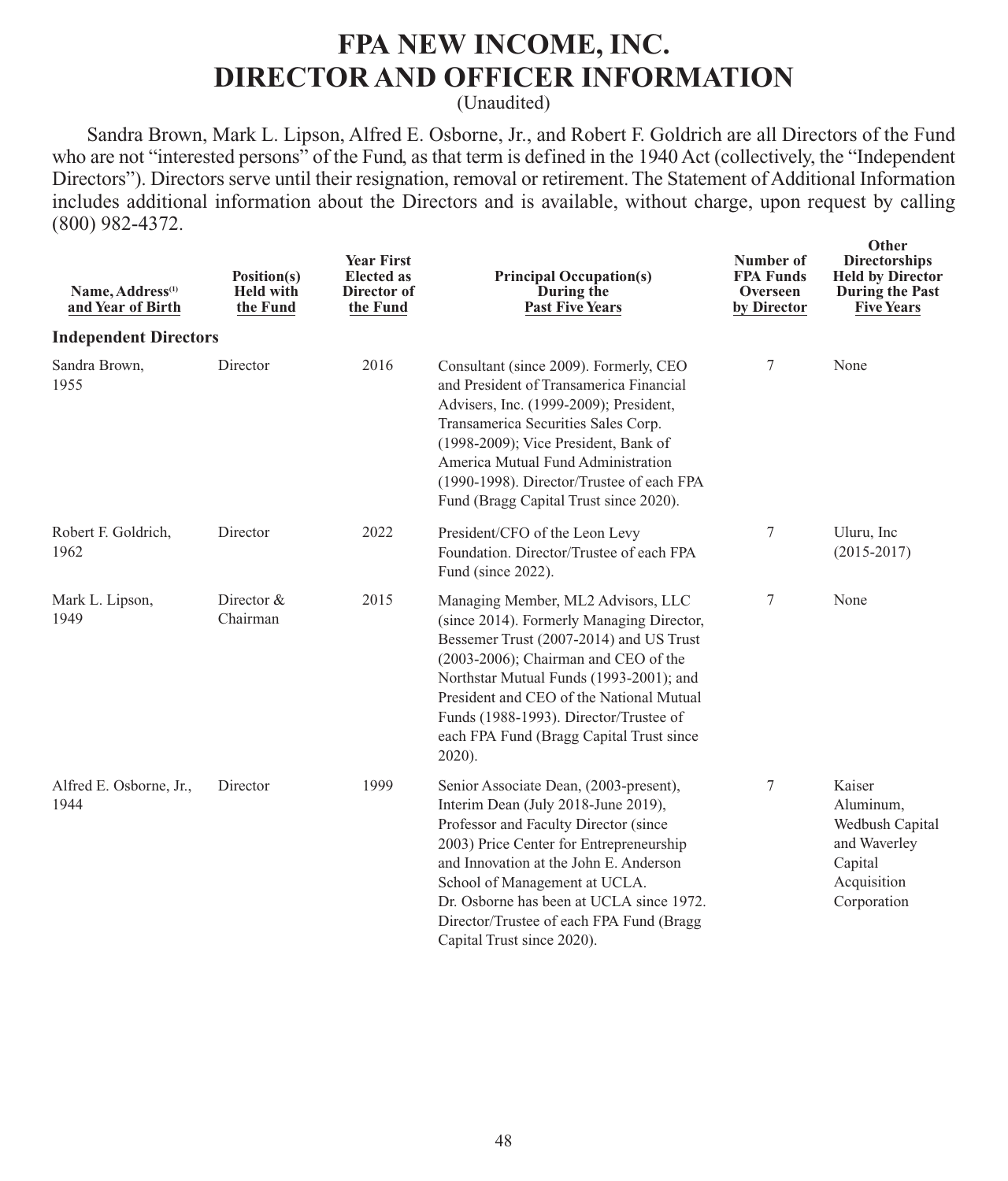# FPA NEW INCOME, INC.
# DIRECTOR AND OFFICER INFORMATION

(Unaudited)

Sandra Brown, Mark L. Lipson, Alfred E. Osborne, Jr., and Robert F. Goldrich are all Directors of the Fund who are not "interested persons" of the Fund, as that term is defined in the 1940 Act (collectively, the "Independent Directors"). Directors serve until their resignation, removal or retirement. The Statement of Additional Information includes additional information about the Directors and is available, without charge, upon request by calling (800) 982-4372.

| Name, Address[(1)] and Year of Birth | Position(s) Held with the Fund | Year First Elected as Director of the Fund | Principal Occupation(s) During the Past Five Years | Number of FPA Funds Overseen by Director | Other Directorships Held by Director During the Past Five Years |
|---|---|---|---|---|---|
| **Independent Directors** | | | | | |
| Sandra Brown, 1955 | Director | 2016 | Consultant (since 2009). Formerly, CEO and President of Transamerica Financial Advisers, Inc. (1999-2009); President, Transamerica Securities Sales Corp. (1998-2009); Vice President, Bank of America Mutual Fund Administration (1990-1998). Director/Trustee of each FPA Fund (Bragg Capital Trust since 2020). | 7 | None |
| Robert F. Goldrich, 1962 | Director | 2022 | President/CFO of the Leon Levy Foundation. Director/Trustee of each FPA Fund (since 2022). | 7 | Uluru, Inc (2015-2017) |
| Mark L. Lipson, 1949 | Director & Chairman | 2015 | Managing Member, ML2 Advisors, LLC (since 2014). Formerly Managing Director, Bessemer Trust (2007-2014) and US Trust (2003-2006); Chairman and CEO of the Northstar Mutual Funds (1993-2001); and President and CEO of the National Mutual Funds (1988-1993). Director/Trustee of each FPA Fund (Bragg Capital Trust since 2020). | 7 | None |
| Alfred E. Osborne, Jr., 1944 | Director | 1999 | Senior Associate Dean, (2003-present), Interim Dean (July 2018-June 2019), Professor and Faculty Director (since 2003) Price Center for Entrepreneurship and Innovation at the John E. Anderson School of Management at UCLA. Dr. Osborne has been at UCLA since 1972. Director/Trustee of each FPA Fund (Bragg Capital Trust since 2020). | 7 | Kaiser Aluminum, Wedbush Capital and Waverley Capital Acquisition Corporation |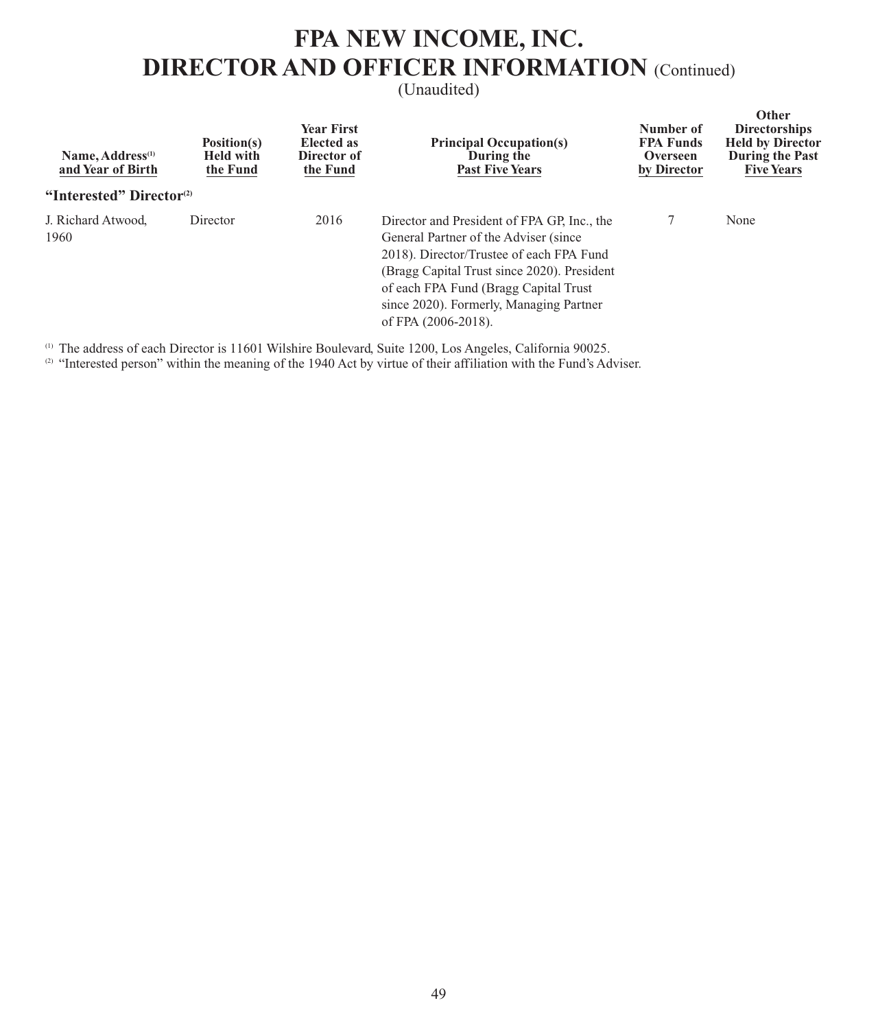# FPA NEW INCOME, INC.
# DIRECTOR AND OFFICER INFORMATION (Continued)

(Unaudited)

| Name, Address[1] and Year of Birth | Position(s) Held with the Fund | Year First Elected as Director of the Fund | Principal Occupation(s) During the Past Five Years | Number of FPA Funds Overseen by Director | Other Directorships Held by Director During the Past Five Years |
|---|---|---|---|---|---|
| **"Interested" Director[2]** | | | | | |
| J. Richard Atwood, 1960 | Director | 2016 | Director and President of FPA GP, Inc., the General Partner of the Adviser (since 2018). Director/Trustee of each FPA Fund (Bragg Capital Trust since 2020). President of each FPA Fund (Bragg Capital Trust since 2020). Formerly, Managing Partner of FPA (2006-2018). | 7 | None |

[1] The address of each Director is 11601 Wilshire Boulevard, Suite 1200, Los Angeles, California 90025.

[2] "Interested person" within the meaning of the 1940 Act by virtue of their affiliation with the Fund's Adviser.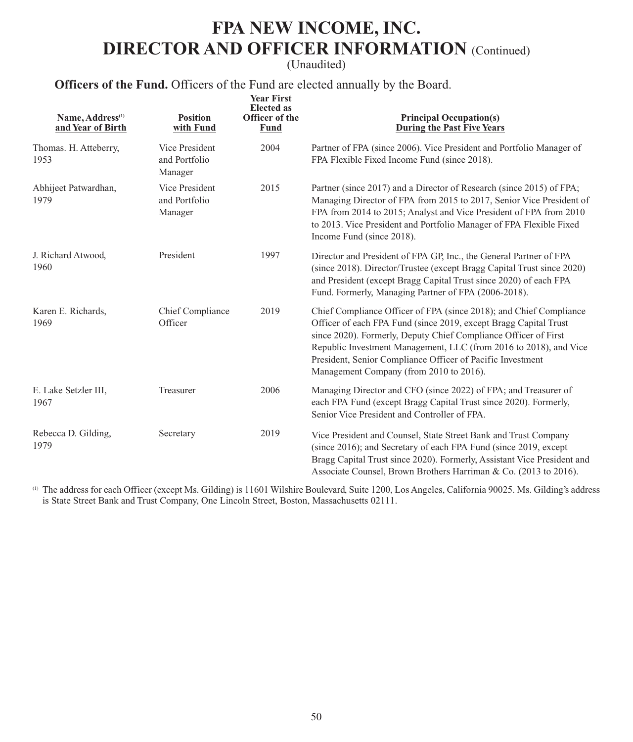# FPA NEW INCOME, INC.
# DIRECTOR AND OFFICER INFORMATION (Continued)

(Unaudited)

**Officers of the Fund.** Officers of the Fund are elected annually by the Board.

| Name, Address[1] and Year of Birth | Position with Fund | Year First Elected as Officer of the Fund | Principal Occupation(s) During the Past Five Years |
|---|---|---|---|
| Thomas. H. Atteberry, 1953 | Vice President and Portfolio Manager | 2004 | Partner of FPA (since 2006). Vice President and Portfolio Manager of FPA Flexible Fixed Income Fund (since 2018). |
| Abhijeet Patwardhan, 1979 | Vice President and Portfolio Manager | 2015 | Partner (since 2017) and a Director of Research (since 2015) of FPA; Managing Director of FPA from 2015 to 2017, Senior Vice President of FPA from 2014 to 2015; Analyst and Vice President of FPA from 2010 to 2013. Vice President and Portfolio Manager of FPA Flexible Fixed Income Fund (since 2018). |
| J. Richard Atwood, 1960 | President | 1997 | Director and President of FPA GP, Inc., the General Partner of FPA (since 2018). Director/Trustee (except Bragg Capital Trust since 2020) and President (except Bragg Capital Trust since 2020) of each FPA Fund. Formerly, Managing Partner of FPA (2006-2018). |
| Karen E. Richards, 1969 | Chief Compliance Officer | 2019 | Chief Compliance Officer of FPA (since 2018); and Chief Compliance Officer of each FPA Fund (since 2019, except Bragg Capital Trust since 2020). Formerly, Deputy Chief Compliance Officer of First Republic Investment Management, LLC (from 2016 to 2018), and Vice President, Senior Compliance Officer of Pacific Investment Management Company (from 2010 to 2016). |
| E. Lake Setzler III, 1967 | Treasurer | 2006 | Managing Director and CFO (since 2022) of FPA; and Treasurer of each FPA Fund (except Bragg Capital Trust since 2020). Formerly, Senior Vice President and Controller of FPA. |
| Rebecca D. Gilding, 1979 | Secretary | 2019 | Vice President and Counsel, State Street Bank and Trust Company (since 2016); and Secretary of each FPA Fund (since 2019, except Bragg Capital Trust since 2020). Formerly, Assistant Vice President and Associate Counsel, Brown Brothers Harriman & Co. (2013 to 2016). |

[1] The address for each Officer (except Ms. Gilding) is 11601 Wilshire Boulevard, Suite 1200, Los Angeles, California 90025. Ms. Gilding's address is State Street Bank and Trust Company, One Lincoln Street, Boston, Massachusetts 02111.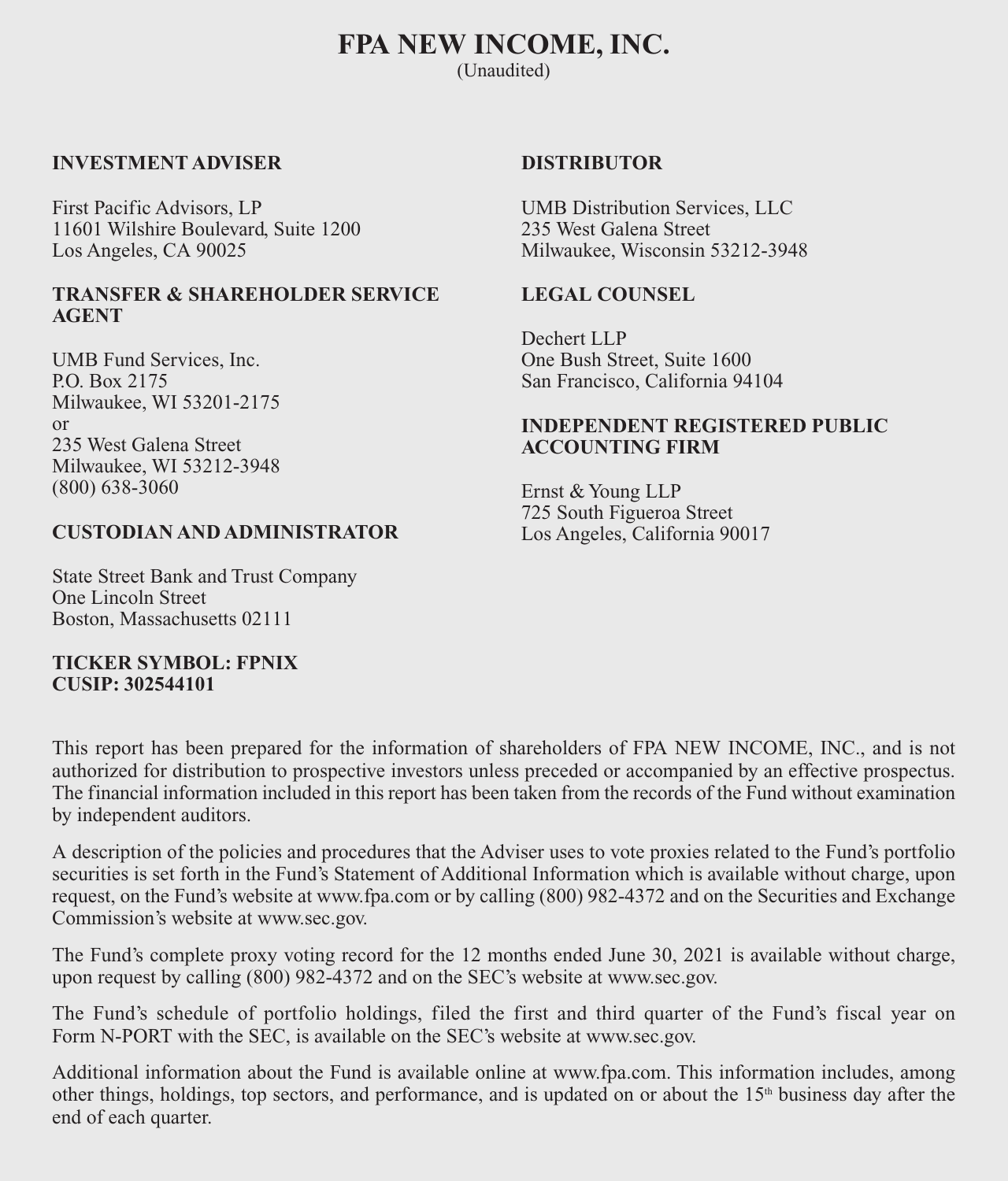# FPA NEW INCOME, INC.

(Unaudited)

**INVESTMENT ADVISER**

First Pacific Advisors, LP
11601 Wilshire Boulevard, Suite 1200
Los Angeles, CA 90025

**TRANSFER & SHAREHOLDER SERVICE AGENT**

UMB Fund Services, Inc.
P.O. Box 2175
Milwaukee, WI 53201-2175
or
235 West Galena Street
Milwaukee, WI 53212-3948
(800) 638-3060

**CUSTODIAN AND ADMINISTRATOR**

State Street Bank and Trust Company
One Lincoln Street
Boston, Massachusetts 02111

**TICKER SYMBOL: FPNIX**
**CUSIP: 302544101**

**DISTRIBUTOR**

UMB Distribution Services, LLC
235 West Galena Street
Milwaukee, Wisconsin 53212-3948

**LEGAL COUNSEL**

Dechert LLP
One Bush Street, Suite 1600
San Francisco, California 94104

**INDEPENDENT REGISTERED PUBLIC ACCOUNTING FIRM**

Ernst & Young LLP
725 South Figueroa Street
Los Angeles, California 90017

This report has been prepared for the information of shareholders of FPA NEW INCOME, INC., and is not authorized for distribution to prospective investors unless preceded or accompanied by an effective prospectus. The financial information included in this report has been taken from the records of the Fund without examination by independent auditors.

A description of the policies and procedures that the Adviser uses to vote proxies related to the Fund's portfolio securities is set forth in the Fund's Statement of Additional Information which is available without charge, upon request, on the Fund's website at www.fpa.com or by calling (800) 982-4372 and on the Securities and Exchange Commission's website at www.sec.gov.

The Fund's complete proxy voting record for the 12 months ended June 30, 2021 is available without charge, upon request by calling (800) 982-4372 and on the SEC's website at www.sec.gov.

The Fund's schedule of portfolio holdings, filed the first and third quarter of the Fund's fiscal year on Form N-PORT with the SEC, is available on the SEC's website at www.sec.gov.

Additional information about the Fund is available online at www.fpa.com. This information includes, among other things, holdings, top sectors, and performance, and is updated on or about the 15th business day after the end of each quarter.